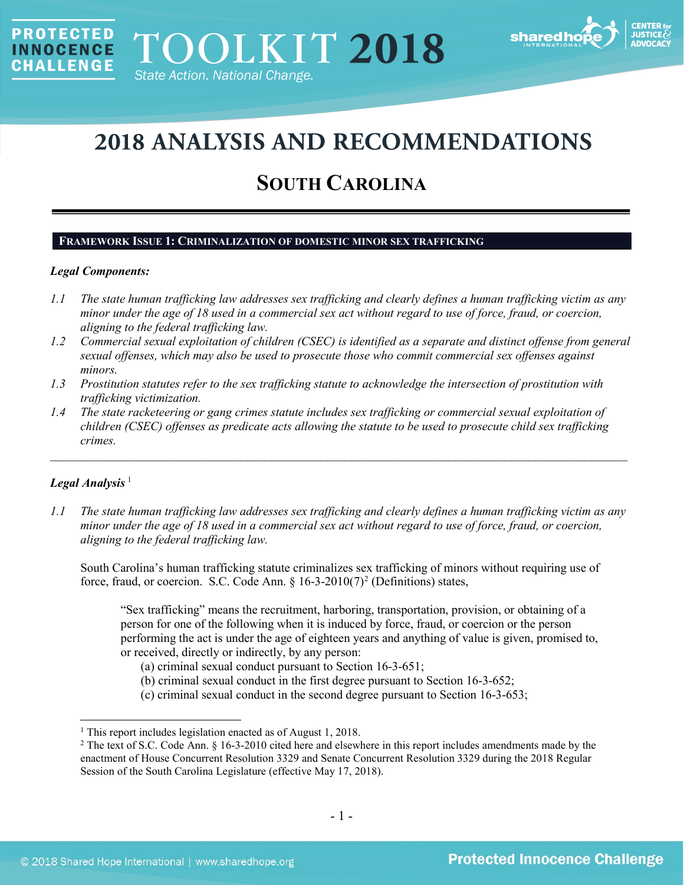# 2018 ANALYSIS AND RECOMMENDATIONS

## SOUTH CAROLINA

### FRAMEWORK ISSUE 1: CRIMINALIZATION OF DOMESTIC MINOR SEX TRAFFICKING

***Legal Components:***

*1.1 The state human trafficking law addresses sex trafficking and clearly defines a human trafficking victim as any minor under the age of 18 used in a commercial sex act without regard to use of force, fraud, or coercion, aligning to the federal trafficking law.*

*1.2 Commercial sexual exploitation of children (CSEC) is identified as a separate and distinct offense from general sexual offenses, which may also be used to prosecute those who commit commercial sex offenses against minors.*

*1.3 Prostitution statutes refer to the sex trafficking statute to acknowledge the intersection of prostitution with trafficking victimization.*

*1.4 The state racketeering or gang crimes statute includes sex trafficking or commercial sexual exploitation of children (CSEC) offenses as predicate acts allowing the statute to be used to prosecute child sex trafficking crimes.*

---

***Legal Analysis*** [1]

*1.1 The state human trafficking law addresses sex trafficking and clearly defines a human trafficking victim as any minor under the age of 18 used in a commercial sex act without regard to use of force, fraud, or coercion, aligning to the federal trafficking law.*

South Carolina's human trafficking statute criminalizes sex trafficking of minors without requiring use of force, fraud, or coercion. S.C. Code Ann. § 16-3-2010(7)[2] (Definitions) states,

> "Sex trafficking" means the recruitment, harboring, transportation, provision, or obtaining of a person for one of the following when it is induced by force, fraud, or coercion or the person performing the act is under the age of eighteen years and anything of value is given, promised to, or received, directly or indirectly, by any person:
> (a) criminal sexual conduct pursuant to Section 16-3-651;
> (b) criminal sexual conduct in the first degree pursuant to Section 16-3-652;
> (c) criminal sexual conduct in the second degree pursuant to Section 16-3-653;

---

[1] This report includes legislation enacted as of August 1, 2018.

[2] The text of S.C. Code Ann. § 16-3-2010 cited here and elsewhere in this report includes amendments made by the enactment of House Concurrent Resolution 3329 and Senate Concurrent Resolution 3329 during the 2018 Regular Session of the South Carolina Legislature (effective May 17, 2018).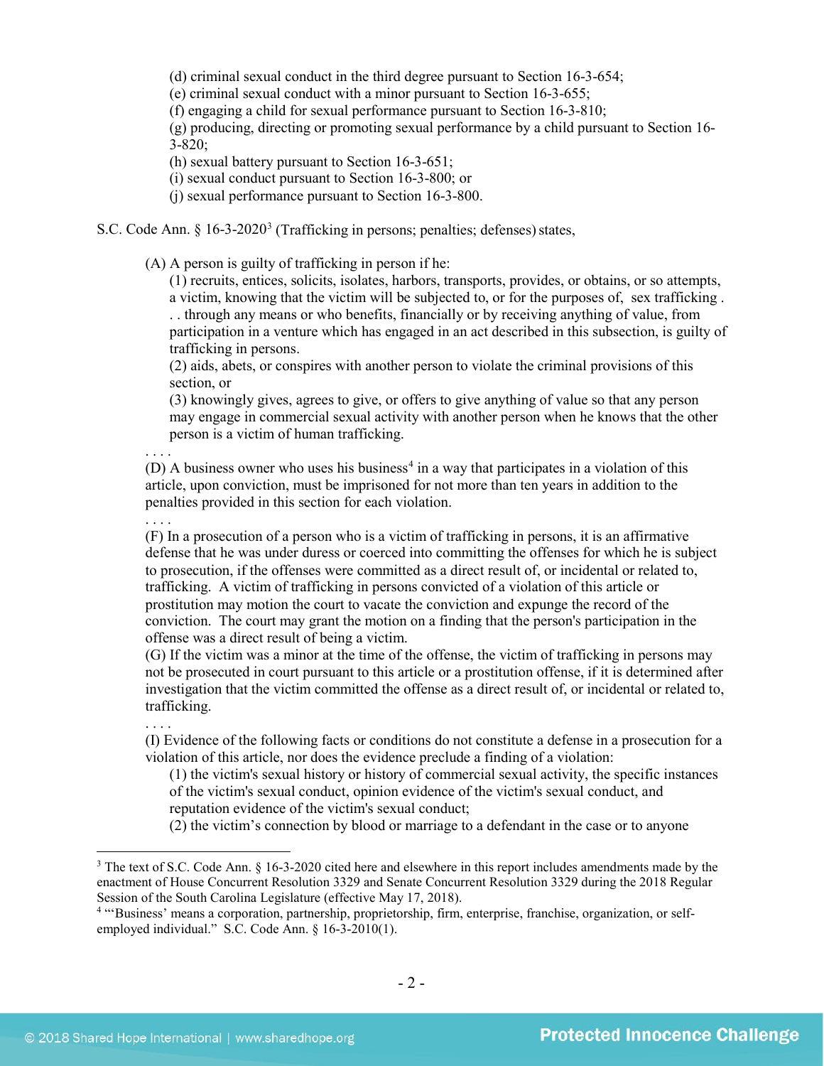(d) criminal sexual conduct in the third degree pursuant to Section 16-3-654;
(e) criminal sexual conduct with a minor pursuant to Section 16-3-655;
(f) engaging a child for sexual performance pursuant to Section 16-3-810;
(g) producing, directing or promoting sexual performance by a child pursuant to Section 16-3-820;
(h) sexual battery pursuant to Section 16-3-651;
(i) sexual conduct pursuant to Section 16-3-800; or
(j) sexual performance pursuant to Section 16-3-800.

S.C. Code Ann. § 16-3-2020[3] (Trafficking in persons; penalties; defenses) states,

> (A) A person is guilty of trafficking in person if he:
>
> (1) recruits, entices, solicits, isolates, harbors, transports, provides, or obtains, or so attempts, a victim, knowing that the victim will be subjected to, or for the purposes of, sex trafficking . . . through any means or who benefits, financially or by receiving anything of value, from participation in a venture which has engaged in an act described in this subsection, is guilty of trafficking in persons.
>
> (2) aids, abets, or conspires with another person to violate the criminal provisions of this section, or
>
> (3) knowingly gives, agrees to give, or offers to give anything of value so that any person may engage in commercial sexual activity with another person when he knows that the other person is a victim of human trafficking.
>
> . . . .
>
> (D) A business owner who uses his business[4] in a way that participates in a violation of this article, upon conviction, must be imprisoned for not more than ten years in addition to the penalties provided in this section for each violation.
>
> . . . .
>
> (F) In a prosecution of a person who is a victim of trafficking in persons, it is an affirmative defense that he was under duress or coerced into committing the offenses for which he is subject to prosecution, if the offenses were committed as a direct result of, or incidental or related to, trafficking. A victim of trafficking in persons convicted of a violation of this article or prostitution may motion the court to vacate the conviction and expunge the record of the conviction. The court may grant the motion on a finding that the person's participation in the offense was a direct result of being a victim.
>
> (G) If the victim was a minor at the time of the offense, the victim of trafficking in persons may not be prosecuted in court pursuant to this article or a prostitution offense, if it is determined after investigation that the victim committed the offense as a direct result of, or incidental or related to, trafficking.
>
> . . . .
>
> (I) Evidence of the following facts or conditions do not constitute a defense in a prosecution for a violation of this article, nor does the evidence preclude a finding of a violation:
>
> (1) the victim's sexual history or history of commercial sexual activity, the specific instances of the victim's sexual conduct, opinion evidence of the victim's sexual conduct, and reputation evidence of the victim's sexual conduct;
>
> (2) the victim's connection by blood or marriage to a defendant in the case or to anyone

---

[3] The text of S.C. Code Ann. § 16-3-2020 cited here and elsewhere in this report includes amendments made by the enactment of House Concurrent Resolution 3329 and Senate Concurrent Resolution 3329 during the 2018 Regular Session of the South Carolina Legislature (effective May 17, 2018).

[4] "'Business' means a corporation, partnership, proprietorship, firm, enterprise, franchise, organization, or self-employed individual." S.C. Code Ann. § 16-3-2010(1).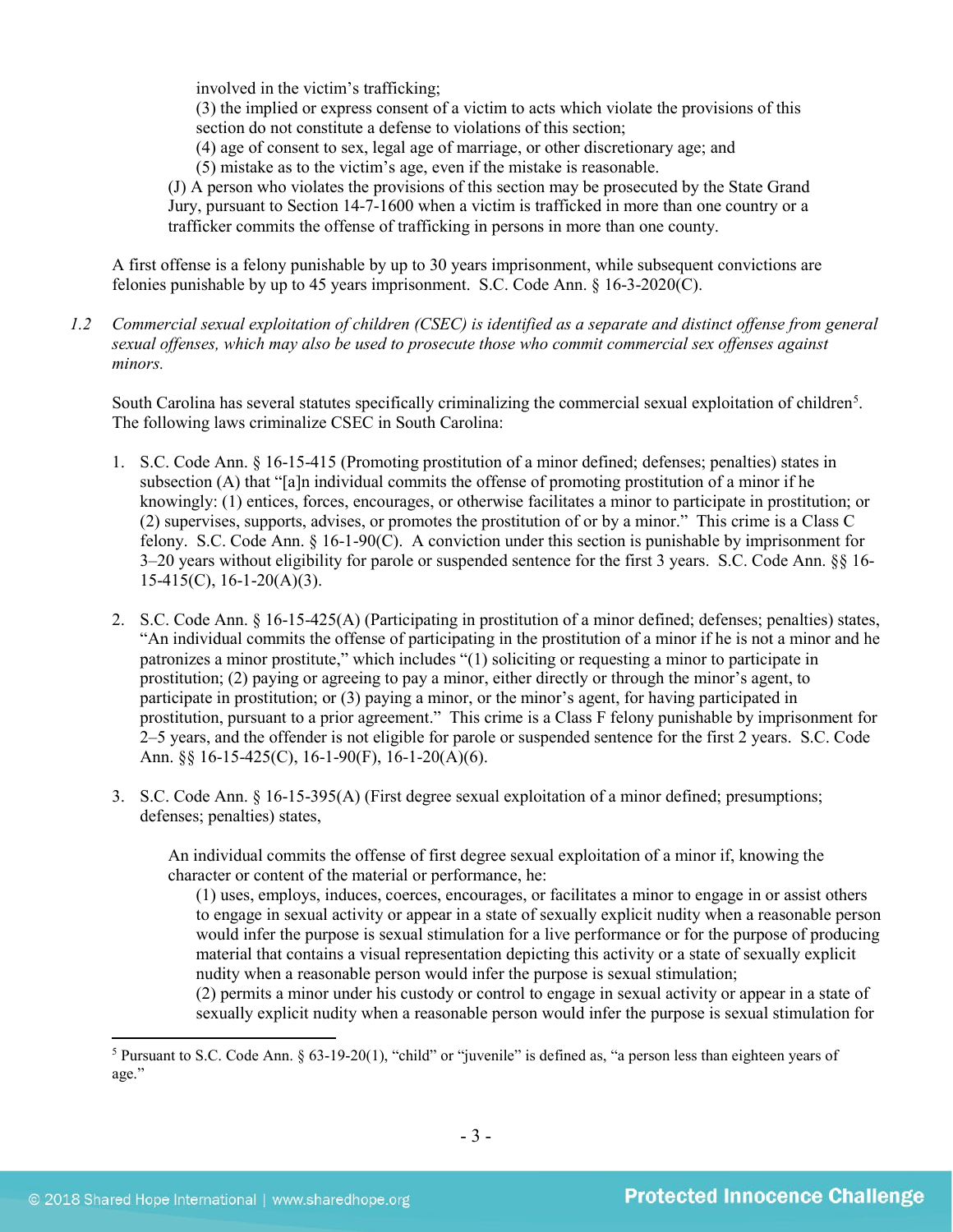involved in the victim's trafficking;
(3) the implied or express consent of a victim to acts which violate the provisions of this section do not constitute a defense to violations of this section;
(4) age of consent to sex, legal age of marriage, or other discretionary age; and
(5) mistake as to the victim's age, even if the mistake is reasonable.

(J) A person who violates the provisions of this section may be prosecuted by the State Grand Jury, pursuant to Section 14-7-1600 when a victim is trafficked in more than one country or a trafficker commits the offense of trafficking in persons in more than one county.

A first offense is a felony punishable by up to 30 years imprisonment, while subsequent convictions are felonies punishable by up to 45 years imprisonment. S.C. Code Ann. § 16-3-2020(C).

*1.2 Commercial sexual exploitation of children (CSEC) is identified as a separate and distinct offense from general sexual offenses, which may also be used to prosecute those who commit commercial sex offenses against minors.*

South Carolina has several statutes specifically criminalizing the commercial sexual exploitation of children[5]. The following laws criminalize CSEC in South Carolina:

1. S.C. Code Ann. § 16-15-415 (Promoting prostitution of a minor defined; defenses; penalties) states in subsection (A) that "[a]n individual commits the offense of promoting prostitution of a minor if he knowingly: (1) entices, forces, encourages, or otherwise facilitates a minor to participate in prostitution; or (2) supervises, supports, advises, or promotes the prostitution of or by a minor." This crime is a Class C felony. S.C. Code Ann. § 16-1-90(C). A conviction under this section is punishable by imprisonment for 3–20 years without eligibility for parole or suspended sentence for the first 3 years. S.C. Code Ann. §§ 16-15-415(C), 16-1-20(A)(3).

2. S.C. Code Ann. § 16-15-425(A) (Participating in prostitution of a minor defined; defenses; penalties) states, "An individual commits the offense of participating in the prostitution of a minor if he is not a minor and he patronizes a minor prostitute," which includes "(1) soliciting or requesting a minor to participate in prostitution; (2) paying or agreeing to pay a minor, either directly or through the minor's agent, to participate in prostitution; or (3) paying a minor, or the minor's agent, for having participated in prostitution, pursuant to a prior agreement." This crime is a Class F felony punishable by imprisonment for 2–5 years, and the offender is not eligible for parole or suspended sentence for the first 2 years. S.C. Code Ann. §§ 16-15-425(C), 16-1-90(F), 16-1-20(A)(6).

3. S.C. Code Ann. § 16-15-395(A) (First degree sexual exploitation of a minor defined; presumptions; defenses; penalties) states,

   An individual commits the offense of first degree sexual exploitation of a minor if, knowing the character or content of the material or performance, he:
   (1) uses, employs, induces, coerces, encourages, or facilitates a minor to engage in or assist others to engage in sexual activity or appear in a state of sexually explicit nudity when a reasonable person would infer the purpose is sexual stimulation for a live performance or for the purpose of producing material that contains a visual representation depicting this activity or a state of sexually explicit nudity when a reasonable person would infer the purpose is sexual stimulation;
   (2) permits a minor under his custody or control to engage in sexual activity or appear in a state of sexually explicit nudity when a reasonable person would infer the purpose is sexual stimulation for

[5] Pursuant to S.C. Code Ann. § 63-19-20(1), "child" or "juvenile" is defined as, "a person less than eighteen years of age."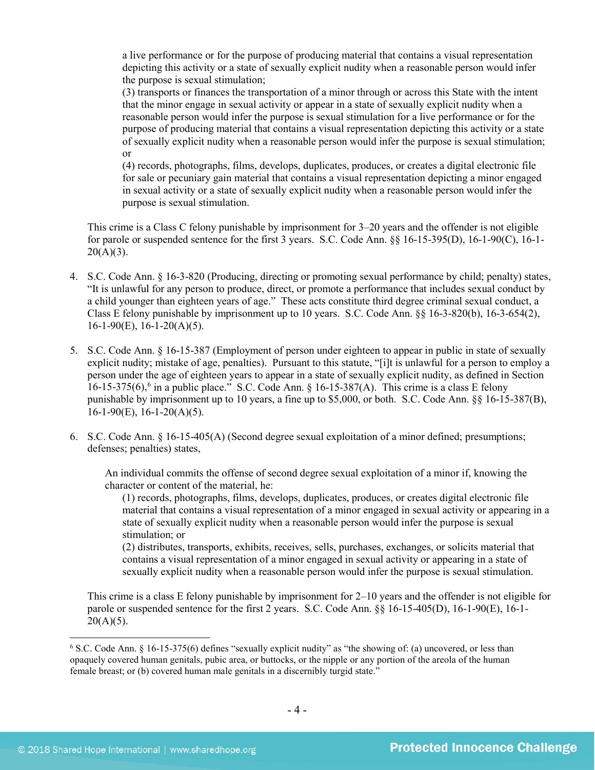a live performance or for the purpose of producing material that contains a visual representation depicting this activity or a state of sexually explicit nudity when a reasonable person would infer the purpose is sexual stimulation;

(3) transports or finances the transportation of a minor through or across this State with the intent that the minor engage in sexual activity or appear in a state of sexually explicit nudity when a reasonable person would infer the purpose is sexual stimulation for a live performance or for the purpose of producing material that contains a visual representation depicting this activity or a state of sexually explicit nudity when a reasonable person would infer the purpose is sexual stimulation; or

(4) records, photographs, films, develops, duplicates, produces, or creates a digital electronic file for sale or pecuniary gain material that contains a visual representation depicting a minor engaged in sexual activity or a state of sexually explicit nudity when a reasonable person would infer the purpose is sexual stimulation.

This crime is a Class C felony punishable by imprisonment for 3–20 years and the offender is not eligible for parole or suspended sentence for the first 3 years. S.C. Code Ann. §§ 16-15-395(D), 16-1-90(C), 16-1-20(A)(3).

4. S.C. Code Ann. § 16-3-820 (Producing, directing or promoting sexual performance by child; penalty) states, "It is unlawful for any person to produce, direct, or promote a performance that includes sexual conduct by a child younger than eighteen years of age." These acts constitute third degree criminal sexual conduct, a Class E felony punishable by imprisonment up to 10 years. S.C. Code Ann. §§ 16-3-820(b), 16-3-654(2), 16-1-90(E), 16-1-20(A)(5).

5. S.C. Code Ann. § 16-15-387 (Employment of person under eighteen to appear in public in state of sexually explicit nudity; mistake of age, penalties). Pursuant to this statute, "[i]t is unlawful for a person to employ a person under the age of eighteen years to appear in a state of sexually explicit nudity, as defined in Section 16-15-375(6),[6] in a public place." S.C. Code Ann. § 16-15-387(A). This crime is a class E felony punishable by imprisonment up to 10 years, a fine up to $5,000, or both. S.C. Code Ann. §§ 16-15-387(B), 16-1-90(E), 16-1-20(A)(5).

6. S.C. Code Ann. § 16-15-405(A) (Second degree sexual exploitation of a minor defined; presumptions; defenses; penalties) states,

   An individual commits the offense of second degree sexual exploitation of a minor if, knowing the character or content of the material, he:

   (1) records, photographs, films, develops, duplicates, produces, or creates digital electronic file material that contains a visual representation of a minor engaged in sexual activity or appearing in a state of sexually explicit nudity when a reasonable person would infer the purpose is sexual stimulation; or

   (2) distributes, transports, exhibits, receives, sells, purchases, exchanges, or solicits material that contains a visual representation of a minor engaged in sexual activity or appearing in a state of sexually explicit nudity when a reasonable person would infer the purpose is sexual stimulation.

   This crime is a class E felony punishable by imprisonment for 2–10 years and the offender is not eligible for parole or suspended sentence for the first 2 years. S.C. Code Ann. §§ 16-15-405(D), 16-1-90(E), 16-1-20(A)(5).

[6] S.C. Code Ann. § 16-15-375(6) defines "sexually explicit nudity" as "the showing of: (a) uncovered, or less than opaquely covered human genitals, pubic area, or buttocks, or the nipple or any portion of the areola of the human female breast; or (b) covered human male genitals in a discernibly turgid state."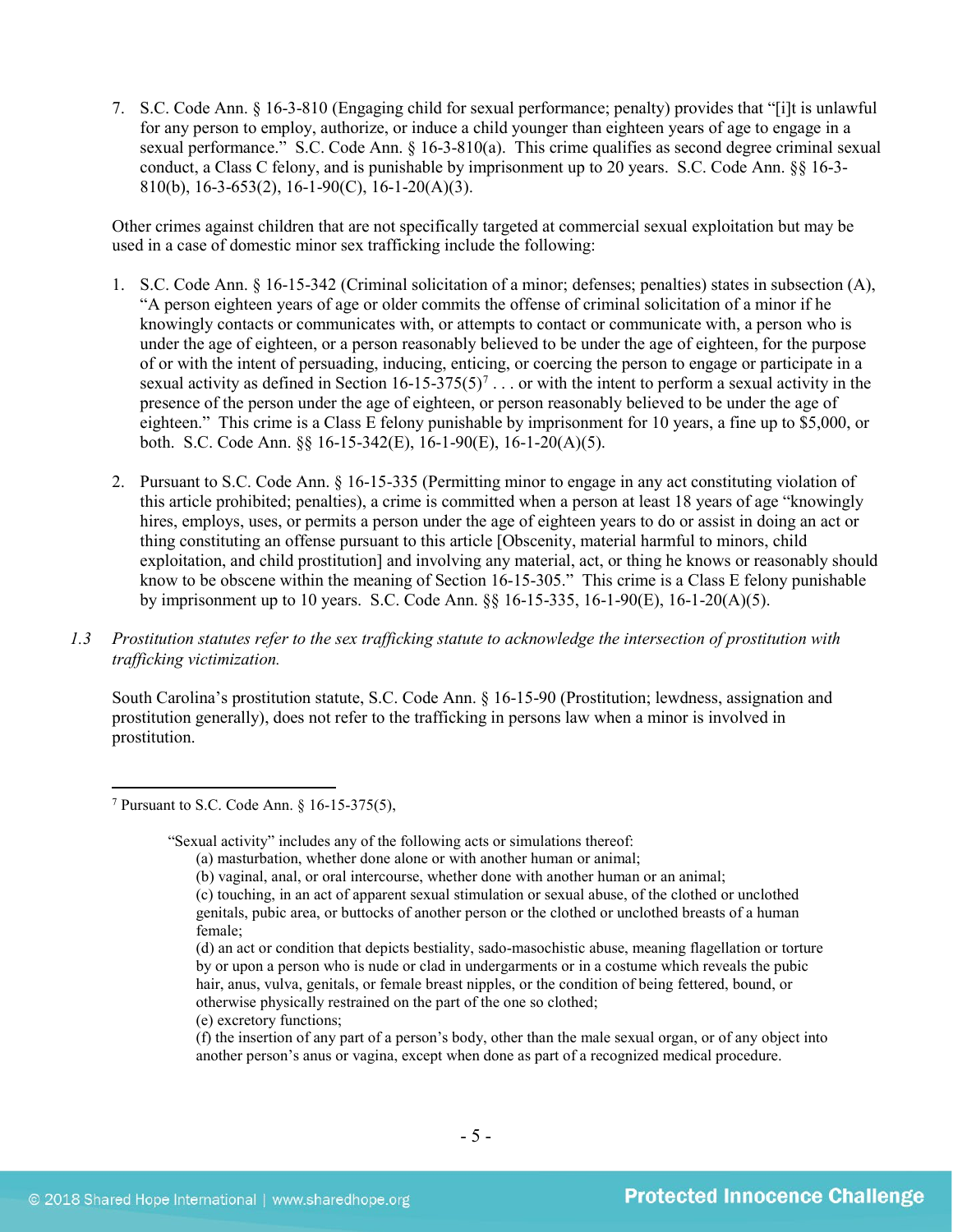7. S.C. Code Ann. § 16-3-810 (Engaging child for sexual performance; penalty) provides that "[i]t is unlawful for any person to employ, authorize, or induce a child younger than eighteen years of age to engage in a sexual performance." S.C. Code Ann. § 16-3-810(a). This crime qualifies as second degree criminal sexual conduct, a Class C felony, and is punishable by imprisonment up to 20 years. S.C. Code Ann. §§ 16-3-810(b), 16-3-653(2), 16-1-90(C), 16-1-20(A)(3).

Other crimes against children that are not specifically targeted at commercial sexual exploitation but may be used in a case of domestic minor sex trafficking include the following:

1. S.C. Code Ann. § 16-15-342 (Criminal solicitation of a minor; defenses; penalties) states in subsection (A), "A person eighteen years of age or older commits the offense of criminal solicitation of a minor if he knowingly contacts or communicates with, or attempts to contact or communicate with, a person who is under the age of eighteen, or a person reasonably believed to be under the age of eighteen, for the purpose of or with the intent of persuading, inducing, enticing, or coercing the person to engage or participate in a sexual activity as defined in Section 16-15-375(5)[7] . . . or with the intent to perform a sexual activity in the presence of the person under the age of eighteen, or person reasonably believed to be under the age of eighteen." This crime is a Class E felony punishable by imprisonment for 10 years, a fine up to $5,000, or both. S.C. Code Ann. §§ 16-15-342(E), 16-1-90(E), 16-1-20(A)(5).

2. Pursuant to S.C. Code Ann. § 16-15-335 (Permitting minor to engage in any act constituting violation of this article prohibited; penalties), a crime is committed when a person at least 18 years of age "knowingly hires, employs, uses, or permits a person under the age of eighteen years to do or assist in doing an act or thing constituting an offense pursuant to this article [Obscenity, material harmful to minors, child exploitation, and child prostitution] and involving any material, act, or thing he knows or reasonably should know to be obscene within the meaning of Section 16-15-305." This crime is a Class E felony punishable by imprisonment up to 10 years. S.C. Code Ann. §§ 16-15-335, 16-1-90(E), 16-1-20(A)(5).

*1.3 Prostitution statutes refer to the sex trafficking statute to acknowledge the intersection of prostitution with trafficking victimization.*

South Carolina's prostitution statute, S.C. Code Ann. § 16-15-90 (Prostitution; lewdness, assignation and prostitution generally), does not refer to the trafficking in persons law when a minor is involved in prostitution.

---

[7] Pursuant to S.C. Code Ann. § 16-15-375(5),

> "Sexual activity" includes any of the following acts or simulations thereof:
> (a) masturbation, whether done alone or with another human or animal;
> (b) vaginal, anal, or oral intercourse, whether done with another human or an animal;
> (c) touching, in an act of apparent sexual stimulation or sexual abuse, of the clothed or unclothed genitals, pubic area, or buttocks of another person or the clothed or unclothed breasts of a human female;
> (d) an act or condition that depicts bestiality, sado-masochistic abuse, meaning flagellation or torture by or upon a person who is nude or clad in undergarments or in a costume which reveals the pubic hair, anus, vulva, genitals, or female breast nipples, or the condition of being fettered, bound, or otherwise physically restrained on the part of the one so clothed;
> (e) excretory functions;
> (f) the insertion of any part of a person's body, other than the male sexual organ, or of any object into another person's anus or vagina, except when done as part of a recognized medical procedure.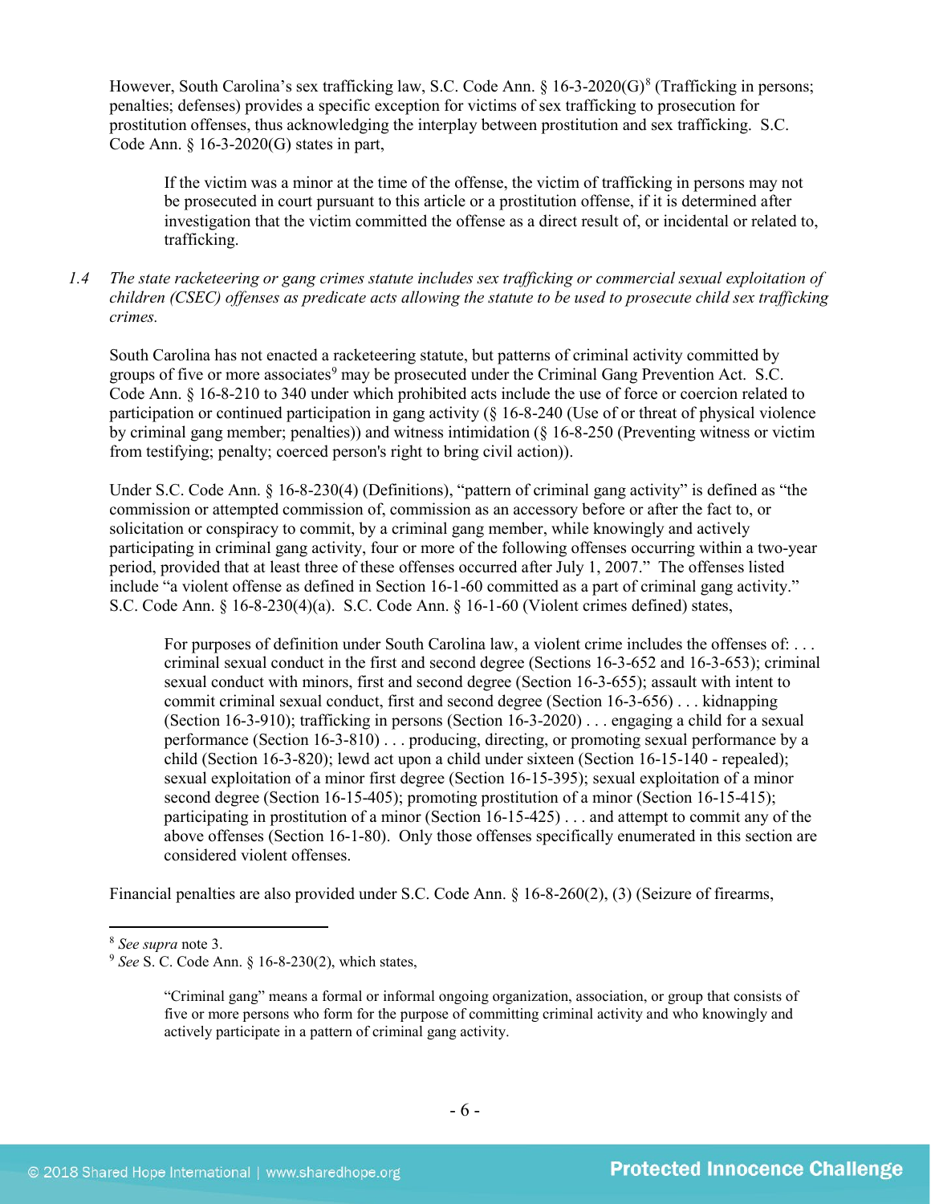However, South Carolina's sex trafficking law, S.C. Code Ann. § 16-3-2020(G)[8] (Trafficking in persons; penalties; defenses) provides a specific exception for victims of sex trafficking to prosecution for prostitution offenses, thus acknowledging the interplay between prostitution and sex trafficking. S.C. Code Ann. § 16-3-2020(G) states in part,

> If the victim was a minor at the time of the offense, the victim of trafficking in persons may not be prosecuted in court pursuant to this article or a prostitution offense, if it is determined after investigation that the victim committed the offense as a direct result of, or incidental or related to, trafficking.

*1.4 The state racketeering or gang crimes statute includes sex trafficking or commercial sexual exploitation of children (CSEC) offenses as predicate acts allowing the statute to be used to prosecute child sex trafficking crimes.*

South Carolina has not enacted a racketeering statute, but patterns of criminal activity committed by groups of five or more associates[9] may be prosecuted under the Criminal Gang Prevention Act. S.C. Code Ann. § 16-8-210 to 340 under which prohibited acts include the use of force or coercion related to participation or continued participation in gang activity (§ 16-8-240 (Use of or threat of physical violence by criminal gang member; penalties)) and witness intimidation (§ 16-8-250 (Preventing witness or victim from testifying; penalty; coerced person's right to bring civil action)).

Under S.C. Code Ann. § 16-8-230(4) (Definitions), "pattern of criminal gang activity" is defined as "the commission or attempted commission of, commission as an accessory before or after the fact to, or solicitation or conspiracy to commit, by a criminal gang member, while knowingly and actively participating in criminal gang activity, four or more of the following offenses occurring within a two-year period, provided that at least three of these offenses occurred after July 1, 2007." The offenses listed include "a violent offense as defined in Section 16-1-60 committed as a part of criminal gang activity." S.C. Code Ann. § 16-8-230(4)(a). S.C. Code Ann. § 16-1-60 (Violent crimes defined) states,

> For purposes of definition under South Carolina law, a violent crime includes the offenses of: . . . criminal sexual conduct in the first and second degree (Sections 16-3-652 and 16-3-653); criminal sexual conduct with minors, first and second degree (Section 16-3-655); assault with intent to commit criminal sexual conduct, first and second degree (Section 16-3-656) . . . kidnapping (Section 16-3-910); trafficking in persons (Section 16-3-2020) . . . engaging a child for a sexual performance (Section 16-3-810) . . . producing, directing, or promoting sexual performance by a child (Section 16-3-820); lewd act upon a child under sixteen (Section 16-15-140 - repealed); sexual exploitation of a minor first degree (Section 16-15-395); sexual exploitation of a minor second degree (Section 16-15-405); promoting prostitution of a minor (Section 16-15-415); participating in prostitution of a minor (Section 16-15-425) . . . and attempt to commit any of the above offenses (Section 16-1-80). Only those offenses specifically enumerated in this section are considered violent offenses.

Financial penalties are also provided under S.C. Code Ann. § 16-8-260(2), (3) (Seizure of firearms,

---

[8] *See supra* note 3.

[9] *See* S. C. Code Ann. § 16-8-230(2), which states,

> "Criminal gang" means a formal or informal ongoing organization, association, or group that consists of five or more persons who form for the purpose of committing criminal activity and who knowingly and actively participate in a pattern of criminal gang activity.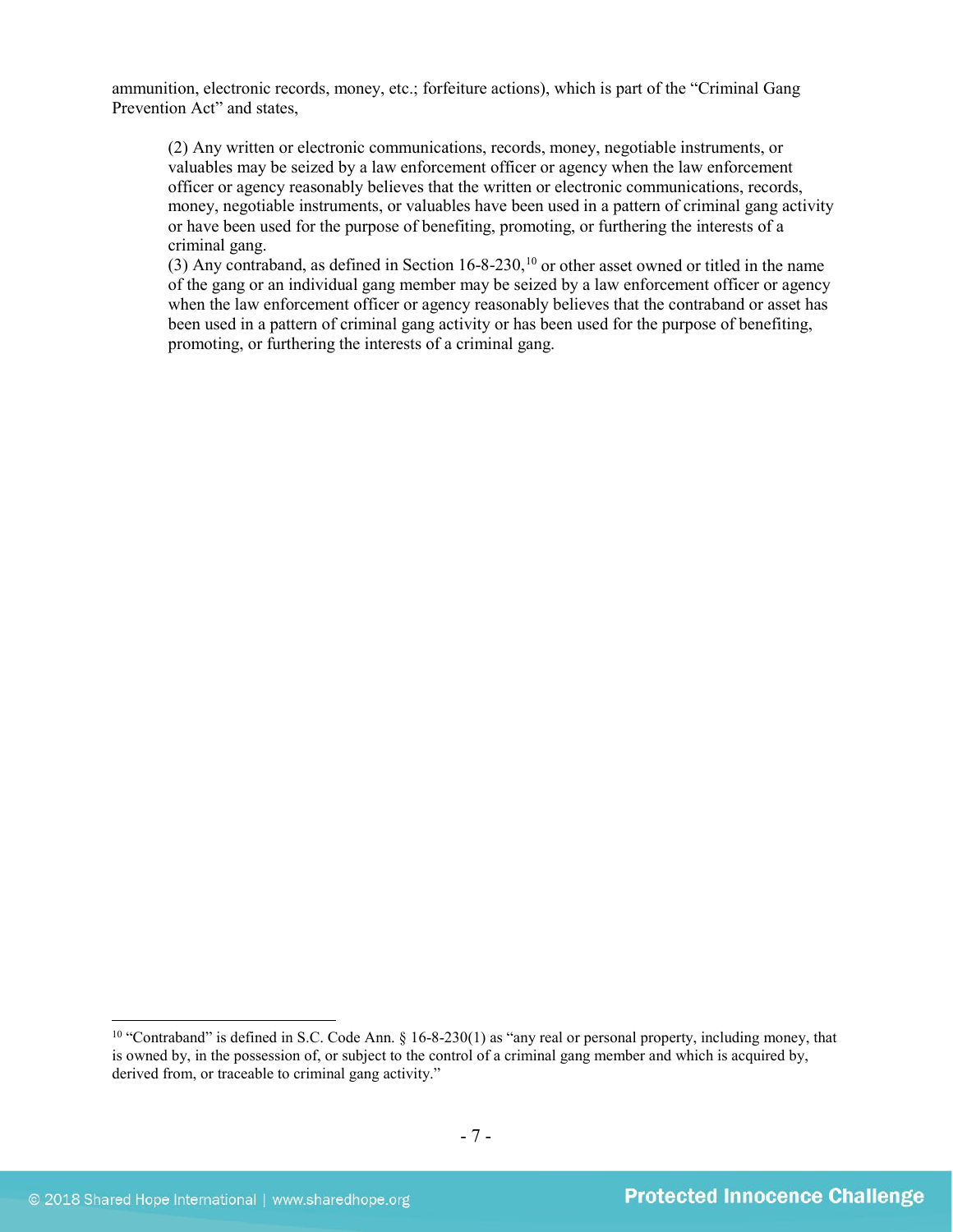ammunition, electronic records, money, etc.; forfeiture actions), which is part of the "Criminal Gang Prevention Act" and states,

> (2) Any written or electronic communications, records, money, negotiable instruments, or valuables may be seized by a law enforcement officer or agency when the law enforcement officer or agency reasonably believes that the written or electronic communications, records, money, negotiable instruments, or valuables have been used in a pattern of criminal gang activity or have been used for the purpose of benefiting, promoting, or furthering the interests of a criminal gang.
> (3) Any contraband, as defined in Section 16-8-230,[10] or other asset owned or titled in the name of the gang or an individual gang member may be seized by a law enforcement officer or agency when the law enforcement officer or agency reasonably believes that the contraband or asset has been used in a pattern of criminal gang activity or has been used for the purpose of benefiting, promoting, or furthering the interests of a criminal gang.

[10] "Contraband" is defined in S.C. Code Ann. § 16-8-230(1) as "any real or personal property, including money, that is owned by, in the possession of, or subject to the control of a criminal gang member and which is acquired by, derived from, or traceable to criminal gang activity."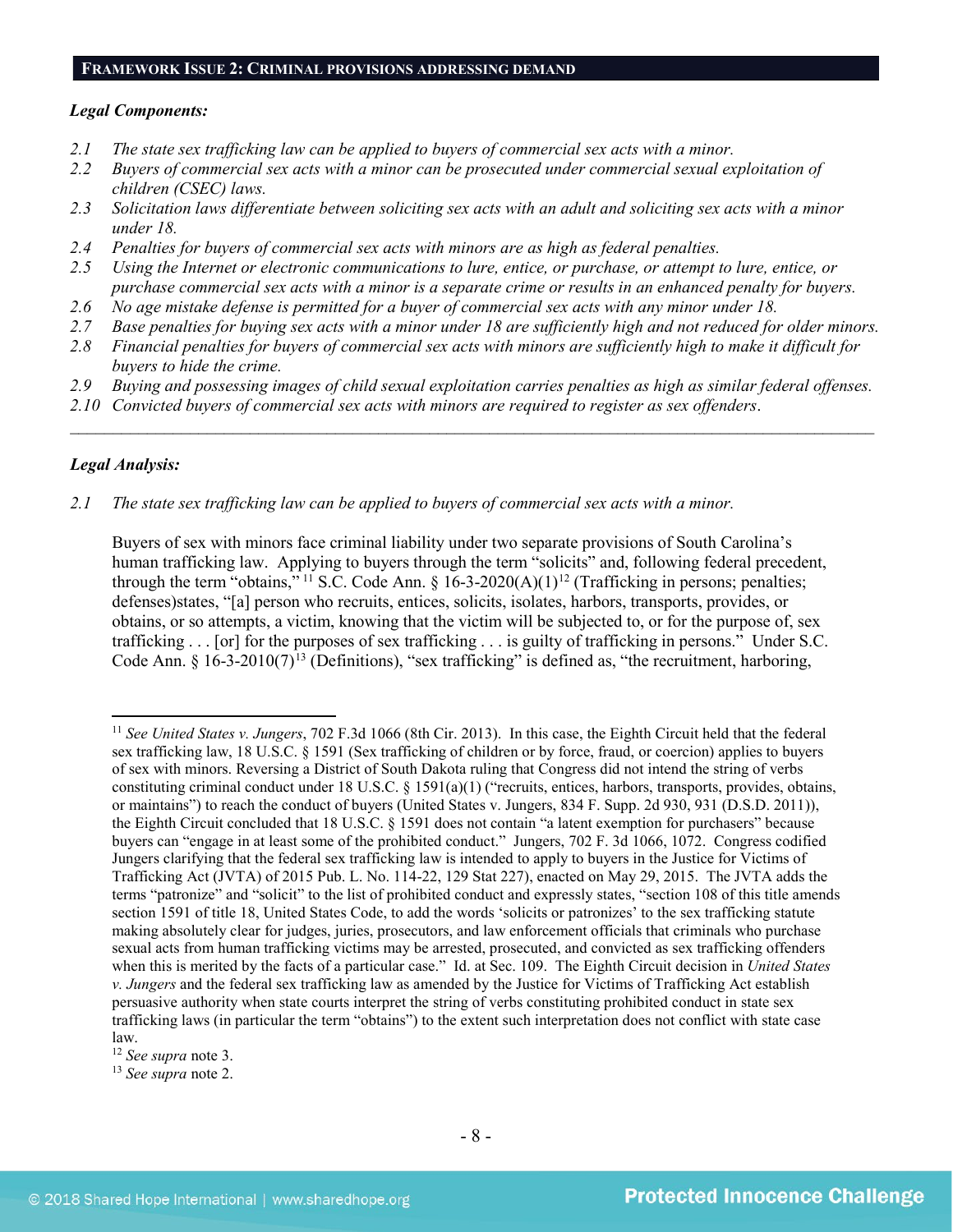## FRAMEWORK ISSUE 2: CRIMINAL PROVISIONS ADDRESSING DEMAND

***Legal Components:***

*2.1 The state sex trafficking law can be applied to buyers of commercial sex acts with a minor.*
*2.2 Buyers of commercial sex acts with a minor can be prosecuted under commercial sexual exploitation of children (CSEC) laws.*
*2.3 Solicitation laws differentiate between soliciting sex acts with an adult and soliciting sex acts with a minor under 18.*
*2.4 Penalties for buyers of commercial sex acts with minors are as high as federal penalties.*
*2.5 Using the Internet or electronic communications to lure, entice, or purchase, or attempt to lure, entice, or purchase commercial sex acts with a minor is a separate crime or results in an enhanced penalty for buyers.*
*2.6 No age mistake defense is permitted for a buyer of commercial sex acts with any minor under 18.*
*2.7 Base penalties for buying sex acts with a minor under 18 are sufficiently high and not reduced for older minors.*
*2.8 Financial penalties for buyers of commercial sex acts with minors are sufficiently high to make it difficult for buyers to hide the crime.*
*2.9 Buying and possessing images of child sexual exploitation carries penalties as high as similar federal offenses.*
*2.10 Convicted buyers of commercial sex acts with minors are required to register as sex offenders.*

---

***Legal Analysis:***

*2.1 The state sex trafficking law can be applied to buyers of commercial sex acts with a minor.*

Buyers of sex with minors face criminal liability under two separate provisions of South Carolina's human trafficking law. Applying to buyers through the term "solicits" and, following federal precedent, through the term "obtains,"[11] S.C. Code Ann. § 16-3-2020(A)(1)[12] (Trafficking in persons; penalties; defenses)states, "[a] person who recruits, entices, solicits, isolates, harbors, transports, provides, or obtains, or so attempts, a victim, knowing that the victim will be subjected to, or for the purpose of, sex trafficking . . . [or] for the purposes of sex trafficking . . . is guilty of trafficking in persons." Under S.C. Code Ann. § 16-3-2010(7)[13] (Definitions), "sex trafficking" is defined as, "the recruitment, harboring,

---

[11] *See United States v. Jungers*, 702 F.3d 1066 (8th Cir. 2013). In this case, the Eighth Circuit held that the federal sex trafficking law, 18 U.S.C. § 1591 (Sex trafficking of children or by force, fraud, or coercion) applies to buyers of sex with minors. Reversing a District of South Dakota ruling that Congress did not intend the string of verbs constituting criminal conduct under 18 U.S.C. § 1591(a)(1) ("recruits, entices, harbors, transports, provides, obtains, or maintains") to reach the conduct of buyers (United States v. Jungers, 834 F. Supp. 2d 930, 931 (D.S.D. 2011)), the Eighth Circuit concluded that 18 U.S.C. § 1591 does not contain "a latent exemption for purchasers" because buyers can "engage in at least some of the prohibited conduct." Jungers, 702 F. 3d 1066, 1072. Congress codified Jungers clarifying that the federal sex trafficking law is intended to apply to buyers in the Justice for Victims of Trafficking Act (JVTA) of 2015 Pub. L. No. 114-22, 129 Stat 227), enacted on May 29, 2015. The JVTA adds the terms "patronize" and "solicit" to the list of prohibited conduct and expressly states, "section 108 of this title amends section 1591 of title 18, United States Code, to add the words 'solicits or patronizes' to the sex trafficking statute making absolutely clear for judges, juries, prosecutors, and law enforcement officials that criminals who purchase sexual acts from human trafficking victims may be arrested, prosecuted, and convicted as sex trafficking offenders when this is merited by the facts of a particular case." Id. at Sec. 109. The Eighth Circuit decision in *United States v. Jungers* and the federal sex trafficking law as amended by the Justice for Victims of Trafficking Act establish persuasive authority when state courts interpret the string of verbs constituting prohibited conduct in state sex trafficking laws (in particular the term "obtains") to the extent such interpretation does not conflict with state case law.

[12] *See supra* note 3.

[13] *See supra* note 2.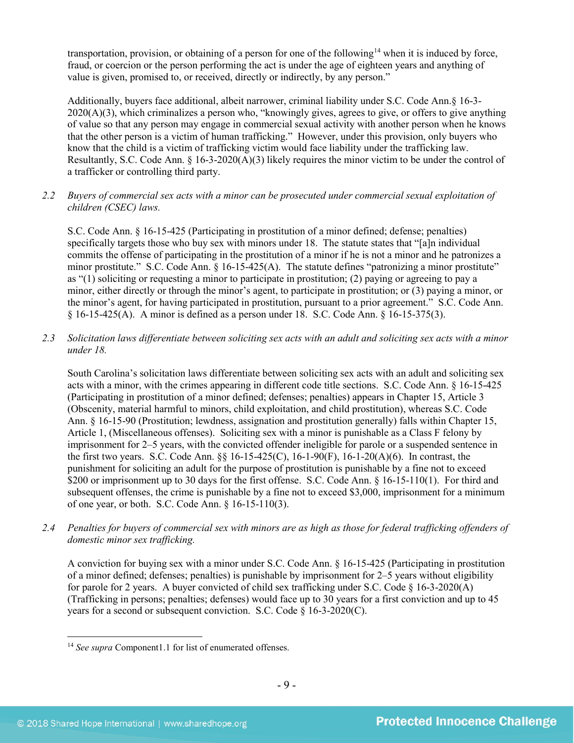transportation, provision, or obtaining of a person for one of the following[14] when it is induced by force, fraud, or coercion or the person performing the act is under the age of eighteen years and anything of value is given, promised to, or received, directly or indirectly, by any person."

Additionally, buyers face additional, albeit narrower, criminal liability under S.C. Code Ann.§ 16-3-2020(A)(3), which criminalizes a person who, "knowingly gives, agrees to give, or offers to give anything of value so that any person may engage in commercial sexual activity with another person when he knows that the other person is a victim of human trafficking." However, under this provision, only buyers who know that the child is a victim of trafficking victim would face liability under the trafficking law. Resultantly, S.C. Code Ann. § 16-3-2020(A)(3) likely requires the minor victim to be under the control of a trafficker or controlling third party.

2.2 *Buyers of commercial sex acts with a minor can be prosecuted under commercial sexual exploitation of children (CSEC) laws.*

S.C. Code Ann. § 16-15-425 (Participating in prostitution of a minor defined; defense; penalties) specifically targets those who buy sex with minors under 18. The statute states that "[a]n individual commits the offense of participating in the prostitution of a minor if he is not a minor and he patronizes a minor prostitute." S.C. Code Ann. § 16-15-425(A). The statute defines "patronizing a minor prostitute" as "(1) soliciting or requesting a minor to participate in prostitution; (2) paying or agreeing to pay a minor, either directly or through the minor's agent, to participate in prostitution; or (3) paying a minor, or the minor's agent, for having participated in prostitution, pursuant to a prior agreement." S.C. Code Ann. § 16-15-425(A). A minor is defined as a person under 18. S.C. Code Ann. § 16-15-375(3).

2.3 *Solicitation laws differentiate between soliciting sex acts with an adult and soliciting sex acts with a minor under 18.*

South Carolina's solicitation laws differentiate between soliciting sex acts with an adult and soliciting sex acts with a minor, with the crimes appearing in different code title sections. S.C. Code Ann. § 16-15-425 (Participating in prostitution of a minor defined; defenses; penalties) appears in Chapter 15, Article 3 (Obscenity, material harmful to minors, child exploitation, and child prostitution), whereas S.C. Code Ann. § 16-15-90 (Prostitution; lewdness, assignation and prostitution generally) falls within Chapter 15, Article 1, (Miscellaneous offenses). Soliciting sex with a minor is punishable as a Class F felony by imprisonment for 2–5 years, with the convicted offender ineligible for parole or a suspended sentence in the first two years. S.C. Code Ann. §§ 16-15-425(C), 16-1-90(F), 16-1-20(A)(6). In contrast, the punishment for soliciting an adult for the purpose of prostitution is punishable by a fine not to exceed $200 or imprisonment up to 30 days for the first offense. S.C. Code Ann. § 16-15-110(1). For third and subsequent offenses, the crime is punishable by a fine not to exceed $3,000, imprisonment for a minimum of one year, or both. S.C. Code Ann. § 16-15-110(3).

2.4 *Penalties for buyers of commercial sex with minors are as high as those for federal trafficking offenders of domestic minor sex trafficking.*

A conviction for buying sex with a minor under S.C. Code Ann. § 16-15-425 (Participating in prostitution of a minor defined; defenses; penalties) is punishable by imprisonment for 2–5 years without eligibility for parole for 2 years. A buyer convicted of child sex trafficking under S.C. Code § 16-3-2020(A) (Trafficking in persons; penalties; defenses) would face up to 30 years for a first conviction and up to 45 years for a second or subsequent conviction. S.C. Code § 16-3-2020(C).

[14] *See supra* Component1.1 for list of enumerated offenses.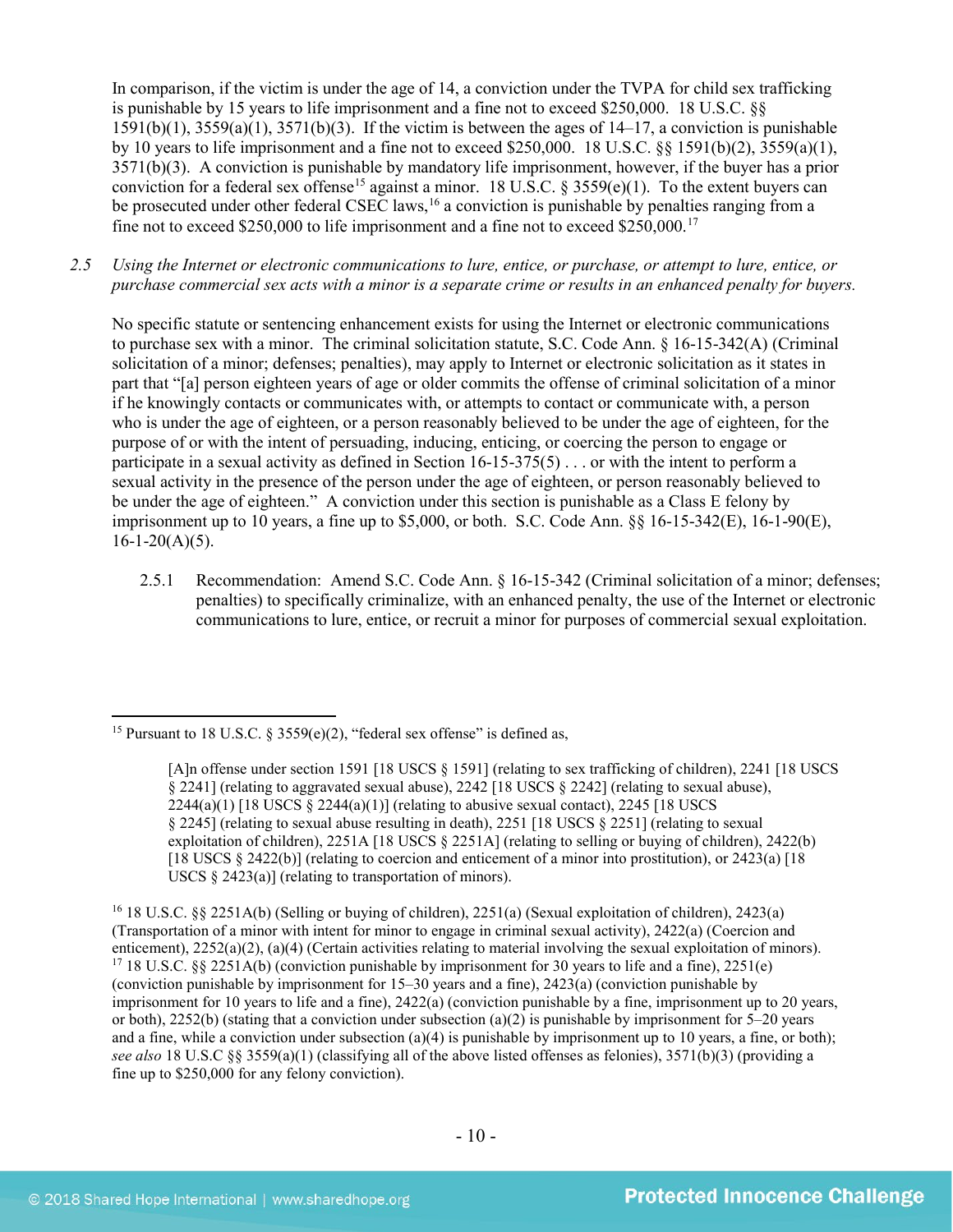In comparison, if the victim is under the age of 14, a conviction under the TVPA for child sex trafficking is punishable by 15 years to life imprisonment and a fine not to exceed $250,000. 18 U.S.C. §§ 1591(b)(1), 3559(a)(1), 3571(b)(3). If the victim is between the ages of 14–17, a conviction is punishable by 10 years to life imprisonment and a fine not to exceed $250,000. 18 U.S.C. §§ 1591(b)(2), 3559(a)(1), 3571(b)(3). A conviction is punishable by mandatory life imprisonment, however, if the buyer has a prior conviction for a federal sex offense[15] against a minor. 18 U.S.C. § 3559(e)(1). To the extent buyers can be prosecuted under other federal CSEC laws,[16] a conviction is punishable by penalties ranging from a fine not to exceed $250,000 to life imprisonment and a fine not to exceed $250,000.[17]

2.5 *Using the Internet or electronic communications to lure, entice, or purchase, or attempt to lure, entice, or purchase commercial sex acts with a minor is a separate crime or results in an enhanced penalty for buyers.*

No specific statute or sentencing enhancement exists for using the Internet or electronic communications to purchase sex with a minor. The criminal solicitation statute, S.C. Code Ann. § 16-15-342(A) (Criminal solicitation of a minor; defenses; penalties), may apply to Internet or electronic solicitation as it states in part that "[a] person eighteen years of age or older commits the offense of criminal solicitation of a minor if he knowingly contacts or communicates with, or attempts to contact or communicate with, a person who is under the age of eighteen, or a person reasonably believed to be under the age of eighteen, for the purpose of or with the intent of persuading, inducing, enticing, or coercing the person to engage or participate in a sexual activity as defined in Section 16-15-375(5) . . . or with the intent to perform a sexual activity in the presence of the person under the age of eighteen, or person reasonably believed to be under the age of eighteen." A conviction under this section is punishable as a Class E felony by imprisonment up to 10 years, a fine up to $5,000, or both. S.C. Code Ann. §§ 16-15-342(E), 16-1-90(E), 16-1-20(A)(5).

2.5.1 Recommendation: Amend S.C. Code Ann. § 16-15-342 (Criminal solicitation of a minor; defenses; penalties) to specifically criminalize, with an enhanced penalty, the use of the Internet or electronic communications to lure, entice, or recruit a minor for purposes of commercial sexual exploitation.

---

[15] Pursuant to 18 U.S.C. § 3559(e)(2), "federal sex offense" is defined as,

> [A]n offense under section 1591 [18 USCS § 1591] (relating to sex trafficking of children), 2241 [18 USCS § 2241] (relating to aggravated sexual abuse), 2242 [18 USCS § 2242] (relating to sexual abuse), 2244(a)(1) [18 USCS § 2244(a)(1)] (relating to abusive sexual contact), 2245 [18 USCS § 2245] (relating to sexual abuse resulting in death), 2251 [18 USCS § 2251] (relating to sexual exploitation of children), 2251A [18 USCS § 2251A] (relating to selling or buying of children), 2422(b) [18 USCS § 2422(b)] (relating to coercion and enticement of a minor into prostitution), or 2423(a) [18 USCS § 2423(a)] (relating to transportation of minors).

[16] 18 U.S.C. §§ 2251A(b) (Selling or buying of children), 2251(a) (Sexual exploitation of children), 2423(a) (Transportation of a minor with intent for minor to engage in criminal sexual activity), 2422(a) (Coercion and enticement), 2252(a)(2), (a)(4) (Certain activities relating to material involving the sexual exploitation of minors).

[17] 18 U.S.C. §§ 2251A(b) (conviction punishable by imprisonment for 30 years to life and a fine), 2251(e) (conviction punishable by imprisonment for 15–30 years and a fine), 2423(a) (conviction punishable by imprisonment for 10 years to life and a fine), 2422(a) (conviction punishable by a fine, imprisonment up to 20 years, or both), 2252(b) (stating that a conviction under subsection (a)(2) is punishable by imprisonment for 5–20 years and a fine, while a conviction under subsection (a)(4) is punishable by imprisonment up to 10 years, a fine, or both); *see also* 18 U.S.C §§ 3559(a)(1) (classifying all of the above listed offenses as felonies), 3571(b)(3) (providing a fine up to $250,000 for any felony conviction).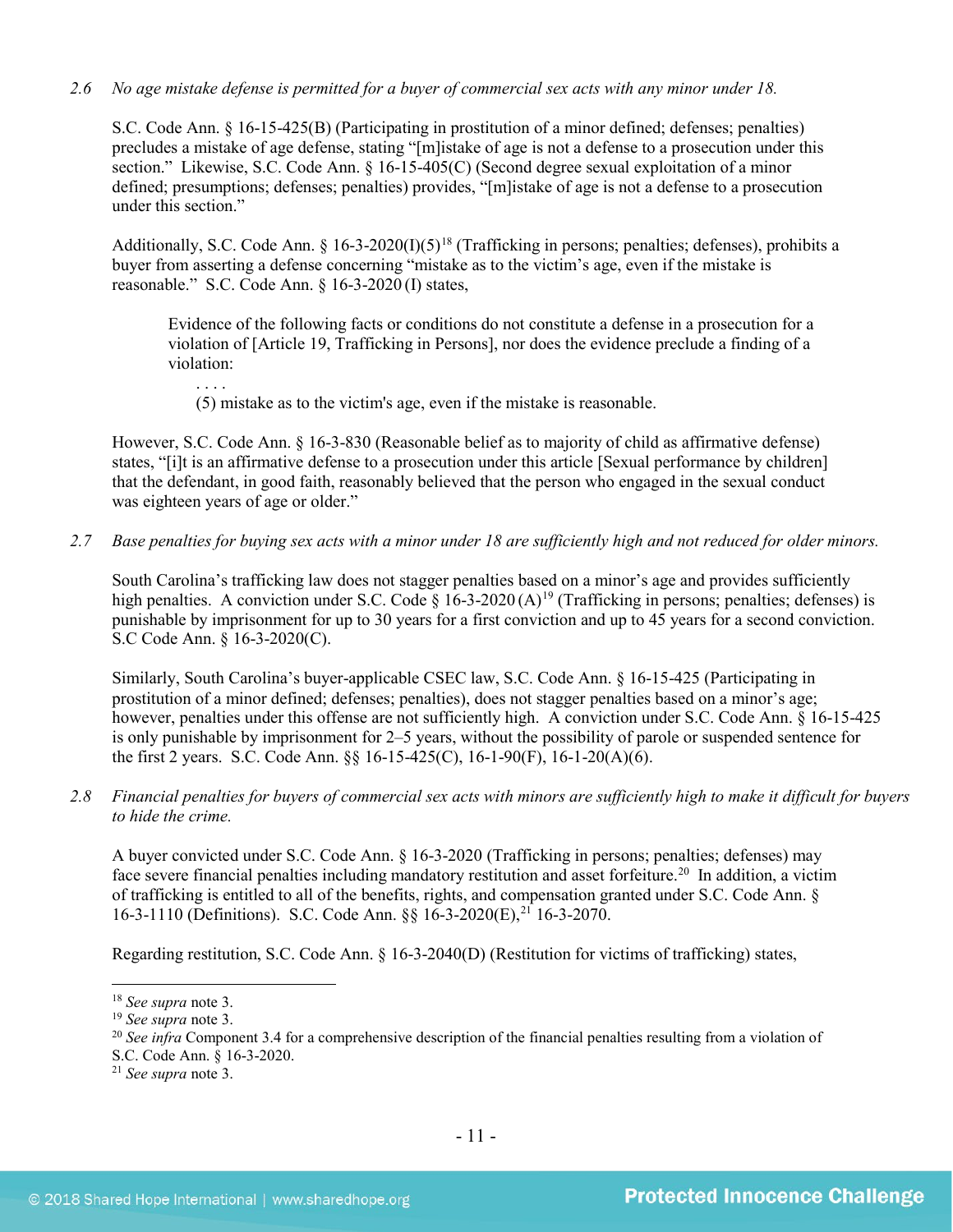*2.6 No age mistake defense is permitted for a buyer of commercial sex acts with any minor under 18.*

S.C. Code Ann. § 16-15-425(B) (Participating in prostitution of a minor defined; defenses; penalties) precludes a mistake of age defense, stating "[m]istake of age is not a defense to a prosecution under this section." Likewise, S.C. Code Ann. § 16-15-405(C) (Second degree sexual exploitation of a minor defined; presumptions; defenses; penalties) provides, "[m]istake of age is not a defense to a prosecution under this section."

Additionally, S.C. Code Ann. § 16-3-2020(I)(5)[18] (Trafficking in persons; penalties; defenses), prohibits a buyer from asserting a defense concerning "mistake as to the victim's age, even if the mistake is reasonable." S.C. Code Ann. § 16-3-2020 (I) states,

> Evidence of the following facts or conditions do not constitute a defense in a prosecution for a violation of [Article 19, Trafficking in Persons], nor does the evidence preclude a finding of a violation:
>
> . . . .
>
> (5) mistake as to the victim's age, even if the mistake is reasonable.

However, S.C. Code Ann. § 16-3-830 (Reasonable belief as to majority of child as affirmative defense) states, "[i]t is an affirmative defense to a prosecution under this article [Sexual performance by children] that the defendant, in good faith, reasonably believed that the person who engaged in the sexual conduct was eighteen years of age or older."

*2.7 Base penalties for buying sex acts with a minor under 18 are sufficiently high and not reduced for older minors.*

South Carolina's trafficking law does not stagger penalties based on a minor's age and provides sufficiently high penalties. A conviction under S.C. Code § 16-3-2020 (A)[19] (Trafficking in persons; penalties; defenses) is punishable by imprisonment for up to 30 years for a first conviction and up to 45 years for a second conviction. S.C Code Ann. § 16-3-2020(C).

Similarly, South Carolina's buyer-applicable CSEC law, S.C. Code Ann. § 16-15-425 (Participating in prostitution of a minor defined; defenses; penalties), does not stagger penalties based on a minor's age; however, penalties under this offense are not sufficiently high. A conviction under S.C. Code Ann. § 16-15-425 is only punishable by imprisonment for 2–5 years, without the possibility of parole or suspended sentence for the first 2 years. S.C. Code Ann. §§ 16-15-425(C), 16-1-90(F), 16-1-20(A)(6).

*2.8 Financial penalties for buyers of commercial sex acts with minors are sufficiently high to make it difficult for buyers to hide the crime.*

A buyer convicted under S.C. Code Ann. § 16-3-2020 (Trafficking in persons; penalties; defenses) may face severe financial penalties including mandatory restitution and asset forfeiture.[20] In addition, a victim of trafficking is entitled to all of the benefits, rights, and compensation granted under S.C. Code Ann. § 16-3-1110 (Definitions). S.C. Code Ann. §§ 16-3-2020(E),[21] 16-3-2070.

Regarding restitution, S.C. Code Ann. § 16-3-2040(D) (Restitution for victims of trafficking) states,

---

[18] *See supra* note 3.

[19] *See supra* note 3.

[20] *See infra* Component 3.4 for a comprehensive description of the financial penalties resulting from a violation of S.C. Code Ann. § 16-3-2020.

[21] *See supra* note 3.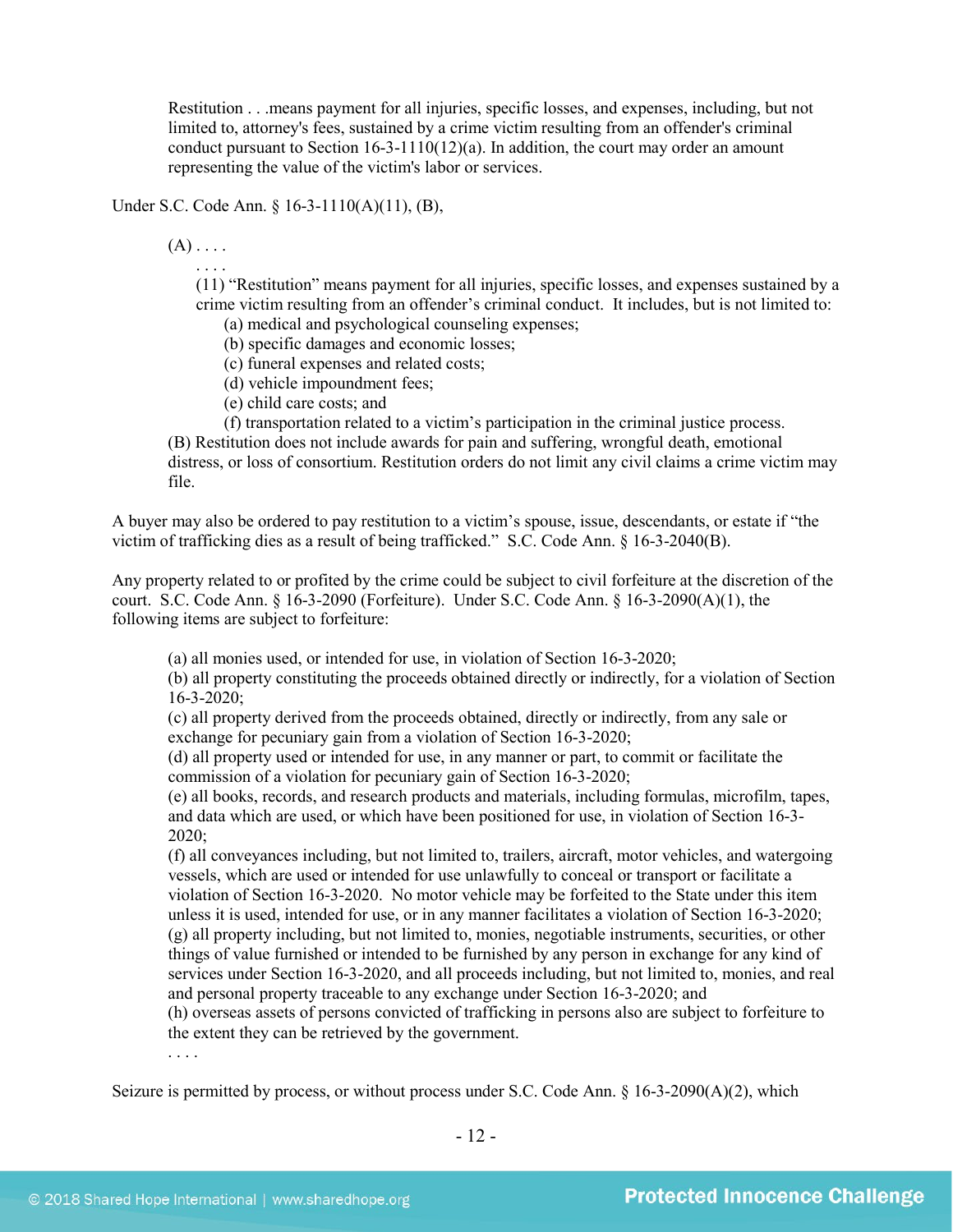> Restitution . . .means payment for all injuries, specific losses, and expenses, including, but not limited to, attorney's fees, sustained by a crime victim resulting from an offender's criminal conduct pursuant to Section 16-3-1110(12)(a). In addition, the court may order an amount representing the value of the victim's labor or services.

Under S.C. Code Ann. § 16-3-1110(A)(11), (B),

> (A) . . . .
>
> . . . .
>
> (11) "Restitution" means payment for all injuries, specific losses, and expenses sustained by a crime victim resulting from an offender's criminal conduct. It includes, but is not limited to:
>
> (a) medical and psychological counseling expenses;
> (b) specific damages and economic losses;
> (c) funeral expenses and related costs;
> (d) vehicle impoundment fees;
> (e) child care costs; and
> (f) transportation related to a victim's participation in the criminal justice process.
>
> (B) Restitution does not include awards for pain and suffering, wrongful death, emotional distress, or loss of consortium. Restitution orders do not limit any civil claims a crime victim may file.

A buyer may also be ordered to pay restitution to a victim's spouse, issue, descendants, or estate if "the victim of trafficking dies as a result of being trafficked." S.C. Code Ann. § 16-3-2040(B).

Any property related to or profited by the crime could be subject to civil forfeiture at the discretion of the court. S.C. Code Ann. § 16-3-2090 (Forfeiture). Under S.C. Code Ann. § 16-3-2090(A)(1), the following items are subject to forfeiture:

> (a) all monies used, or intended for use, in violation of Section 16-3-2020;
> (b) all property constituting the proceeds obtained directly or indirectly, for a violation of Section 16-3-2020;
> (c) all property derived from the proceeds obtained, directly or indirectly, from any sale or exchange for pecuniary gain from a violation of Section 16-3-2020;
> (d) all property used or intended for use, in any manner or part, to commit or facilitate the commission of a violation for pecuniary gain of Section 16-3-2020;
> (e) all books, records, and research products and materials, including formulas, microfilm, tapes, and data which are used, or which have been positioned for use, in violation of Section 16-3-2020;
> (f) all conveyances including, but not limited to, trailers, aircraft, motor vehicles, and watergoing vessels, which are used or intended for use unlawfully to conceal or transport or facilitate a violation of Section 16-3-2020. No motor vehicle may be forfeited to the State under this item unless it is used, intended for use, or in any manner facilitates a violation of Section 16-3-2020;
> (g) all property including, but not limited to, monies, negotiable instruments, securities, or other things of value furnished or intended to be furnished by any person in exchange for any kind of services under Section 16-3-2020, and all proceeds including, but not limited to, monies, and real and personal property traceable to any exchange under Section 16-3-2020; and
> (h) overseas assets of persons convicted of trafficking in persons also are subject to forfeiture to the extent they can be retrieved by the government.
>
> . . . .

Seizure is permitted by process, or without process under S.C. Code Ann. § 16-3-2090(A)(2), which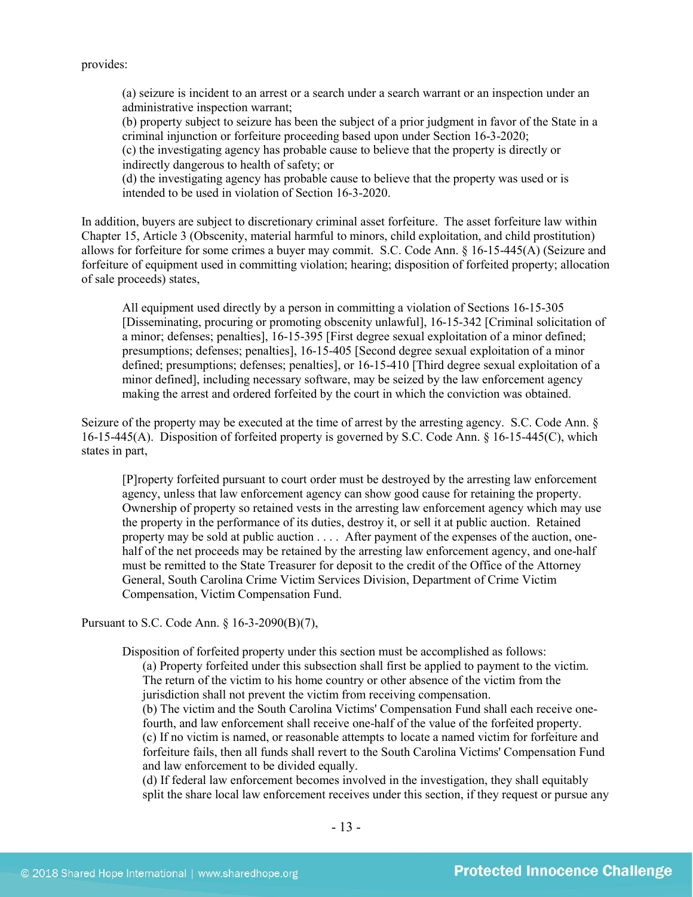provides:

> (a) seizure is incident to an arrest or a search under a search warrant or an inspection under an administrative inspection warrant;
> (b) property subject to seizure has been the subject of a prior judgment in favor of the State in a criminal injunction or forfeiture proceeding based upon under Section 16-3-2020;
> (c) the investigating agency has probable cause to believe that the property is directly or indirectly dangerous to health of safety; or
> (d) the investigating agency has probable cause to believe that the property was used or is intended to be used in violation of Section 16-3-2020.

In addition, buyers are subject to discretionary criminal asset forfeiture. The asset forfeiture law within Chapter 15, Article 3 (Obscenity, material harmful to minors, child exploitation, and child prostitution) allows for forfeiture for some crimes a buyer may commit. S.C. Code Ann. § 16-15-445(A) (Seizure and forfeiture of equipment used in committing violation; hearing; disposition of forfeited property; allocation of sale proceeds) states,

> All equipment used directly by a person in committing a violation of Sections 16-15-305 [Disseminating, procuring or promoting obscenity unlawful], 16-15-342 [Criminal solicitation of a minor; defenses; penalties], 16-15-395 [First degree sexual exploitation of a minor defined; presumptions; defenses; penalties], 16-15-405 [Second degree sexual exploitation of a minor defined; presumptions; defenses; penalties], or 16-15-410 [Third degree sexual exploitation of a minor defined], including necessary software, may be seized by the law enforcement agency making the arrest and ordered forfeited by the court in which the conviction was obtained.

Seizure of the property may be executed at the time of arrest by the arresting agency. S.C. Code Ann. § 16-15-445(A). Disposition of forfeited property is governed by S.C. Code Ann. § 16-15-445(C), which states in part,

> [P]roperty forfeited pursuant to court order must be destroyed by the arresting law enforcement agency, unless that law enforcement agency can show good cause for retaining the property. Ownership of property so retained vests in the arresting law enforcement agency which may use the property in the performance of its duties, destroy it, or sell it at public auction. Retained property may be sold at public auction . . . . After payment of the expenses of the auction, one-half of the net proceeds may be retained by the arresting law enforcement agency, and one-half must be remitted to the State Treasurer for deposit to the credit of the Office of the Attorney General, South Carolina Crime Victim Services Division, Department of Crime Victim Compensation, Victim Compensation Fund.

Pursuant to S.C. Code Ann. § 16-3-2090(B)(7),

> Disposition of forfeited property under this section must be accomplished as follows:
>
> (a) Property forfeited under this subsection shall first be applied to payment to the victim. The return of the victim to his home country or other absence of the victim from the jurisdiction shall not prevent the victim from receiving compensation.
> (b) The victim and the South Carolina Victims' Compensation Fund shall each receive one-fourth, and law enforcement shall receive one-half of the value of the forfeited property.
> (c) If no victim is named, or reasonable attempts to locate a named victim for forfeiture and forfeiture fails, then all funds shall revert to the South Carolina Victims' Compensation Fund and law enforcement to be divided equally.
> (d) If federal law enforcement becomes involved in the investigation, they shall equitably split the share local law enforcement receives under this section, if they request or pursue any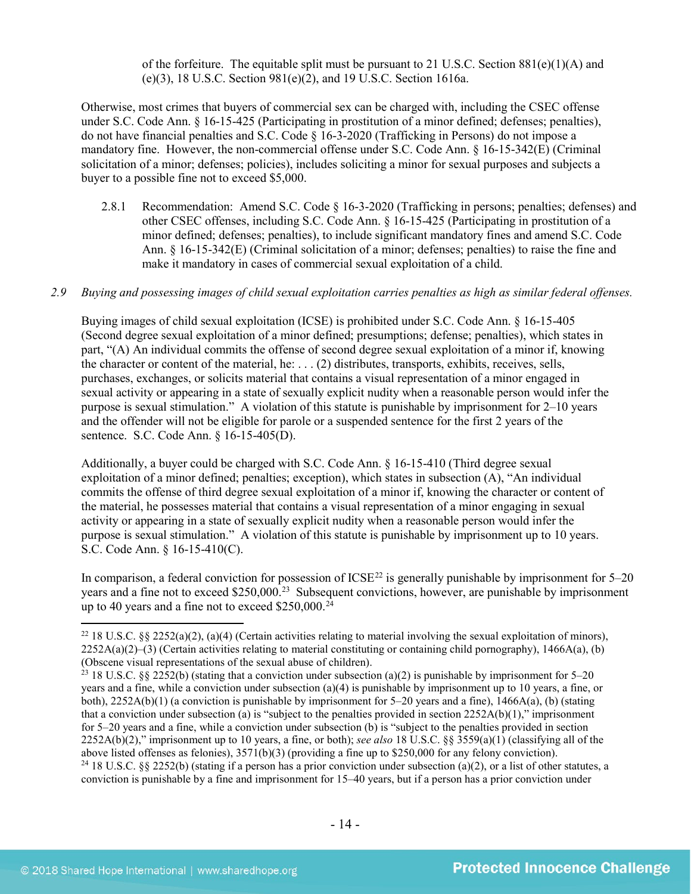of the forfeiture. The equitable split must be pursuant to 21 U.S.C. Section 881(e)(1)(A) and (e)(3), 18 U.S.C. Section 981(e)(2), and 19 U.S.C. Section 1616a.

Otherwise, most crimes that buyers of commercial sex can be charged with, including the CSEC offense under S.C. Code Ann. § 16-15-425 (Participating in prostitution of a minor defined; defenses; penalties), do not have financial penalties and S.C. Code § 16-3-2020 (Trafficking in Persons) do not impose a mandatory fine. However, the non-commercial offense under S.C. Code Ann. § 16-15-342(E) (Criminal solicitation of a minor; defenses; policies), includes soliciting a minor for sexual purposes and subjects a buyer to a possible fine not to exceed $5,000.

2.8.1 Recommendation: Amend S.C. Code § 16-3-2020 (Trafficking in persons; penalties; defenses) and other CSEC offenses, including S.C. Code Ann. § 16-15-425 (Participating in prostitution of a minor defined; defenses; penalties), to include significant mandatory fines and amend S.C. Code Ann. § 16-15-342(E) (Criminal solicitation of a minor; defenses; penalties) to raise the fine and make it mandatory in cases of commercial sexual exploitation of a child.

*2.9 Buying and possessing images of child sexual exploitation carries penalties as high as similar federal offenses.*

Buying images of child sexual exploitation (ICSE) is prohibited under S.C. Code Ann. § 16-15-405 (Second degree sexual exploitation of a minor defined; presumptions; defense; penalties), which states in part, "(A) An individual commits the offense of second degree sexual exploitation of a minor if, knowing the character or content of the material, he: . . . (2) distributes, transports, exhibits, receives, sells, purchases, exchanges, or solicits material that contains a visual representation of a minor engaged in sexual activity or appearing in a state of sexually explicit nudity when a reasonable person would infer the purpose is sexual stimulation." A violation of this statute is punishable by imprisonment for 2–10 years and the offender will not be eligible for parole or a suspended sentence for the first 2 years of the sentence. S.C. Code Ann. § 16-15-405(D).

Additionally, a buyer could be charged with S.C. Code Ann. § 16-15-410 (Third degree sexual exploitation of a minor defined; penalties; exception), which states in subsection (A), "An individual commits the offense of third degree sexual exploitation of a minor if, knowing the character or content of the material, he possesses material that contains a visual representation of a minor engaging in sexual activity or appearing in a state of sexually explicit nudity when a reasonable person would infer the purpose is sexual stimulation." A violation of this statute is punishable by imprisonment up to 10 years. S.C. Code Ann. § 16-15-410(C).

In comparison, a federal conviction for possession of ICSE[22] is generally punishable by imprisonment for 5–20 years and a fine not to exceed $250,000.[23] Subsequent convictions, however, are punishable by imprisonment up to 40 years and a fine not to exceed $250,000.[24]

---

[22] 18 U.S.C. §§ 2252(a)(2), (a)(4) (Certain activities relating to material involving the sexual exploitation of minors), 2252A(a)(2)–(3) (Certain activities relating to material constituting or containing child pornography), 1466A(a), (b) (Obscene visual representations of the sexual abuse of children).

[23] 18 U.S.C. §§ 2252(b) (stating that a conviction under subsection (a)(2) is punishable by imprisonment for 5–20 years and a fine, while a conviction under subsection (a)(4) is punishable by imprisonment up to 10 years, a fine, or both), 2252A(b)(1) (a conviction is punishable by imprisonment for 5–20 years and a fine), 1466A(a), (b) (stating that a conviction under subsection (a) is "subject to the penalties provided in section 2252A(b)(1)," imprisonment for 5–20 years and a fine, while a conviction under subsection (b) is "subject to the penalties provided in section 2252A(b)(2)," imprisonment up to 10 years, a fine, or both); *see also* 18 U.S.C. §§ 3559(a)(1) (classifying all of the above listed offenses as felonies), 3571(b)(3) (providing a fine up to $250,000 for any felony conviction).

[24] 18 U.S.C. §§ 2252(b) (stating if a person has a prior conviction under subsection (a)(2), or a list of other statutes, a conviction is punishable by a fine and imprisonment for 15–40 years, but if a person has a prior conviction under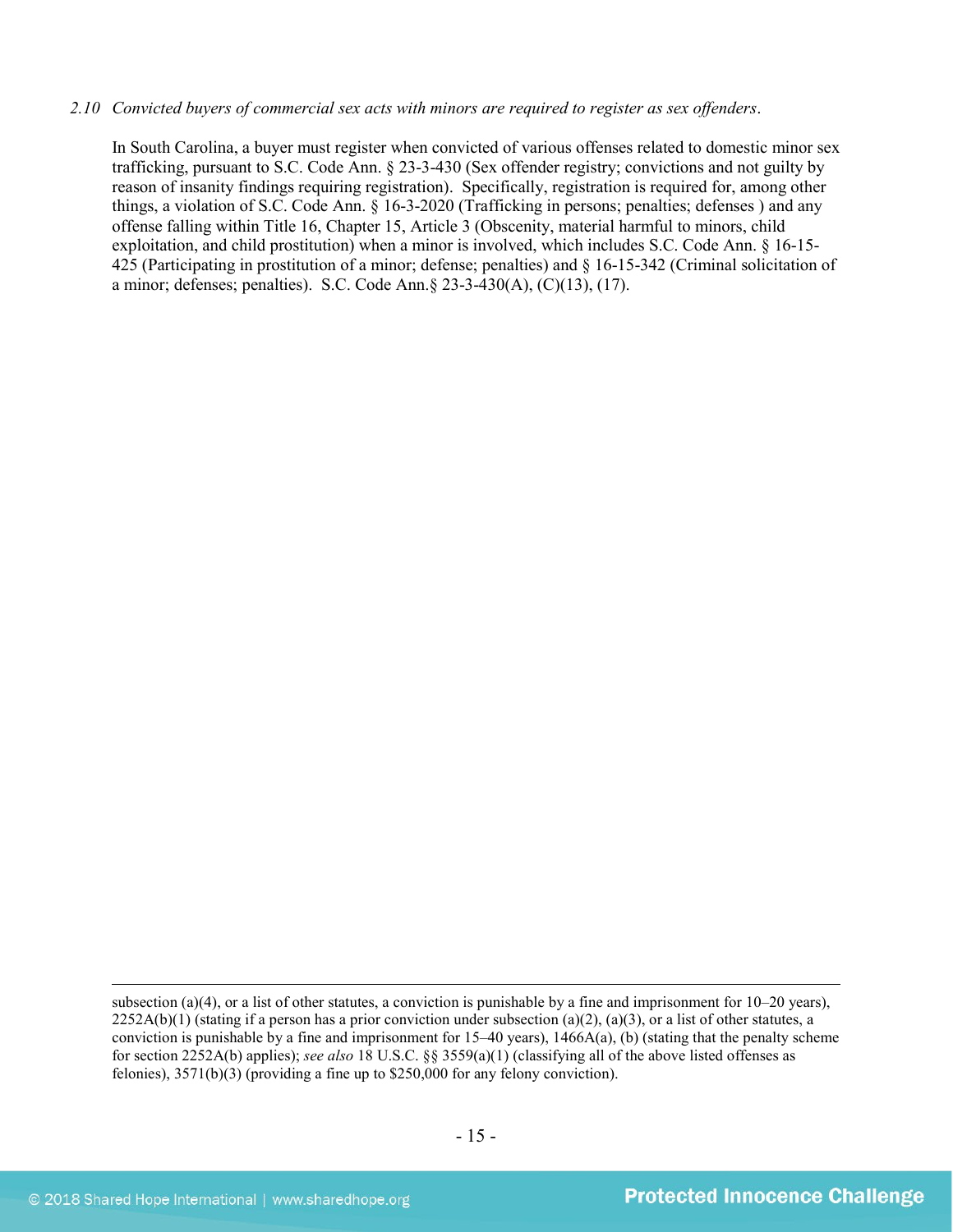*2.10 Convicted buyers of commercial sex acts with minors are required to register as sex offenders.*

In South Carolina, a buyer must register when convicted of various offenses related to domestic minor sex trafficking, pursuant to S.C. Code Ann. § 23-3-430 (Sex offender registry; convictions and not guilty by reason of insanity findings requiring registration). Specifically, registration is required for, among other things, a violation of S.C. Code Ann. § 16-3-2020 (Trafficking in persons; penalties; defenses ) and any offense falling within Title 16, Chapter 15, Article 3 (Obscenity, material harmful to minors, child exploitation, and child prostitution) when a minor is involved, which includes S.C. Code Ann. § 16-15-425 (Participating in prostitution of a minor; defense; penalties) and § 16-15-342 (Criminal solicitation of a minor; defenses; penalties). S.C. Code Ann.§ 23-3-430(A), (C)(13), (17).

---

subsection (a)(4), or a list of other statutes, a conviction is punishable by a fine and imprisonment for 10–20 years), 2252A(b)(1) (stating if a person has a prior conviction under subsection (a)(2), (a)(3), or a list of other statutes, a conviction is punishable by a fine and imprisonment for 15–40 years), 1466A(a), (b) (stating that the penalty scheme for section 2252A(b) applies); *see also* 18 U.S.C. §§ 3559(a)(1) (classifying all of the above listed offenses as felonies), 3571(b)(3) (providing a fine up to $250,000 for any felony conviction).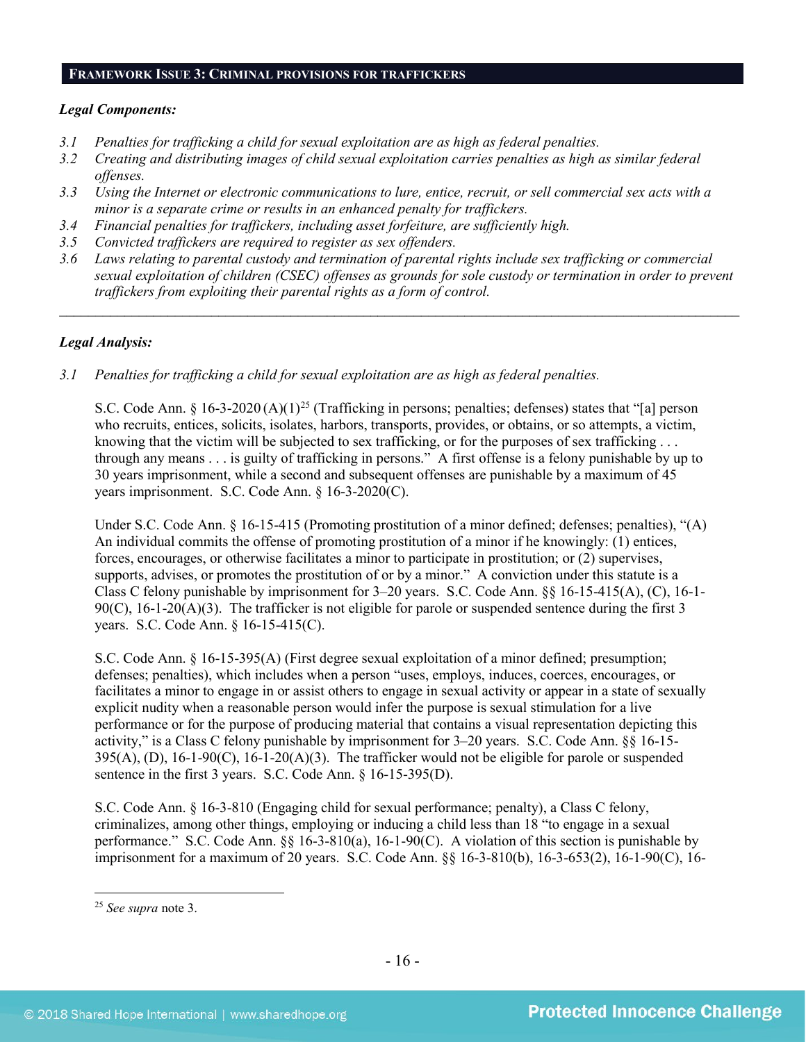## FRAMEWORK ISSUE 3: CRIMINAL PROVISIONS FOR TRAFFICKERS

***Legal Components:***

*3.1 Penalties for trafficking a child for sexual exploitation are as high as federal penalties.*
*3.2 Creating and distributing images of child sexual exploitation carries penalties as high as similar federal offenses.*
*3.3 Using the Internet or electronic communications to lure, entice, recruit, or sell commercial sex acts with a minor is a separate crime or results in an enhanced penalty for traffickers.*
*3.4 Financial penalties for traffickers, including asset forfeiture, are sufficiently high.*
*3.5 Convicted traffickers are required to register as sex offenders.*
*3.6 Laws relating to parental custody and termination of parental rights include sex trafficking or commercial sexual exploitation of children (CSEC) offenses as grounds for sole custody or termination in order to prevent traffickers from exploiting their parental rights as a form of control.*

---

***Legal Analysis:***

*3.1 Penalties for trafficking a child for sexual exploitation are as high as federal penalties.*

S.C. Code Ann. § 16-3-2020 (A)(1)[25] (Trafficking in persons; penalties; defenses) states that "[a] person who recruits, entices, solicits, isolates, harbors, transports, provides, or obtains, or so attempts, a victim, knowing that the victim will be subjected to sex trafficking, or for the purposes of sex trafficking . . . through any means . . . is guilty of trafficking in persons." A first offense is a felony punishable by up to 30 years imprisonment, while a second and subsequent offenses are punishable by a maximum of 45 years imprisonment. S.C. Code Ann. § 16-3-2020(C).

Under S.C. Code Ann. § 16-15-415 (Promoting prostitution of a minor defined; defenses; penalties), "(A) An individual commits the offense of promoting prostitution of a minor if he knowingly: (1) entices, forces, encourages, or otherwise facilitates a minor to participate in prostitution; or (2) supervises, supports, advises, or promotes the prostitution of or by a minor." A conviction under this statute is a Class C felony punishable by imprisonment for 3–20 years. S.C. Code Ann. §§ 16-15-415(A), (C), 16-1-90(C), 16-1-20(A)(3). The trafficker is not eligible for parole or suspended sentence during the first 3 years. S.C. Code Ann. § 16-15-415(C).

S.C. Code Ann. § 16-15-395(A) (First degree sexual exploitation of a minor defined; presumption; defenses; penalties), which includes when a person "uses, employs, induces, coerces, encourages, or facilitates a minor to engage in or assist others to engage in sexual activity or appear in a state of sexually explicit nudity when a reasonable person would infer the purpose is sexual stimulation for a live performance or for the purpose of producing material that contains a visual representation depicting this activity," is a Class C felony punishable by imprisonment for 3–20 years. S.C. Code Ann. §§ 16-15-395(A), (D), 16-1-90(C), 16-1-20(A)(3). The trafficker would not be eligible for parole or suspended sentence in the first 3 years. S.C. Code Ann. § 16-15-395(D).

S.C. Code Ann. § 16-3-810 (Engaging child for sexual performance; penalty), a Class C felony, criminalizes, among other things, employing or inducing a child less than 18 "to engage in a sexual performance." S.C. Code Ann. §§ 16-3-810(a), 16-1-90(C). A violation of this section is punishable by imprisonment for a maximum of 20 years. S.C. Code Ann. §§ 16-3-810(b), 16-3-653(2), 16-1-90(C), 16-

---

[25] *See supra* note 3.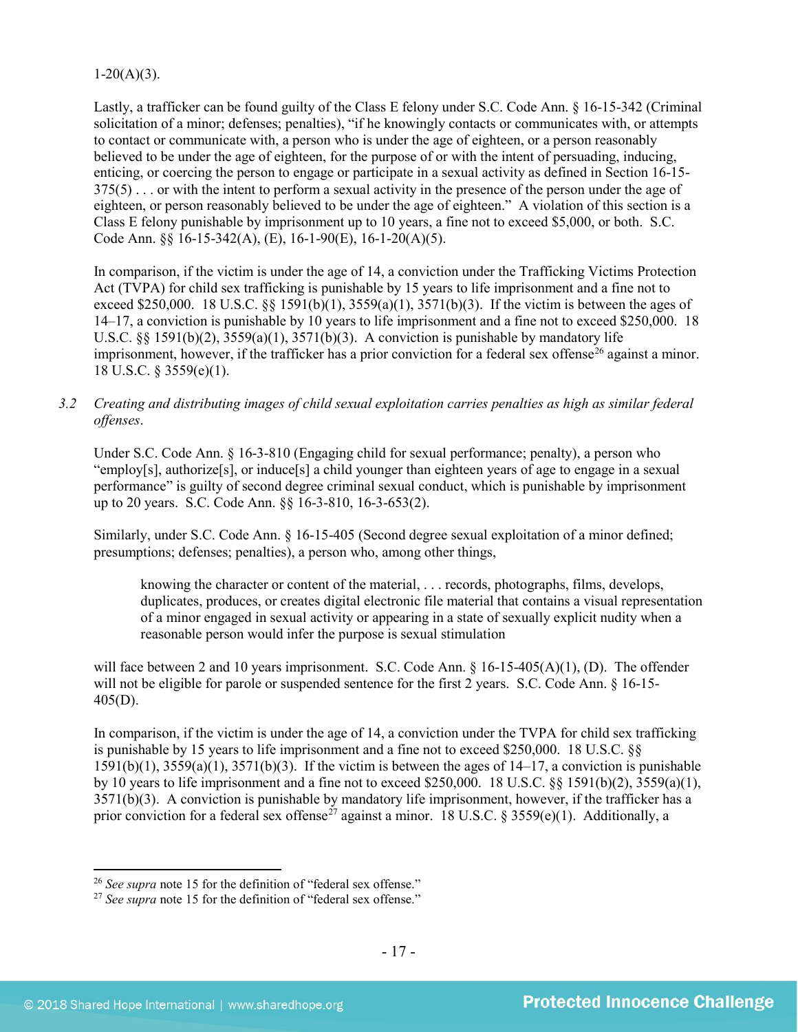1-20(A)(3).

Lastly, a trafficker can be found guilty of the Class E felony under S.C. Code Ann. § 16-15-342 (Criminal solicitation of a minor; defenses; penalties), "if he knowingly contacts or communicates with, or attempts to contact or communicate with, a person who is under the age of eighteen, or a person reasonably believed to be under the age of eighteen, for the purpose of or with the intent of persuading, inducing, enticing, or coercing the person to engage or participate in a sexual activity as defined in Section 16-15-375(5) . . . or with the intent to perform a sexual activity in the presence of the person under the age of eighteen, or person reasonably believed to be under the age of eighteen." A violation of this section is a Class E felony punishable by imprisonment up to 10 years, a fine not to exceed $5,000, or both. S.C. Code Ann. §§ 16-15-342(A), (E), 16-1-90(E), 16-1-20(A)(5).

In comparison, if the victim is under the age of 14, a conviction under the Trafficking Victims Protection Act (TVPA) for child sex trafficking is punishable by 15 years to life imprisonment and a fine not to exceed $250,000. 18 U.S.C. §§ 1591(b)(1), 3559(a)(1), 3571(b)(3). If the victim is between the ages of 14–17, a conviction is punishable by 10 years to life imprisonment and a fine not to exceed $250,000. 18 U.S.C. §§ 1591(b)(2), 3559(a)(1), 3571(b)(3). A conviction is punishable by mandatory life imprisonment, however, if the trafficker has a prior conviction for a federal sex offense[26] against a minor. 18 U.S.C. § 3559(e)(1).

3.2 *Creating and distributing images of child sexual exploitation carries penalties as high as similar federal offenses.*

Under S.C. Code Ann. § 16-3-810 (Engaging child for sexual performance; penalty), a person who "employ[s], authorize[s], or induce[s] a child younger than eighteen years of age to engage in a sexual performance" is guilty of second degree criminal sexual conduct, which is punishable by imprisonment up to 20 years. S.C. Code Ann. §§ 16-3-810, 16-3-653(2).

Similarly, under S.C. Code Ann. § 16-15-405 (Second degree sexual exploitation of a minor defined; presumptions; defenses; penalties), a person who, among other things,

> knowing the character or content of the material, . . . records, photographs, films, develops, duplicates, produces, or creates digital electronic file material that contains a visual representation of a minor engaged in sexual activity or appearing in a state of sexually explicit nudity when a reasonable person would infer the purpose is sexual stimulation

will face between 2 and 10 years imprisonment. S.C. Code Ann. § 16-15-405(A)(1), (D). The offender will not be eligible for parole or suspended sentence for the first 2 years. S.C. Code Ann. § 16-15-405(D).

In comparison, if the victim is under the age of 14, a conviction under the TVPA for child sex trafficking is punishable by 15 years to life imprisonment and a fine not to exceed $250,000. 18 U.S.C. §§ 1591(b)(1), 3559(a)(1), 3571(b)(3). If the victim is between the ages of 14–17, a conviction is punishable by 10 years to life imprisonment and a fine not to exceed $250,000. 18 U.S.C. §§ 1591(b)(2), 3559(a)(1), 3571(b)(3). A conviction is punishable by mandatory life imprisonment, however, if the trafficker has a prior conviction for a federal sex offense[27] against a minor. 18 U.S.C. § 3559(e)(1). Additionally, a

---

[26] *See supra* note 15 for the definition of "federal sex offense."

[27] *See supra* note 15 for the definition of "federal sex offense."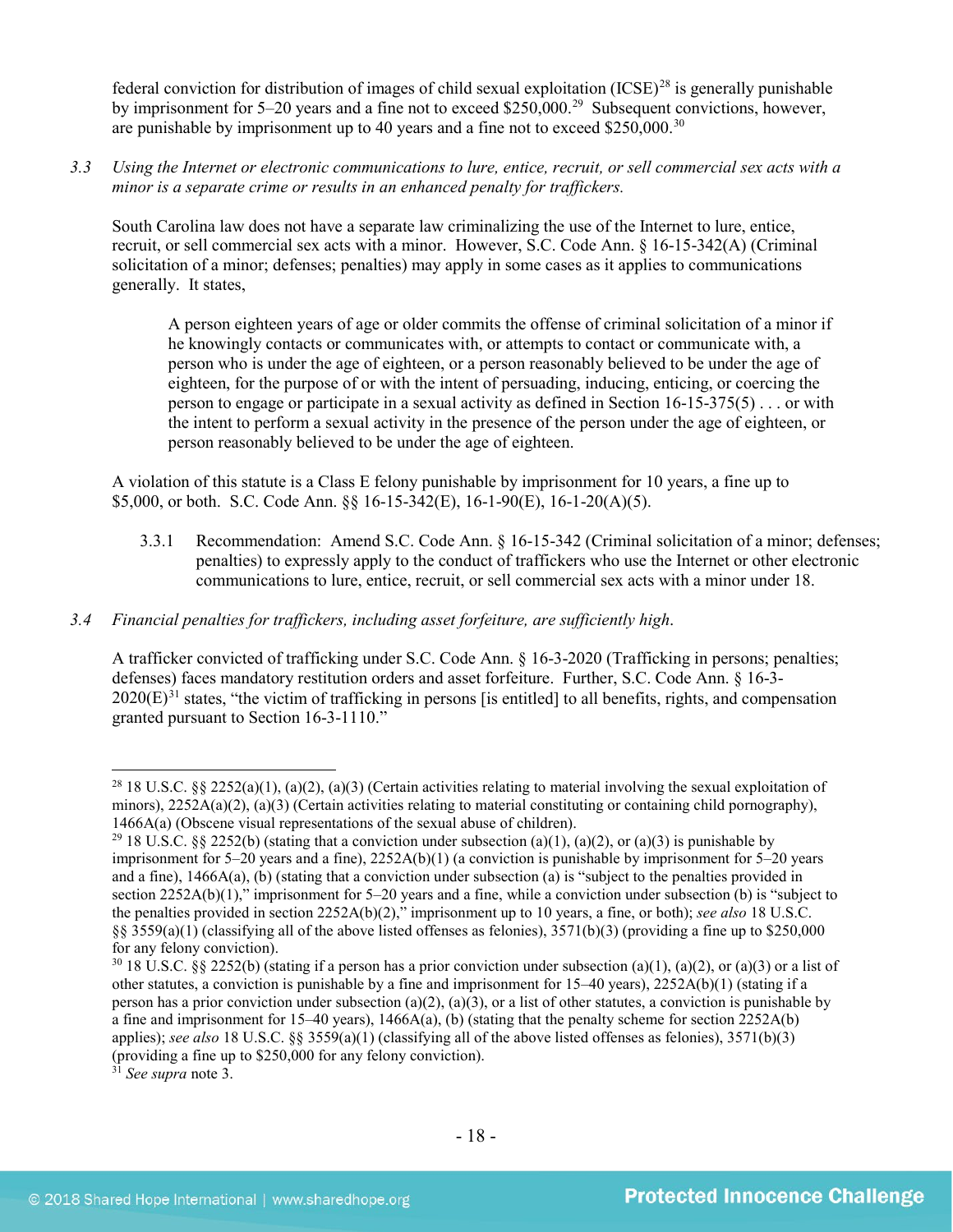federal conviction for distribution of images of child sexual exploitation (ICSE)[28] is generally punishable by imprisonment for 5–20 years and a fine not to exceed $250,000.[29] Subsequent convictions, however, are punishable by imprisonment up to 40 years and a fine not to exceed $250,000.[30]

3.3 *Using the Internet or electronic communications to lure, entice, recruit, or sell commercial sex acts with a minor is a separate crime or results in an enhanced penalty for traffickers.*

South Carolina law does not have a separate law criminalizing the use of the Internet to lure, entice, recruit, or sell commercial sex acts with a minor. However, S.C. Code Ann. § 16-15-342(A) (Criminal solicitation of a minor; defenses; penalties) may apply in some cases as it applies to communications generally. It states,

> A person eighteen years of age or older commits the offense of criminal solicitation of a minor if he knowingly contacts or communicates with, or attempts to contact or communicate with, a person who is under the age of eighteen, or a person reasonably believed to be under the age of eighteen, for the purpose of or with the intent of persuading, inducing, enticing, or coercing the person to engage or participate in a sexual activity as defined in Section 16-15-375(5) . . . or with the intent to perform a sexual activity in the presence of the person under the age of eighteen, or person reasonably believed to be under the age of eighteen.

A violation of this statute is a Class E felony punishable by imprisonment for 10 years, a fine up to $5,000, or both. S.C. Code Ann. §§ 16-15-342(E), 16-1-90(E), 16-1-20(A)(5).

3.3.1 Recommendation: Amend S.C. Code Ann. § 16-15-342 (Criminal solicitation of a minor; defenses; penalties) to expressly apply to the conduct of traffickers who use the Internet or other electronic communications to lure, entice, recruit, or sell commercial sex acts with a minor under 18.

3.4 *Financial penalties for traffickers, including asset forfeiture, are sufficiently high.*

A trafficker convicted of trafficking under S.C. Code Ann. § 16-3-2020 (Trafficking in persons; penalties; defenses) faces mandatory restitution orders and asset forfeiture. Further, S.C. Code Ann. § 16-3-2020(E)[31] states, "the victim of trafficking in persons [is entitled] to all benefits, rights, and compensation granted pursuant to Section 16-3-1110."

---

[28] 18 U.S.C. §§ 2252(a)(1), (a)(2), (a)(3) (Certain activities relating to material involving the sexual exploitation of minors), 2252A(a)(2), (a)(3) (Certain activities relating to material constituting or containing child pornography), 1466A(a) (Obscene visual representations of the sexual abuse of children).

[29] 18 U.S.C. §§ 2252(b) (stating that a conviction under subsection (a)(1), (a)(2), or (a)(3) is punishable by imprisonment for 5–20 years and a fine), 2252A(b)(1) (a conviction is punishable by imprisonment for 5–20 years and a fine), 1466A(a), (b) (stating that a conviction under subsection (a) is "subject to the penalties provided in section 2252A(b)(1)," imprisonment for 5–20 years and a fine, while a conviction under subsection (b) is "subject to the penalties provided in section 2252A(b)(2)," imprisonment up to 10 years, a fine, or both); *see also* 18 U.S.C. §§ 3559(a)(1) (classifying all of the above listed offenses as felonies), 3571(b)(3) (providing a fine up to $250,000 for any felony conviction).

[30] 18 U.S.C. §§ 2252(b) (stating if a person has a prior conviction under subsection (a)(1), (a)(2), or (a)(3) or a list of other statutes, a conviction is punishable by a fine and imprisonment for 15–40 years), 2252A(b)(1) (stating if a person has a prior conviction under subsection (a)(2), (a)(3), or a list of other statutes, a conviction is punishable by a fine and imprisonment for 15–40 years), 1466A(a), (b) (stating that the penalty scheme for section 2252A(b) applies); *see also* 18 U.S.C. §§ 3559(a)(1) (classifying all of the above listed offenses as felonies), 3571(b)(3) (providing a fine up to $250,000 for any felony conviction).

[31] *See supra* note 3.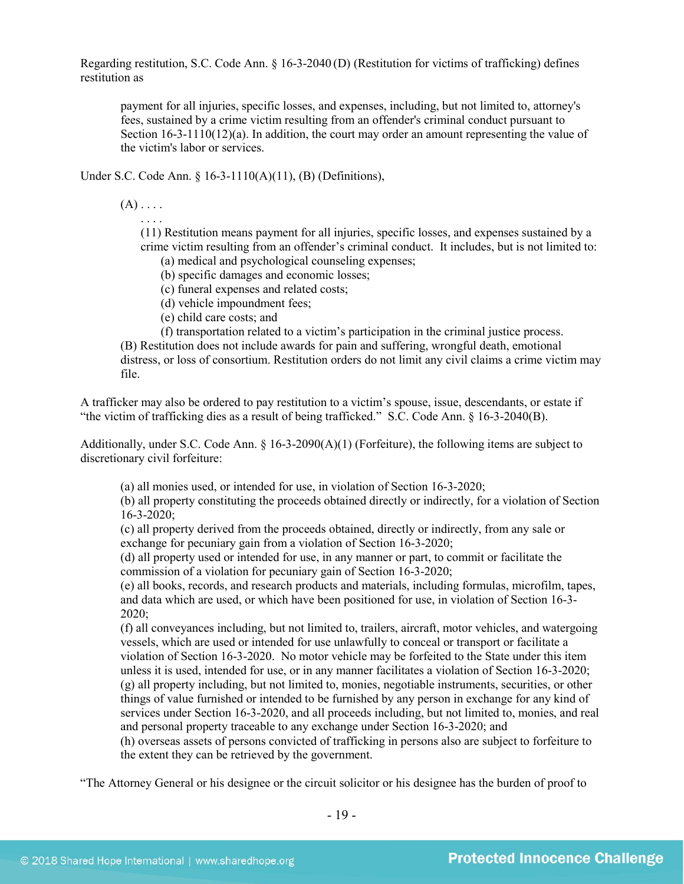Regarding restitution, S.C. Code Ann. § 16-3-2040 (D) (Restitution for victims of trafficking) defines restitution as

> payment for all injuries, specific losses, and expenses, including, but not limited to, attorney's fees, sustained by a crime victim resulting from an offender's criminal conduct pursuant to Section 16-3-1110(12)(a). In addition, the court may order an amount representing the value of the victim's labor or services.

Under S.C. Code Ann. § 16-3-1110(A)(11), (B) (Definitions),

> (A) . . . .
> . . . .
> (11) Restitution means payment for all injuries, specific losses, and expenses sustained by a crime victim resulting from an offender's criminal conduct. It includes, but is not limited to:
> (a) medical and psychological counseling expenses;
> (b) specific damages and economic losses;
> (c) funeral expenses and related costs;
> (d) vehicle impoundment fees;
> (e) child care costs; and
> (f) transportation related to a victim's participation in the criminal justice process.
> (B) Restitution does not include awards for pain and suffering, wrongful death, emotional distress, or loss of consortium. Restitution orders do not limit any civil claims a crime victim may file.

A trafficker may also be ordered to pay restitution to a victim's spouse, issue, descendants, or estate if "the victim of trafficking dies as a result of being trafficked." S.C. Code Ann. § 16-3-2040(B).

Additionally, under S.C. Code Ann. § 16-3-2090(A)(1) (Forfeiture), the following items are subject to discretionary civil forfeiture:

> (a) all monies used, or intended for use, in violation of Section 16-3-2020;
> (b) all property constituting the proceeds obtained directly or indirectly, for a violation of Section 16-3-2020;
> (c) all property derived from the proceeds obtained, directly or indirectly, from any sale or exchange for pecuniary gain from a violation of Section 16-3-2020;
> (d) all property used or intended for use, in any manner or part, to commit or facilitate the commission of a violation for pecuniary gain of Section 16-3-2020;
> (e) all books, records, and research products and materials, including formulas, microfilm, tapes, and data which are used, or which have been positioned for use, in violation of Section 16-3-2020;
> (f) all conveyances including, but not limited to, trailers, aircraft, motor vehicles, and watergoing vessels, which are used or intended for use unlawfully to conceal or transport or facilitate a violation of Section 16-3-2020. No motor vehicle may be forfeited to the State under this item unless it is used, intended for use, or in any manner facilitates a violation of Section 16-3-2020;
> (g) all property including, but not limited to, monies, negotiable instruments, securities, or other things of value furnished or intended to be furnished by any person in exchange for any kind of services under Section 16-3-2020, and all proceeds including, but not limited to, monies, and real and personal property traceable to any exchange under Section 16-3-2020; and
> (h) overseas assets of persons convicted of trafficking in persons also are subject to forfeiture to the extent they can be retrieved by the government.

"The Attorney General or his designee or the circuit solicitor or his designee has the burden of proof to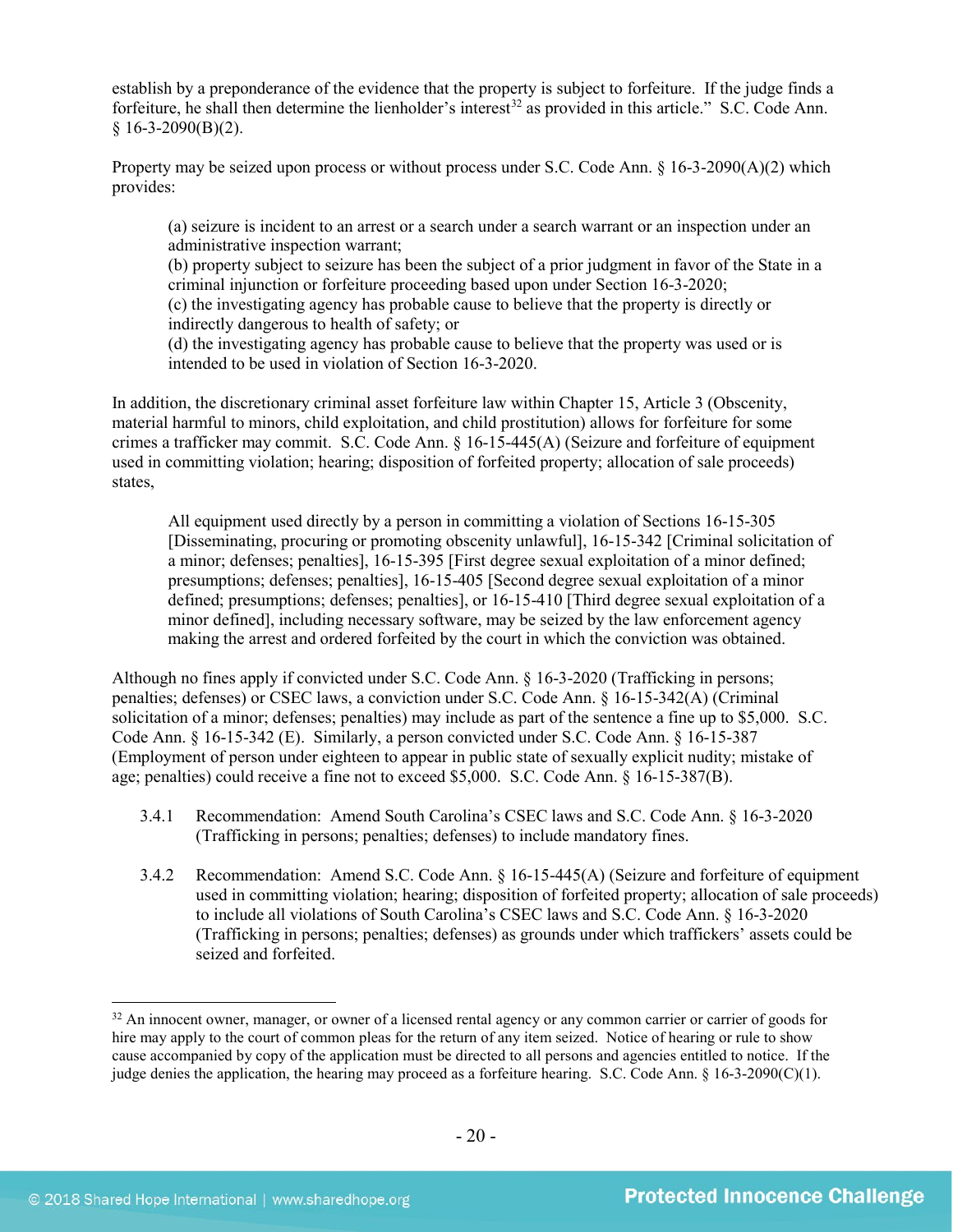establish by a preponderance of the evidence that the property is subject to forfeiture. If the judge finds a forfeiture, he shall then determine the lienholder's interest[32] as provided in this article." S.C. Code Ann. § 16-3-2090(B)(2).

Property may be seized upon process or without process under S.C. Code Ann. § 16-3-2090(A)(2) which provides:

> (a) seizure is incident to an arrest or a search under a search warrant or an inspection under an administrative inspection warrant;
> (b) property subject to seizure has been the subject of a prior judgment in favor of the State in a criminal injunction or forfeiture proceeding based upon under Section 16-3-2020;
> (c) the investigating agency has probable cause to believe that the property is directly or indirectly dangerous to health of safety; or
> (d) the investigating agency has probable cause to believe that the property was used or is intended to be used in violation of Section 16-3-2020.

In addition, the discretionary criminal asset forfeiture law within Chapter 15, Article 3 (Obscenity, material harmful to minors, child exploitation, and child prostitution) allows for forfeiture for some crimes a trafficker may commit. S.C. Code Ann. § 16-15-445(A) (Seizure and forfeiture of equipment used in committing violation; hearing; disposition of forfeited property; allocation of sale proceeds) states,

> All equipment used directly by a person in committing a violation of Sections 16-15-305 [Disseminating, procuring or promoting obscenity unlawful], 16-15-342 [Criminal solicitation of a minor; defenses; penalties], 16-15-395 [First degree sexual exploitation of a minor defined; presumptions; defenses; penalties], 16-15-405 [Second degree sexual exploitation of a minor defined; presumptions; defenses; penalties], or 16-15-410 [Third degree sexual exploitation of a minor defined], including necessary software, may be seized by the law enforcement agency making the arrest and ordered forfeited by the court in which the conviction was obtained.

Although no fines apply if convicted under S.C. Code Ann. § 16-3-2020 (Trafficking in persons; penalties; defenses) or CSEC laws, a conviction under S.C. Code Ann. § 16-15-342(A) (Criminal solicitation of a minor; defenses; penalties) may include as part of the sentence a fine up to $5,000. S.C. Code Ann. § 16-15-342 (E). Similarly, a person convicted under S.C. Code Ann. § 16-15-387 (Employment of person under eighteen to appear in public state of sexually explicit nudity; mistake of age; penalties) could receive a fine not to exceed $5,000. S.C. Code Ann. § 16-15-387(B).

3.4.1 Recommendation: Amend South Carolina's CSEC laws and S.C. Code Ann. § 16-3-2020 (Trafficking in persons; penalties; defenses) to include mandatory fines.

3.4.2 Recommendation: Amend S.C. Code Ann. § 16-15-445(A) (Seizure and forfeiture of equipment used in committing violation; hearing; disposition of forfeited property; allocation of sale proceeds) to include all violations of South Carolina's CSEC laws and S.C. Code Ann. § 16-3-2020 (Trafficking in persons; penalties; defenses) as grounds under which traffickers' assets could be seized and forfeited.

---

[32] An innocent owner, manager, or owner of a licensed rental agency or any common carrier or carrier of goods for hire may apply to the court of common pleas for the return of any item seized. Notice of hearing or rule to show cause accompanied by copy of the application must be directed to all persons and agencies entitled to notice. If the judge denies the application, the hearing may proceed as a forfeiture hearing. S.C. Code Ann. § 16-3-2090(C)(1).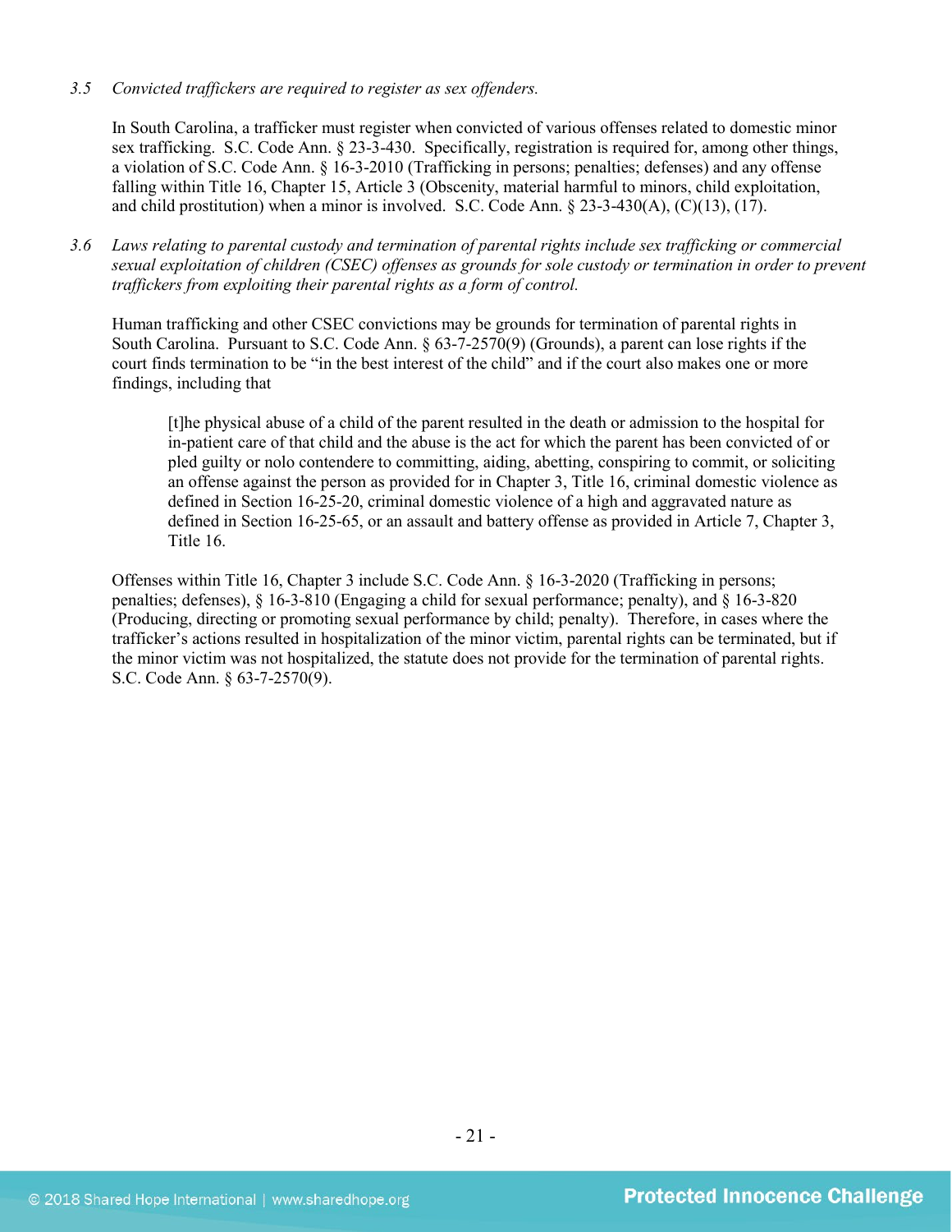*3.5 Convicted traffickers are required to register as sex offenders.*

In South Carolina, a trafficker must register when convicted of various offenses related to domestic minor sex trafficking. S.C. Code Ann. § 23-3-430. Specifically, registration is required for, among other things, a violation of S.C. Code Ann. § 16-3-2010 (Trafficking in persons; penalties; defenses) and any offense falling within Title 16, Chapter 15, Article 3 (Obscenity, material harmful to minors, child exploitation, and child prostitution) when a minor is involved. S.C. Code Ann. § 23-3-430(A), (C)(13), (17).

*3.6 Laws relating to parental custody and termination of parental rights include sex trafficking or commercial sexual exploitation of children (CSEC) offenses as grounds for sole custody or termination in order to prevent traffickers from exploiting their parental rights as a form of control.*

Human trafficking and other CSEC convictions may be grounds for termination of parental rights in South Carolina. Pursuant to S.C. Code Ann. § 63-7-2570(9) (Grounds), a parent can lose rights if the court finds termination to be "in the best interest of the child" and if the court also makes one or more findings, including that

> [t]he physical abuse of a child of the parent resulted in the death or admission to the hospital for in-patient care of that child and the abuse is the act for which the parent has been convicted of or pled guilty or nolo contendere to committing, aiding, abetting, conspiring to commit, or soliciting an offense against the person as provided for in Chapter 3, Title 16, criminal domestic violence as defined in Section 16-25-20, criminal domestic violence of a high and aggravated nature as defined in Section 16-25-65, or an assault and battery offense as provided in Article 7, Chapter 3, Title 16.

Offenses within Title 16, Chapter 3 include S.C. Code Ann. § 16-3-2020 (Trafficking in persons; penalties; defenses), § 16-3-810 (Engaging a child for sexual performance; penalty), and § 16-3-820 (Producing, directing or promoting sexual performance by child; penalty). Therefore, in cases where the trafficker's actions resulted in hospitalization of the minor victim, parental rights can be terminated, but if the minor victim was not hospitalized, the statute does not provide for the termination of parental rights. S.C. Code Ann. § 63-7-2570(9).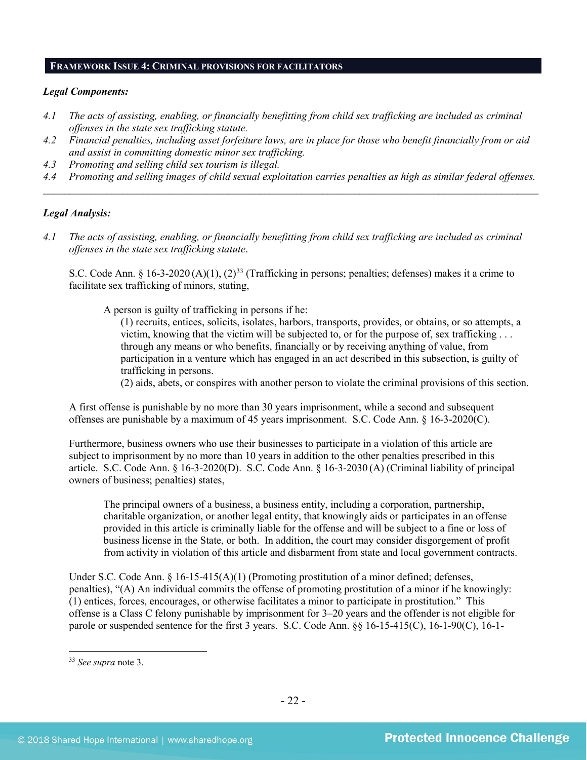## FRAMEWORK ISSUE 4: CRIMINAL PROVISIONS FOR FACILITATORS

***Legal Components:***

*4.1 The acts of assisting, enabling, or financially benefitting from child sex trafficking are included as criminal offenses in the state sex trafficking statute.*

*4.2 Financial penalties, including asset forfeiture laws, are in place for those who benefit financially from or aid and assist in committing domestic minor sex trafficking.*

*4.3 Promoting and selling child sex tourism is illegal.*

*4.4 Promoting and selling images of child sexual exploitation carries penalties as high as similar federal offenses.*

---

***Legal Analysis:***

*4.1 The acts of assisting, enabling, or financially benefitting from child sex trafficking are included as criminal offenses in the state sex trafficking statute.*

S.C. Code Ann. § 16-3-2020 (A)(1), (2)[33] (Trafficking in persons; penalties; defenses) makes it a crime to facilitate sex trafficking of minors, stating,

> A person is guilty of trafficking in persons if he:
>
> (1) recruits, entices, solicits, isolates, harbors, transports, provides, or obtains, or so attempts, a victim, knowing that the victim will be subjected to, or for the purpose of, sex trafficking . . . through any means or who benefits, financially or by receiving anything of value, from participation in a venture which has engaged in an act described in this subsection, is guilty of trafficking in persons.
>
> (2) aids, abets, or conspires with another person to violate the criminal provisions of this section.

A first offense is punishable by no more than 30 years imprisonment, while a second and subsequent offenses are punishable by a maximum of 45 years imprisonment. S.C. Code Ann. § 16-3-2020(C).

Furthermore, business owners who use their businesses to participate in a violation of this article are subject to imprisonment by no more than 10 years in addition to the other penalties prescribed in this article. S.C. Code Ann. § 16-3-2020(D). S.C. Code Ann. § 16-3-2030 (A) (Criminal liability of principal owners of business; penalties) states,

> The principal owners of a business, a business entity, including a corporation, partnership, charitable organization, or another legal entity, that knowingly aids or participates in an offense provided in this article is criminally liable for the offense and will be subject to a fine or loss of business license in the State, or both. In addition, the court may consider disgorgement of profit from activity in violation of this article and disbarment from state and local government contracts.

Under S.C. Code Ann. § 16-15-415(A)(1) (Promoting prostitution of a minor defined; defenses, penalties), "(A) An individual commits the offense of promoting prostitution of a minor if he knowingly: (1) entices, forces, encourages, or otherwise facilitates a minor to participate in prostitution." This offense is a Class C felony punishable by imprisonment for 3–20 years and the offender is not eligible for parole or suspended sentence for the first 3 years. S.C. Code Ann. §§ 16-15-415(C), 16-1-90(C), 16-1-

---

[33] *See supra* note 3.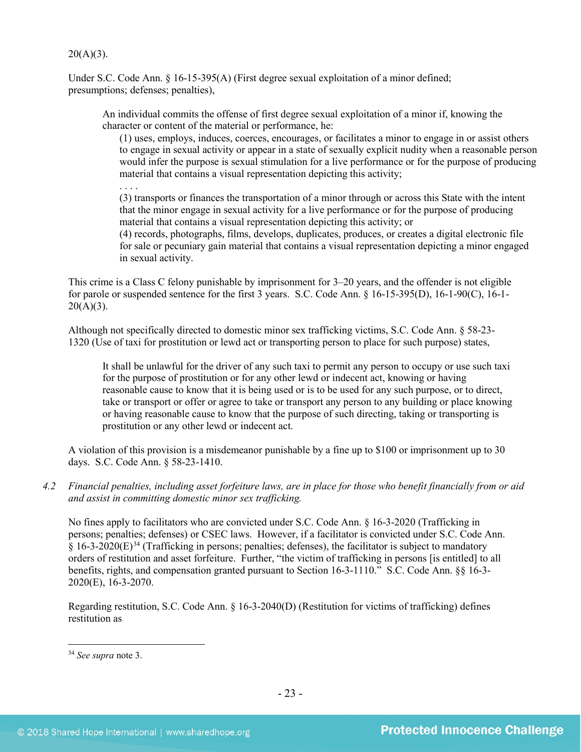20(A)(3).

Under S.C. Code Ann. § 16-15-395(A) (First degree sexual exploitation of a minor defined; presumptions; defenses; penalties),

> An individual commits the offense of first degree sexual exploitation of a minor if, knowing the character or content of the material or performance, he:
>
> (1) uses, employs, induces, coerces, encourages, or facilitates a minor to engage in or assist others to engage in sexual activity or appear in a state of sexually explicit nudity when a reasonable person would infer the purpose is sexual stimulation for a live performance or for the purpose of producing material that contains a visual representation depicting this activity;
>
> . . . .
>
> (3) transports or finances the transportation of a minor through or across this State with the intent that the minor engage in sexual activity for a live performance or for the purpose of producing material that contains a visual representation depicting this activity; or
>
> (4) records, photographs, films, develops, duplicates, produces, or creates a digital electronic file for sale or pecuniary gain material that contains a visual representation depicting a minor engaged in sexual activity.

This crime is a Class C felony punishable by imprisonment for 3–20 years, and the offender is not eligible for parole or suspended sentence for the first 3 years. S.C. Code Ann. § 16-15-395(D), 16-1-90(C), 16-1-20(A)(3).

Although not specifically directed to domestic minor sex trafficking victims, S.C. Code Ann. § 58-23-1320 (Use of taxi for prostitution or lewd act or transporting person to place for such purpose) states,

> It shall be unlawful for the driver of any such taxi to permit any person to occupy or use such taxi for the purpose of prostitution or for any other lewd or indecent act, knowing or having reasonable cause to know that it is being used or is to be used for any such purpose, or to direct, take or transport or offer or agree to take or transport any person to any building or place knowing or having reasonable cause to know that the purpose of such directing, taking or transporting is prostitution or any other lewd or indecent act.

A violation of this provision is a misdemeanor punishable by a fine up to $100 or imprisonment up to 30 days. S.C. Code Ann. § 58-23-1410.

*4.2 Financial penalties, including asset forfeiture laws, are in place for those who benefit financially from or aid and assist in committing domestic minor sex trafficking.*

No fines apply to facilitators who are convicted under S.C. Code Ann. § 16-3-2020 (Trafficking in persons; penalties; defenses) or CSEC laws. However, if a facilitator is convicted under S.C. Code Ann. § 16-3-2020(E)[34] (Trafficking in persons; penalties; defenses), the facilitator is subject to mandatory orders of restitution and asset forfeiture. Further, "the victim of trafficking in persons [is entitled] to all benefits, rights, and compensation granted pursuant to Section 16-3-1110." S.C. Code Ann. §§ 16-3-2020(E), 16-3-2070.

Regarding restitution, S.C. Code Ann. § 16-3-2040(D) (Restitution for victims of trafficking) defines restitution as

---

[34] *See supra* note 3.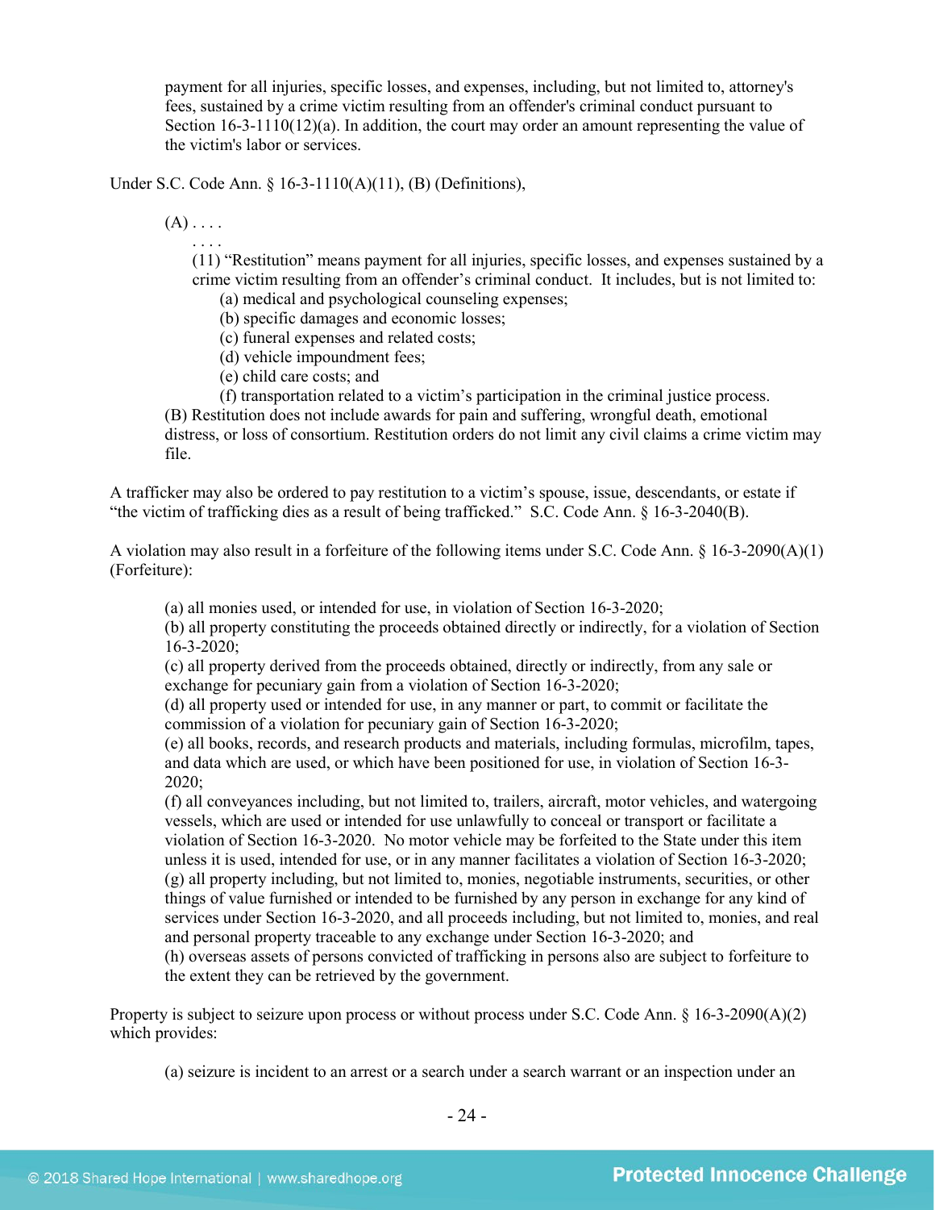> payment for all injuries, specific losses, and expenses, including, but not limited to, attorney's fees, sustained by a crime victim resulting from an offender's criminal conduct pursuant to Section 16-3-1110(12)(a). In addition, the court may order an amount representing the value of the victim's labor or services.

Under S.C. Code Ann. § 16-3-1110(A)(11), (B) (Definitions),

> (A) . . . .
>
> . . . .
>
> (11) "Restitution" means payment for all injuries, specific losses, and expenses sustained by a crime victim resulting from an offender's criminal conduct. It includes, but is not limited to:
>
> (a) medical and psychological counseling expenses;
> (b) specific damages and economic losses;
> (c) funeral expenses and related costs;
> (d) vehicle impoundment fees;
> (e) child care costs; and
> (f) transportation related to a victim's participation in the criminal justice process.
>
> (B) Restitution does not include awards for pain and suffering, wrongful death, emotional distress, or loss of consortium. Restitution orders do not limit any civil claims a crime victim may file.

A trafficker may also be ordered to pay restitution to a victim's spouse, issue, descendants, or estate if "the victim of trafficking dies as a result of being trafficked." S.C. Code Ann. § 16-3-2040(B).

A violation may also result in a forfeiture of the following items under S.C. Code Ann. § 16-3-2090(A)(1) (Forfeiture):

> (a) all monies used, or intended for use, in violation of Section 16-3-2020;
> (b) all property constituting the proceeds obtained directly or indirectly, for a violation of Section 16-3-2020;
> (c) all property derived from the proceeds obtained, directly or indirectly, from any sale or exchange for pecuniary gain from a violation of Section 16-3-2020;
> (d) all property used or intended for use, in any manner or part, to commit or facilitate the commission of a violation for pecuniary gain of Section 16-3-2020;
> (e) all books, records, and research products and materials, including formulas, microfilm, tapes, and data which are used, or which have been positioned for use, in violation of Section 16-3-2020;
> (f) all conveyances including, but not limited to, trailers, aircraft, motor vehicles, and watergoing vessels, which are used or intended for use unlawfully to conceal or transport or facilitate a violation of Section 16-3-2020. No motor vehicle may be forfeited to the State under this item unless it is used, intended for use, or in any manner facilitates a violation of Section 16-3-2020;
> (g) all property including, but not limited to, monies, negotiable instruments, securities, or other things of value furnished or intended to be furnished by any person in exchange for any kind of services under Section 16-3-2020, and all proceeds including, but not limited to, monies, and real and personal property traceable to any exchange under Section 16-3-2020; and
> (h) overseas assets of persons convicted of trafficking in persons also are subject to forfeiture to the extent they can be retrieved by the government.

Property is subject to seizure upon process or without process under S.C. Code Ann. § 16-3-2090(A)(2) which provides:

> (a) seizure is incident to an arrest or a search under a search warrant or an inspection under an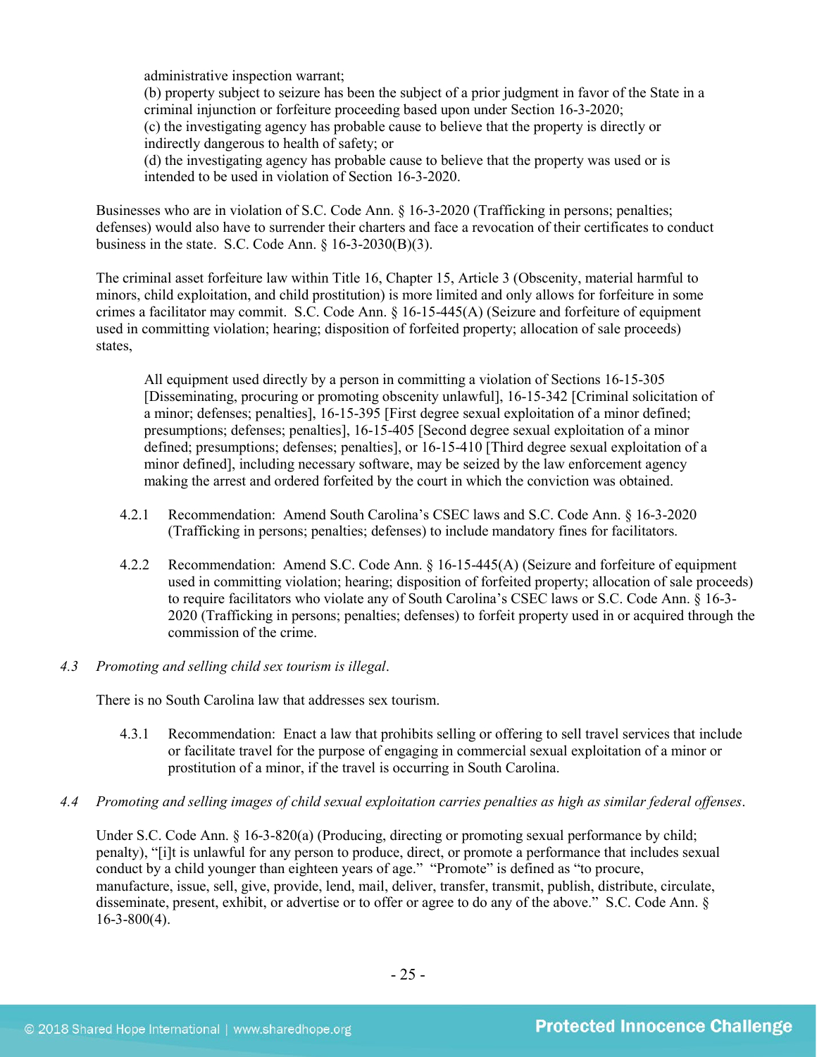administrative inspection warrant;
(b) property subject to seizure has been the subject of a prior judgment in favor of the State in a criminal injunction or forfeiture proceeding based upon under Section 16-3-2020;
(c) the investigating agency has probable cause to believe that the property is directly or indirectly dangerous to health of safety; or
(d) the investigating agency has probable cause to believe that the property was used or is intended to be used in violation of Section 16-3-2020.

Businesses who are in violation of S.C. Code Ann. § 16-3-2020 (Trafficking in persons; penalties; defenses) would also have to surrender their charters and face a revocation of their certificates to conduct business in the state. S.C. Code Ann. § 16-3-2030(B)(3).

The criminal asset forfeiture law within Title 16, Chapter 15, Article 3 (Obscenity, material harmful to minors, child exploitation, and child prostitution) is more limited and only allows for forfeiture in some crimes a facilitator may commit. S.C. Code Ann. § 16-15-445(A) (Seizure and forfeiture of equipment used in committing violation; hearing; disposition of forfeited property; allocation of sale proceeds) states,

> All equipment used directly by a person in committing a violation of Sections 16-15-305 [Disseminating, procuring or promoting obscenity unlawful], 16-15-342 [Criminal solicitation of a minor; defenses; penalties], 16-15-395 [First degree sexual exploitation of a minor defined; presumptions; defenses; penalties], 16-15-405 [Second degree sexual exploitation of a minor defined; presumptions; defenses; penalties], or 16-15-410 [Third degree sexual exploitation of a minor defined], including necessary software, may be seized by the law enforcement agency making the arrest and ordered forfeited by the court in which the conviction was obtained.

4.2.1 Recommendation: Amend South Carolina's CSEC laws and S.C. Code Ann. § 16-3-2020 (Trafficking in persons; penalties; defenses) to include mandatory fines for facilitators.

4.2.2 Recommendation: Amend S.C. Code Ann. § 16-15-445(A) (Seizure and forfeiture of equipment used in committing violation; hearing; disposition of forfeited property; allocation of sale proceeds) to require facilitators who violate any of South Carolina's CSEC laws or S.C. Code Ann. § 16-3-2020 (Trafficking in persons; penalties; defenses) to forfeit property used in or acquired through the commission of the crime.

*4.3 Promoting and selling child sex tourism is illegal.*

There is no South Carolina law that addresses sex tourism.

4.3.1 Recommendation: Enact a law that prohibits selling or offering to sell travel services that include or facilitate travel for the purpose of engaging in commercial sexual exploitation of a minor or prostitution of a minor, if the travel is occurring in South Carolina.

*4.4 Promoting and selling images of child sexual exploitation carries penalties as high as similar federal offenses.*

Under S.C. Code Ann. § 16-3-820(a) (Producing, directing or promoting sexual performance by child; penalty), "[i]t is unlawful for any person to produce, direct, or promote a performance that includes sexual conduct by a child younger than eighteen years of age." "Promote" is defined as "to procure, manufacture, issue, sell, give, provide, lend, mail, deliver, transfer, transmit, publish, distribute, circulate, disseminate, present, exhibit, or advertise or to offer or agree to do any of the above." S.C. Code Ann. § 16-3-800(4).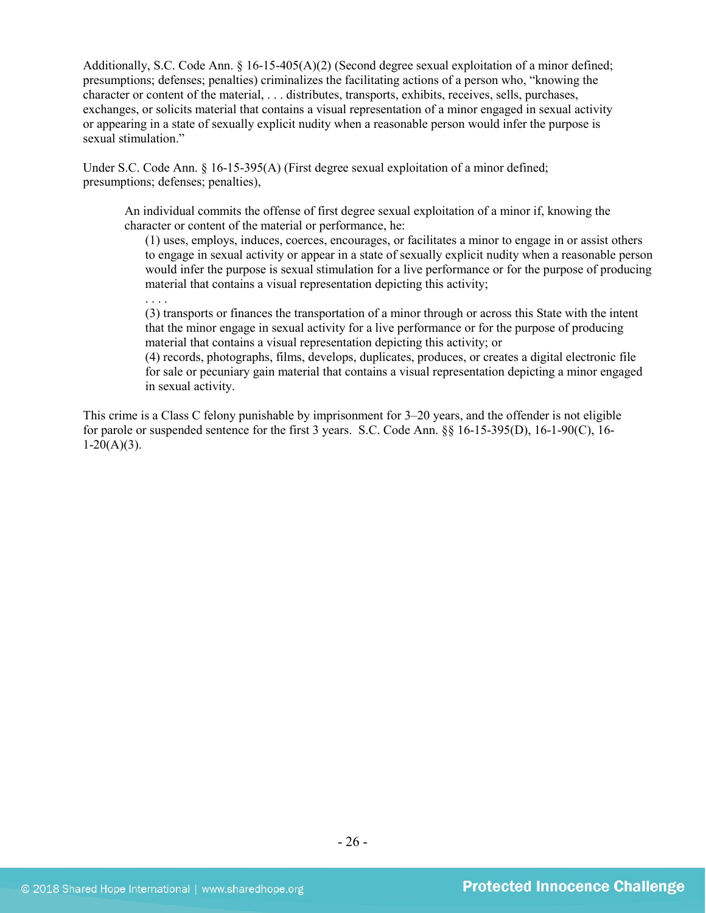Additionally, S.C. Code Ann. § 16-15-405(A)(2) (Second degree sexual exploitation of a minor defined; presumptions; defenses; penalties) criminalizes the facilitating actions of a person who, "knowing the character or content of the material, . . . distributes, transports, exhibits, receives, sells, purchases, exchanges, or solicits material that contains a visual representation of a minor engaged in sexual activity or appearing in a state of sexually explicit nudity when a reasonable person would infer the purpose is sexual stimulation."

Under S.C. Code Ann. § 16-15-395(A) (First degree sexual exploitation of a minor defined; presumptions; defenses; penalties),

> An individual commits the offense of first degree sexual exploitation of a minor if, knowing the character or content of the material or performance, he:
>
> (1) uses, employs, induces, coerces, encourages, or facilitates a minor to engage in or assist others to engage in sexual activity or appear in a state of sexually explicit nudity when a reasonable person would infer the purpose is sexual stimulation for a live performance or for the purpose of producing material that contains a visual representation depicting this activity;
>
> . . . .
>
> (3) transports or finances the transportation of a minor through or across this State with the intent that the minor engage in sexual activity for a live performance or for the purpose of producing material that contains a visual representation depicting this activity; or
>
> (4) records, photographs, films, develops, duplicates, produces, or creates a digital electronic file for sale or pecuniary gain material that contains a visual representation depicting a minor engaged in sexual activity.

This crime is a Class C felony punishable by imprisonment for 3–20 years, and the offender is not eligible for parole or suspended sentence for the first 3 years. S.C. Code Ann. §§ 16-15-395(D), 16-1-90(C), 16-1-20(A)(3).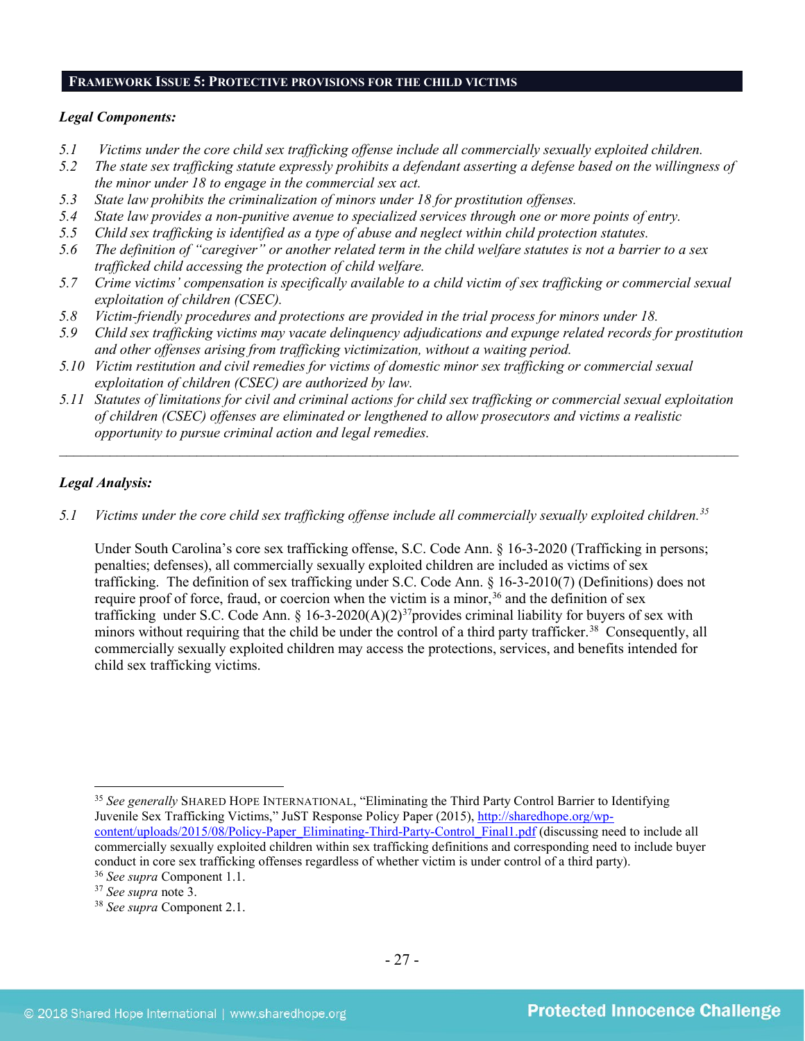## FRAMEWORK ISSUE 5: PROTECTIVE PROVISIONS FOR THE CHILD VICTIMS

***Legal Components:***

*5.1 Victims under the core child sex trafficking offense include all commercially sexually exploited children.*

*5.2 The state sex trafficking statute expressly prohibits a defendant asserting a defense based on the willingness of the minor under 18 to engage in the commercial sex act.*

*5.3 State law prohibits the criminalization of minors under 18 for prostitution offenses.*

*5.4 State law provides a non-punitive avenue to specialized services through one or more points of entry.*

*5.5 Child sex trafficking is identified as a type of abuse and neglect within child protection statutes.*

*5.6 The definition of "caregiver" or another related term in the child welfare statutes is not a barrier to a sex trafficked child accessing the protection of child welfare.*

*5.7 Crime victims' compensation is specifically available to a child victim of sex trafficking or commercial sexual exploitation of children (CSEC).*

*5.8 Victim-friendly procedures and protections are provided in the trial process for minors under 18.*

*5.9 Child sex trafficking victims may vacate delinquency adjudications and expunge related records for prostitution and other offenses arising from trafficking victimization, without a waiting period.*

*5.10 Victim restitution and civil remedies for victims of domestic minor sex trafficking or commercial sexual exploitation of children (CSEC) are authorized by law.*

*5.11 Statutes of limitations for civil and criminal actions for child sex trafficking or commercial sexual exploitation of children (CSEC) offenses are eliminated or lengthened to allow prosecutors and victims a realistic opportunity to pursue criminal action and legal remedies.*

---

***Legal Analysis:***

*5.1 Victims under the core child sex trafficking offense include all commercially sexually exploited children.*[35]

Under South Carolina's core sex trafficking offense, S.C. Code Ann. § 16-3-2020 (Trafficking in persons; penalties; defenses), all commercially sexually exploited children are included as victims of sex trafficking. The definition of sex trafficking under S.C. Code Ann. § 16-3-2010(7) (Definitions) does not require proof of force, fraud, or coercion when the victim is a minor,[36] and the definition of sex trafficking under S.C. Code Ann. § 16-3-2020(A)(2)[37] provides criminal liability for buyers of sex with minors without requiring that the child be under the control of a third party trafficker.[38] Consequently, all commercially sexually exploited children may access the protections, services, and benefits intended for child sex trafficking victims.

---

[35] *See generally* SHARED HOPE INTERNATIONAL, "Eliminating the Third Party Control Barrier to Identifying Juvenile Sex Trafficking Victims," JuST Response Policy Paper (2015), http://sharedhope.org/wp-content/uploads/2015/08/Policy-Paper_Eliminating-Third-Party-Control_Final1.pdf (discussing need to include all commercially sexually exploited children within sex trafficking definitions and corresponding need to include buyer conduct in core sex trafficking offenses regardless of whether victim is under control of a third party).

[36] *See supra* Component 1.1.

[37] *See supra* note 3.

[38] *See supra* Component 2.1.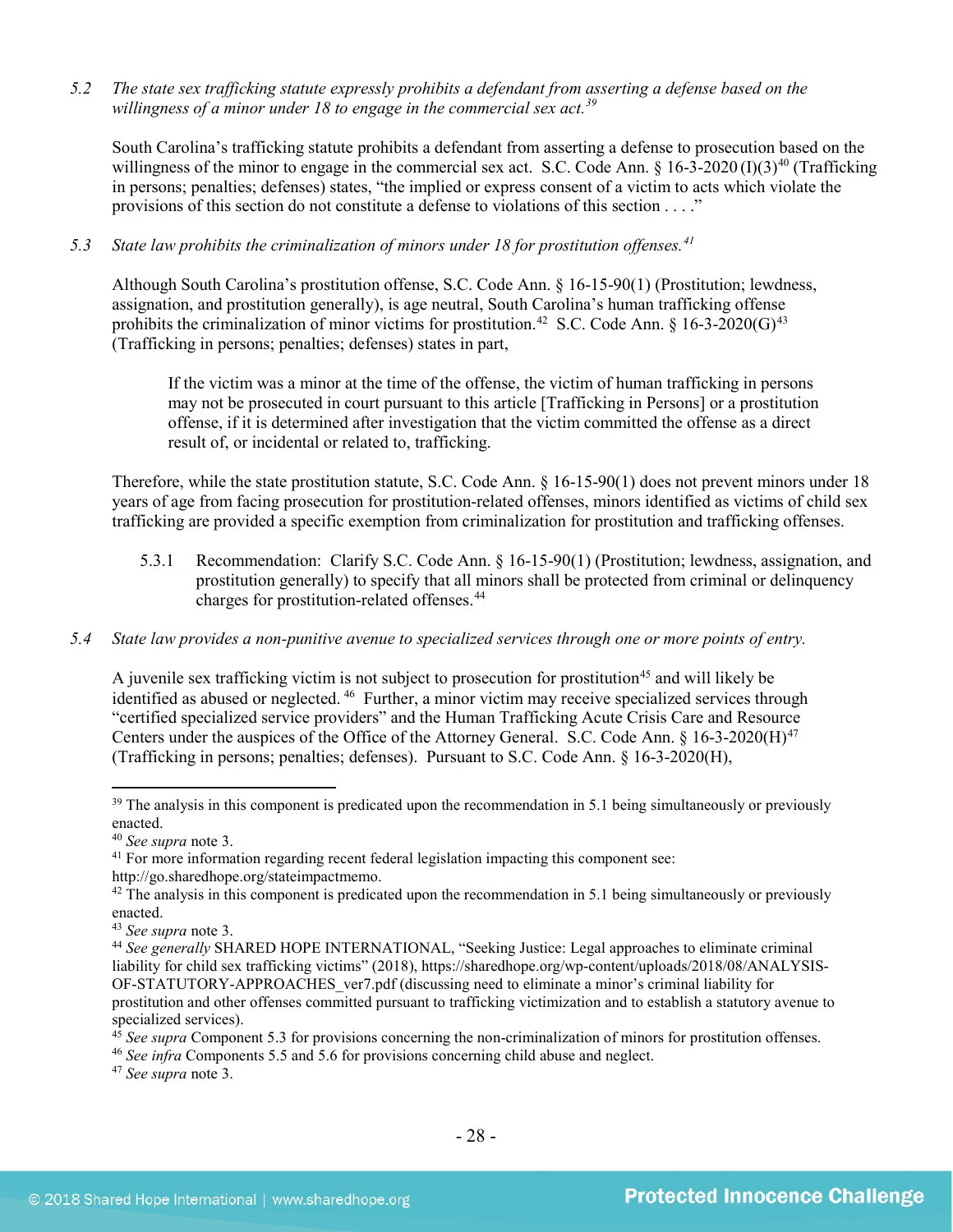*5.2 The state sex trafficking statute expressly prohibits a defendant from asserting a defense based on the willingness of a minor under 18 to engage in the commercial sex act.*[39]

South Carolina's trafficking statute prohibits a defendant from asserting a defense to prosecution based on the willingness of the minor to engage in the commercial sex act. S.C. Code Ann. § 16-3-2020 (I)(3)[40] (Trafficking in persons; penalties; defenses) states, "the implied or express consent of a victim to acts which violate the provisions of this section do not constitute a defense to violations of this section . . . ."

*5.3 State law prohibits the criminalization of minors under 18 for prostitution offenses.*[41]

Although South Carolina's prostitution offense, S.C. Code Ann. § 16-15-90(1) (Prostitution; lewdness, assignation, and prostitution generally), is age neutral, South Carolina's human trafficking offense prohibits the criminalization of minor victims for prostitution.[42] S.C. Code Ann. § 16-3-2020(G)[43] (Trafficking in persons; penalties; defenses) states in part,

> If the victim was a minor at the time of the offense, the victim of human trafficking in persons may not be prosecuted in court pursuant to this article [Trafficking in Persons] or a prostitution offense, if it is determined after investigation that the victim committed the offense as a direct result of, or incidental or related to, trafficking.

Therefore, while the state prostitution statute, S.C. Code Ann. § 16-15-90(1) does not prevent minors under 18 years of age from facing prosecution for prostitution-related offenses, minors identified as victims of child sex trafficking are provided a specific exemption from criminalization for prostitution and trafficking offenses.

5.3.1 Recommendation: Clarify S.C. Code Ann. § 16-15-90(1) (Prostitution; lewdness, assignation, and prostitution generally) to specify that all minors shall be protected from criminal or delinquency charges for prostitution-related offenses.[44]

*5.4 State law provides a non-punitive avenue to specialized services through one or more points of entry.*

A juvenile sex trafficking victim is not subject to prosecution for prostitution[45] and will likely be identified as abused or neglected.[46] Further, a minor victim may receive specialized services through "certified specialized service providers" and the Human Trafficking Acute Crisis Care and Resource Centers under the auspices of the Office of the Attorney General. S.C. Code Ann. § 16-3-2020(H)[47] (Trafficking in persons; penalties; defenses). Pursuant to S.C. Code Ann. § 16-3-2020(H),

---

[39] The analysis in this component is predicated upon the recommendation in 5.1 being simultaneously or previously enacted.

[40] *See supra* note 3.

[41] For more information regarding recent federal legislation impacting this component see: http://go.sharedhope.org/stateimpactmemo.

[42] The analysis in this component is predicated upon the recommendation in 5.1 being simultaneously or previously enacted.

[43] *See supra* note 3.

[44] *See generally* SHARED HOPE INTERNATIONAL, "Seeking Justice: Legal approaches to eliminate criminal liability for child sex trafficking victims" (2018), https://sharedhope.org/wp-content/uploads/2018/08/ANALYSIS-OF-STATUTORY-APPROACHES_ver7.pdf (discussing need to eliminate a minor's criminal liability for prostitution and other offenses committed pursuant to trafficking victimization and to establish a statutory avenue to specialized services).

[45] *See supra* Component 5.3 for provisions concerning the non-criminalization of minors for prostitution offenses.

[46] *See infra* Components 5.5 and 5.6 for provisions concerning child abuse and neglect.

[47] *See supra* note 3.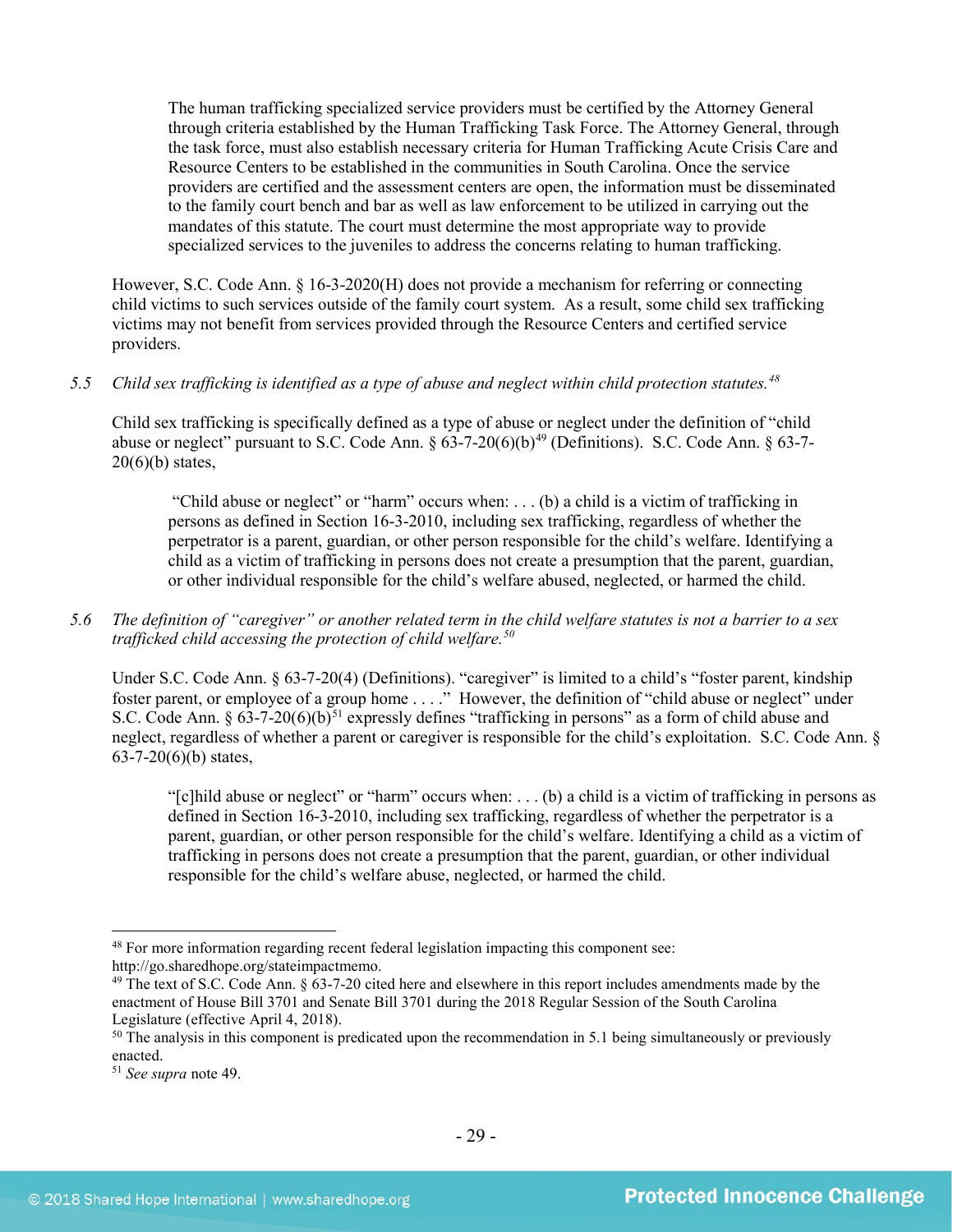> The human trafficking specialized service providers must be certified by the Attorney General through criteria established by the Human Trafficking Task Force. The Attorney General, through the task force, must also establish necessary criteria for Human Trafficking Acute Crisis Care and Resource Centers to be established in the communities in South Carolina. Once the service providers are certified and the assessment centers are open, the information must be disseminated to the family court bench and bar as well as law enforcement to be utilized in carrying out the mandates of this statute. The court must determine the most appropriate way to provide specialized services to the juveniles to address the concerns relating to human trafficking.

However, S.C. Code Ann. § 16-3-2020(H) does not provide a mechanism for referring or connecting child victims to such services outside of the family court system. As a result, some child sex trafficking victims may not benefit from services provided through the Resource Centers and certified service providers.

5.5 *Child sex trafficking is identified as a type of abuse and neglect within child protection statutes.*[48]

Child sex trafficking is specifically defined as a type of abuse or neglect under the definition of "child abuse or neglect" pursuant to S.C. Code Ann. § 63-7-20(6)(b)[49] (Definitions). S.C. Code Ann. § 63-7-20(6)(b) states,

> "Child abuse or neglect" or "harm" occurs when: . . . (b) a child is a victim of trafficking in persons as defined in Section 16-3-2010, including sex trafficking, regardless of whether the perpetrator is a parent, guardian, or other person responsible for the child's welfare. Identifying a child as a victim of trafficking in persons does not create a presumption that the parent, guardian, or other individual responsible for the child's welfare abused, neglected, or harmed the child.

5.6 *The definition of "caregiver" or another related term in the child welfare statutes is not a barrier to a sex trafficked child accessing the protection of child welfare.*[50]

Under S.C. Code Ann. § 63-7-20(4) (Definitions). "caregiver" is limited to a child's "foster parent, kinship foster parent, or employee of a group home . . . ." However, the definition of "child abuse or neglect" under S.C. Code Ann. § 63-7-20(6)(b)[51] expressly defines "trafficking in persons" as a form of child abuse and neglect, regardless of whether a parent or caregiver is responsible for the child's exploitation. S.C. Code Ann. § 63-7-20(6)(b) states,

> "[c]hild abuse or neglect" or "harm" occurs when: . . . (b) a child is a victim of trafficking in persons as defined in Section 16-3-2010, including sex trafficking, regardless of whether the perpetrator is a parent, guardian, or other person responsible for the child's welfare. Identifying a child as a victim of trafficking in persons does not create a presumption that the parent, guardian, or other individual responsible for the child's welfare abuse, neglected, or harmed the child.

---

[48] For more information regarding recent federal legislation impacting this component see: http://go.sharedhope.org/stateimpactmemo.

[49] The text of S.C. Code Ann. § 63-7-20 cited here and elsewhere in this report includes amendments made by the enactment of House Bill 3701 and Senate Bill 3701 during the 2018 Regular Session of the South Carolina Legislature (effective April 4, 2018).

[50] The analysis in this component is predicated upon the recommendation in 5.1 being simultaneously or previously enacted.

[51] *See supra* note 49.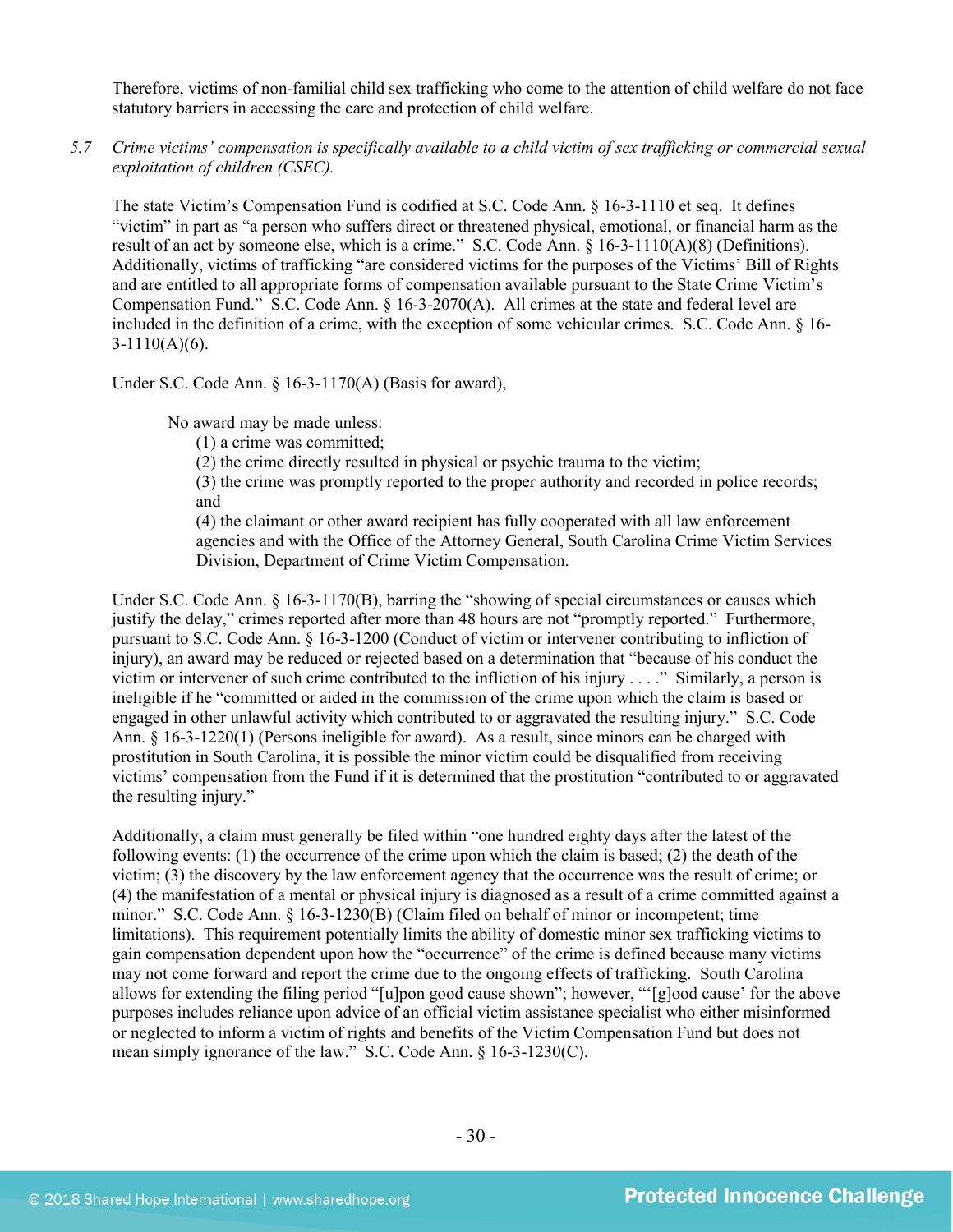Therefore, victims of non-familial child sex trafficking who come to the attention of child welfare do not face statutory barriers in accessing the care and protection of child welfare.

5.7 *Crime victims' compensation is specifically available to a child victim of sex trafficking or commercial sexual exploitation of children (CSEC).*

The state Victim's Compensation Fund is codified at S.C. Code Ann. § 16-3-1110 et seq. It defines "victim" in part as "a person who suffers direct or threatened physical, emotional, or financial harm as the result of an act by someone else, which is a crime." S.C. Code Ann. § 16-3-1110(A)(8) (Definitions). Additionally, victims of trafficking "are considered victims for the purposes of the Victims' Bill of Rights and are entitled to all appropriate forms of compensation available pursuant to the State Crime Victim's Compensation Fund." S.C. Code Ann. § 16-3-2070(A). All crimes at the state and federal level are included in the definition of a crime, with the exception of some vehicular crimes. S.C. Code Ann. § 16-3-1110(A)(6).

Under S.C. Code Ann. § 16-3-1170(A) (Basis for award),

> No award may be made unless:
> (1) a crime was committed;
> (2) the crime directly resulted in physical or psychic trauma to the victim;
> (3) the crime was promptly reported to the proper authority and recorded in police records; and
> (4) the claimant or other award recipient has fully cooperated with all law enforcement agencies and with the Office of the Attorney General, South Carolina Crime Victim Services Division, Department of Crime Victim Compensation.

Under S.C. Code Ann. § 16-3-1170(B), barring the "showing of special circumstances or causes which justify the delay," crimes reported after more than 48 hours are not "promptly reported." Furthermore, pursuant to S.C. Code Ann. § 16-3-1200 (Conduct of victim or intervener contributing to infliction of injury), an award may be reduced or rejected based on a determination that "because of his conduct the victim or intervener of such crime contributed to the infliction of his injury . . . ." Similarly, a person is ineligible if he "committed or aided in the commission of the crime upon which the claim is based or engaged in other unlawful activity which contributed to or aggravated the resulting injury." S.C. Code Ann. § 16-3-1220(1) (Persons ineligible for award). As a result, since minors can be charged with prostitution in South Carolina, it is possible the minor victim could be disqualified from receiving victims' compensation from the Fund if it is determined that the prostitution "contributed to or aggravated the resulting injury."

Additionally, a claim must generally be filed within "one hundred eighty days after the latest of the following events: (1) the occurrence of the crime upon which the claim is based; (2) the death of the victim; (3) the discovery by the law enforcement agency that the occurrence was the result of crime; or (4) the manifestation of a mental or physical injury is diagnosed as a result of a crime committed against a minor." S.C. Code Ann. § 16-3-1230(B) (Claim filed on behalf of minor or incompetent; time limitations). This requirement potentially limits the ability of domestic minor sex trafficking victims to gain compensation dependent upon how the "occurrence" of the crime is defined because many victims may not come forward and report the crime due to the ongoing effects of trafficking. South Carolina allows for extending the filing period "[u]pon good cause shown"; however, "'[g]ood cause' for the above purposes includes reliance upon advice of an official victim assistance specialist who either misinformed or neglected to inform a victim of rights and benefits of the Victim Compensation Fund but does not mean simply ignorance of the law." S.C. Code Ann. § 16-3-1230(C).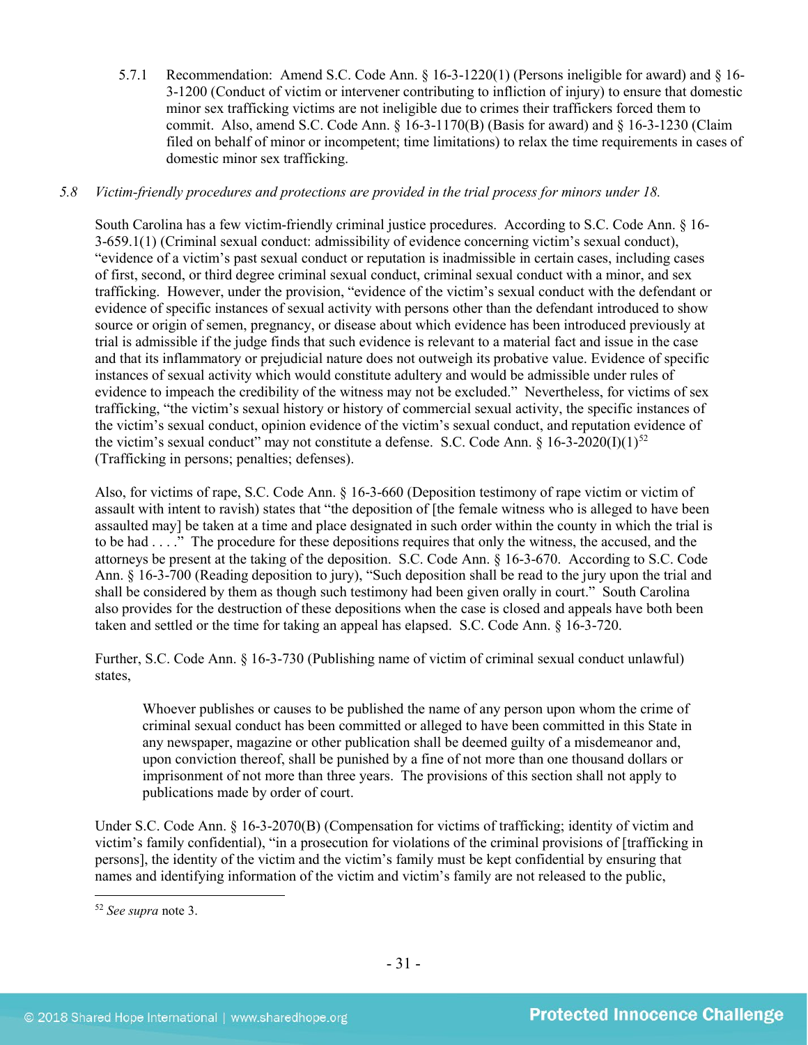5.7.1 Recommendation: Amend S.C. Code Ann. § 16-3-1220(1) (Persons ineligible for award) and § 16-3-1200 (Conduct of victim or intervener contributing to infliction of injury) to ensure that domestic minor sex trafficking victims are not ineligible due to crimes their traffickers forced them to commit. Also, amend S.C. Code Ann. § 16-3-1170(B) (Basis for award) and § 16-3-1230 (Claim filed on behalf of minor or incompetent; time limitations) to relax the time requirements in cases of domestic minor sex trafficking.

*5.8 Victim-friendly procedures and protections are provided in the trial process for minors under 18.*

South Carolina has a few victim-friendly criminal justice procedures. According to S.C. Code Ann. § 16-3-659.1(1) (Criminal sexual conduct: admissibility of evidence concerning victim's sexual conduct), "evidence of a victim's past sexual conduct or reputation is inadmissible in certain cases, including cases of first, second, or third degree criminal sexual conduct, criminal sexual conduct with a minor, and sex trafficking. However, under the provision, "evidence of the victim's sexual conduct with the defendant or evidence of specific instances of sexual activity with persons other than the defendant introduced to show source or origin of semen, pregnancy, or disease about which evidence has been introduced previously at trial is admissible if the judge finds that such evidence is relevant to a material fact and issue in the case and that its inflammatory or prejudicial nature does not outweigh its probative value. Evidence of specific instances of sexual activity which would constitute adultery and would be admissible under rules of evidence to impeach the credibility of the witness may not be excluded." Nevertheless, for victims of sex trafficking, "the victim's sexual history or history of commercial sexual activity, the specific instances of the victim's sexual conduct, opinion evidence of the victim's sexual conduct, and reputation evidence of the victim's sexual conduct" may not constitute a defense. S.C. Code Ann. § 16-3-2020(I)(1)[52] (Trafficking in persons; penalties; defenses).

Also, for victims of rape, S.C. Code Ann. § 16-3-660 (Deposition testimony of rape victim or victim of assault with intent to ravish) states that "the deposition of [the female witness who is alleged to have been assaulted may] be taken at a time and place designated in such order within the county in which the trial is to be had . . . ." The procedure for these depositions requires that only the witness, the accused, and the attorneys be present at the taking of the deposition. S.C. Code Ann. § 16-3-670. According to S.C. Code Ann. § 16-3-700 (Reading deposition to jury), "Such deposition shall be read to the jury upon the trial and shall be considered by them as though such testimony had been given orally in court." South Carolina also provides for the destruction of these depositions when the case is closed and appeals have both been taken and settled or the time for taking an appeal has elapsed. S.C. Code Ann. § 16-3-720.

Further, S.C. Code Ann. § 16-3-730 (Publishing name of victim of criminal sexual conduct unlawful) states,

> Whoever publishes or causes to be published the name of any person upon whom the crime of criminal sexual conduct has been committed or alleged to have been committed in this State in any newspaper, magazine or other publication shall be deemed guilty of a misdemeanor and, upon conviction thereof, shall be punished by a fine of not more than one thousand dollars or imprisonment of not more than three years. The provisions of this section shall not apply to publications made by order of court.

Under S.C. Code Ann. § 16-3-2070(B) (Compensation for victims of trafficking; identity of victim and victim's family confidential), "in a prosecution for violations of the criminal provisions of [trafficking in persons], the identity of the victim and the victim's family must be kept confidential by ensuring that names and identifying information of the victim and victim's family are not released to the public,

[52] *See supra* note 3.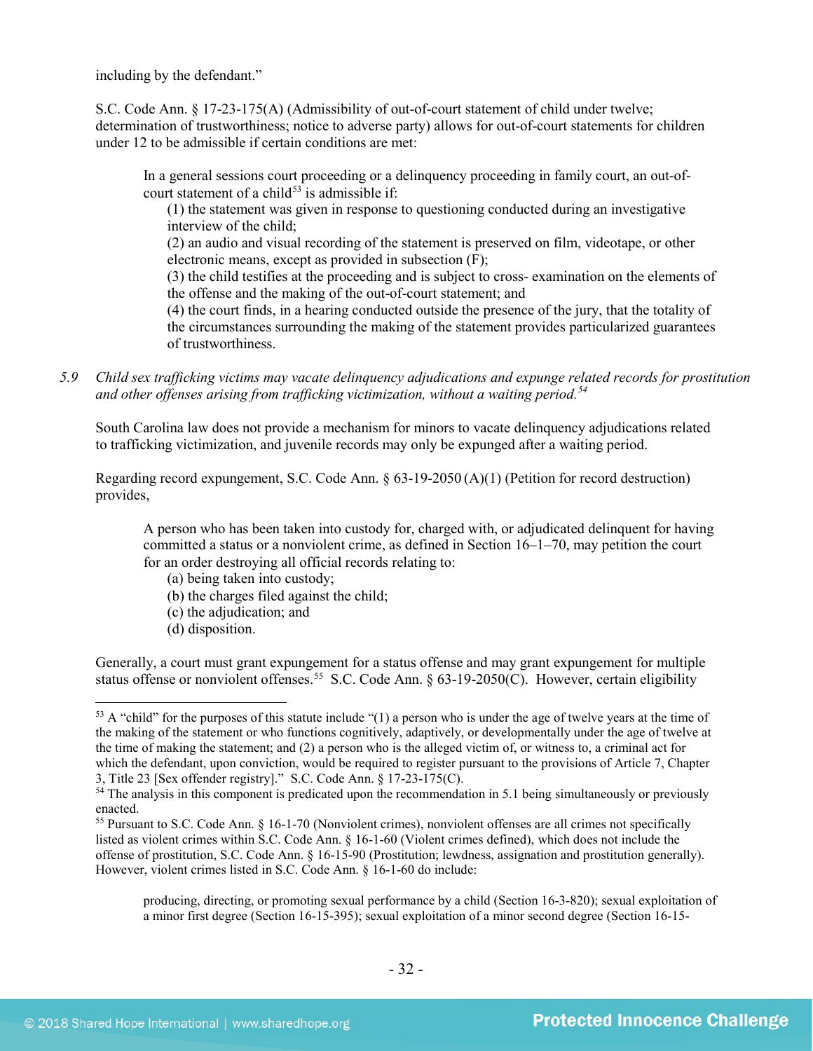including by the defendant."

S.C. Code Ann. § 17-23-175(A) (Admissibility of out-of-court statement of child under twelve; determination of trustworthiness; notice to adverse party) allows for out-of-court statements for children under 12 to be admissible if certain conditions are met:

> In a general sessions court proceeding or a delinquency proceeding in family court, an out-of-court statement of a child[53] is admissible if:
>
> (1) the statement was given in response to questioning conducted during an investigative interview of the child;
>
> (2) an audio and visual recording of the statement is preserved on film, videotape, or other electronic means, except as provided in subsection (F);
>
> (3) the child testifies at the proceeding and is subject to cross- examination on the elements of the offense and the making of the out-of-court statement; and
>
> (4) the court finds, in a hearing conducted outside the presence of the jury, that the totality of the circumstances surrounding the making of the statement provides particularized guarantees of trustworthiness.

5.9 *Child sex trafficking victims may vacate delinquency adjudications and expunge related records for prostitution and other offenses arising from trafficking victimization, without a waiting period.*[54]

South Carolina law does not provide a mechanism for minors to vacate delinquency adjudications related to trafficking victimization, and juvenile records may only be expunged after a waiting period.

Regarding record expungement, S.C. Code Ann. § 63-19-2050 (A)(1) (Petition for record destruction) provides,

> A person who has been taken into custody for, charged with, or adjudicated delinquent for having committed a status or a nonviolent crime, as defined in Section 16–1–70, may petition the court for an order destroying all official records relating to:
>
> (a) being taken into custody;
>
> (b) the charges filed against the child;
>
> (c) the adjudication; and
>
> (d) disposition.

Generally, a court must grant expungement for a status offense and may grant expungement for multiple status offense or nonviolent offenses.[55] S.C. Code Ann. § 63-19-2050(C). However, certain eligibility

---

[53] A "child" for the purposes of this statute include "(1) a person who is under the age of twelve years at the time of the making of the statement or who functions cognitively, adaptively, or developmentally under the age of twelve at the time of making the statement; and (2) a person who is the alleged victim of, or witness to, a criminal act for which the defendant, upon conviction, would be required to register pursuant to the provisions of Article 7, Chapter 3, Title 23 [Sex offender registry]." S.C. Code Ann. § 17-23-175(C).

[54] The analysis in this component is predicated upon the recommendation in 5.1 being simultaneously or previously enacted.

[55] Pursuant to S.C. Code Ann. § 16-1-70 (Nonviolent crimes), nonviolent offenses are all crimes not specifically listed as violent crimes within S.C. Code Ann. § 16-1-60 (Violent crimes defined), which does not include the offense of prostitution, S.C. Code Ann. § 16-15-90 (Prostitution; lewdness, assignation and prostitution generally). However, violent crimes listed in S.C. Code Ann. § 16-1-60 do include:

> producing, directing, or promoting sexual performance by a child (Section 16-3-820); sexual exploitation of a minor first degree (Section 16-15-395); sexual exploitation of a minor second degree (Section 16-15-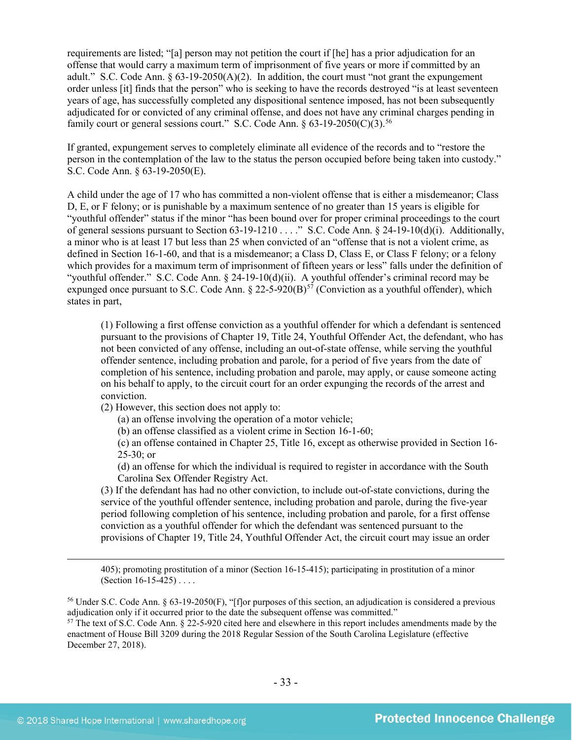requirements are listed; "[a] person may not petition the court if [he] has a prior adjudication for an offense that would carry a maximum term of imprisonment of five years or more if committed by an adult." S.C. Code Ann. § 63-19-2050(A)(2). In addition, the court must "not grant the expungement order unless [it] finds that the person" who is seeking to have the records destroyed "is at least seventeen years of age, has successfully completed any dispositional sentence imposed, has not been subsequently adjudicated for or convicted of any criminal offense, and does not have any criminal charges pending in family court or general sessions court." S.C. Code Ann. § 63-19-2050(C)(3).[56]

If granted, expungement serves to completely eliminate all evidence of the records and to "restore the person in the contemplation of the law to the status the person occupied before being taken into custody." S.C. Code Ann. § 63-19-2050(E).

A child under the age of 17 who has committed a non-violent offense that is either a misdemeanor; Class D, E, or F felony; or is punishable by a maximum sentence of no greater than 15 years is eligible for "youthful offender" status if the minor "has been bound over for proper criminal proceedings to the court of general sessions pursuant to Section 63-19-1210 . . . ." S.C. Code Ann. § 24-19-10(d)(i). Additionally, a minor who is at least 17 but less than 25 when convicted of an "offense that is not a violent crime, as defined in Section 16-1-60, and that is a misdemeanor; a Class D, Class E, or Class F felony; or a felony which provides for a maximum term of imprisonment of fifteen years or less" falls under the definition of "youthful offender." S.C. Code Ann. § 24-19-10(d)(ii). A youthful offender's criminal record may be expunged once pursuant to S.C. Code Ann. § 22-5-920(B)[57] (Conviction as a youthful offender), which states in part,

> (1) Following a first offense conviction as a youthful offender for which a defendant is sentenced pursuant to the provisions of Chapter 19, Title 24, Youthful Offender Act, the defendant, who has not been convicted of any offense, including an out-of-state offense, while serving the youthful offender sentence, including probation and parole, for a period of five years from the date of completion of his sentence, including probation and parole, may apply, or cause someone acting on his behalf to apply, to the circuit court for an order expunging the records of the arrest and conviction.
> (2) However, this section does not apply to:
> (a) an offense involving the operation of a motor vehicle;
> (b) an offense classified as a violent crime in Section 16-1-60;
> (c) an offense contained in Chapter 25, Title 16, except as otherwise provided in Section 16-25-30; or
> (d) an offense for which the individual is required to register in accordance with the South Carolina Sex Offender Registry Act.
> (3) If the defendant has had no other conviction, to include out-of-state convictions, during the service of the youthful offender sentence, including probation and parole, during the five-year period following completion of his sentence, including probation and parole, for a first offense conviction as a youthful offender for which the defendant was sentenced pursuant to the provisions of Chapter 19, Title 24, Youthful Offender Act, the circuit court may issue an order

---

405); promoting prostitution of a minor (Section 16-15-415); participating in prostitution of a minor (Section 16-15-425) . . . .

[56] Under S.C. Code Ann. § 63-19-2050(F), "[f]or purposes of this section, an adjudication is considered a previous adjudication only if it occurred prior to the date the subsequent offense was committed."

[57] The text of S.C. Code Ann. § 22-5-920 cited here and elsewhere in this report includes amendments made by the enactment of House Bill 3209 during the 2018 Regular Session of the South Carolina Legislature (effective December 27, 2018).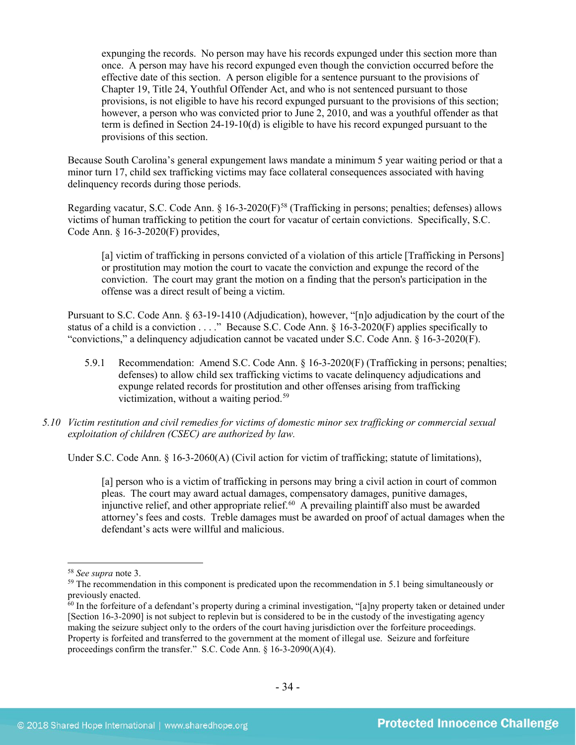> expunging the records. No person may have his records expunged under this section more than once. A person may have his record expunged even though the conviction occurred before the effective date of this section. A person eligible for a sentence pursuant to the provisions of Chapter 19, Title 24, Youthful Offender Act, and who is not sentenced pursuant to those provisions, is not eligible to have his record expunged pursuant to the provisions of this section; however, a person who was convicted prior to June 2, 2010, and was a youthful offender as that term is defined in Section 24-19-10(d) is eligible to have his record expunged pursuant to the provisions of this section.

Because South Carolina's general expungement laws mandate a minimum 5 year waiting period or that a minor turn 17, child sex trafficking victims may face collateral consequences associated with having delinquency records during those periods.

Regarding vacatur, S.C. Code Ann. § 16-3-2020(F)[58] (Trafficking in persons; penalties; defenses) allows victims of human trafficking to petition the court for vacatur of certain convictions. Specifically, S.C. Code Ann. § 16-3-2020(F) provides,

> [a] victim of trafficking in persons convicted of a violation of this article [Trafficking in Persons] or prostitution may motion the court to vacate the conviction and expunge the record of the conviction. The court may grant the motion on a finding that the person's participation in the offense was a direct result of being a victim.

Pursuant to S.C. Code Ann. § 63-19-1410 (Adjudication), however, "[n]o adjudication by the court of the status of a child is a conviction . . . ." Because S.C. Code Ann. § 16-3-2020(F) applies specifically to "convictions," a delinquency adjudication cannot be vacated under S.C. Code Ann. § 16-3-2020(F).

5.9.1 Recommendation: Amend S.C. Code Ann. § 16-3-2020(F) (Trafficking in persons; penalties; defenses) to allow child sex trafficking victims to vacate delinquency adjudications and expunge related records for prostitution and other offenses arising from trafficking victimization, without a waiting period.[59]

*5.10 Victim restitution and civil remedies for victims of domestic minor sex trafficking or commercial sexual exploitation of children (CSEC) are authorized by law.*

Under S.C. Code Ann. § 16-3-2060(A) (Civil action for victim of trafficking; statute of limitations),

> [a] person who is a victim of trafficking in persons may bring a civil action in court of common pleas. The court may award actual damages, compensatory damages, punitive damages, injunctive relief, and other appropriate relief.[60] A prevailing plaintiff also must be awarded attorney's fees and costs. Treble damages must be awarded on proof of actual damages when the defendant's acts were willful and malicious.

---

[58] *See supra* note 3.

[59] The recommendation in this component is predicated upon the recommendation in 5.1 being simultaneously or previously enacted.

[60] In the forfeiture of a defendant's property during a criminal investigation, "[a]ny property taken or detained under [Section 16-3-2090] is not subject to replevin but is considered to be in the custody of the investigating agency making the seizure subject only to the orders of the court having jurisdiction over the forfeiture proceedings. Property is forfeited and transferred to the government at the moment of illegal use. Seizure and forfeiture proceedings confirm the transfer." S.C. Code Ann. § 16-3-2090(A)(4).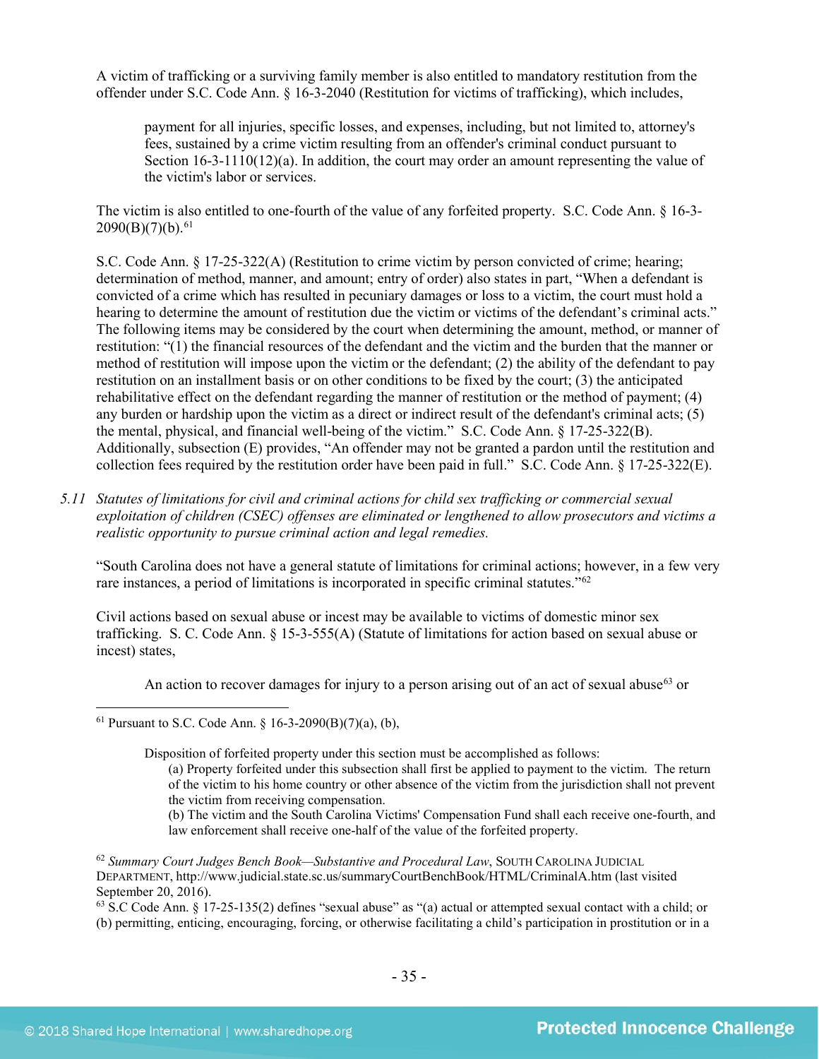A victim of trafficking or a surviving family member is also entitled to mandatory restitution from the offender under S.C. Code Ann. § 16-3-2040 (Restitution for victims of trafficking), which includes,

> payment for all injuries, specific losses, and expenses, including, but not limited to, attorney's fees, sustained by a crime victim resulting from an offender's criminal conduct pursuant to Section 16-3-1110(12)(a). In addition, the court may order an amount representing the value of the victim's labor or services.

The victim is also entitled to one-fourth of the value of any forfeited property. S.C. Code Ann. § 16-3-2090(B)(7)(b).[61]

S.C. Code Ann. § 17-25-322(A) (Restitution to crime victim by person convicted of crime; hearing; determination of method, manner, and amount; entry of order) also states in part, "When a defendant is convicted of a crime which has resulted in pecuniary damages or loss to a victim, the court must hold a hearing to determine the amount of restitution due the victim or victims of the defendant's criminal acts." The following items may be considered by the court when determining the amount, method, or manner of restitution: "(1) the financial resources of the defendant and the victim and the burden that the manner or method of restitution will impose upon the victim or the defendant; (2) the ability of the defendant to pay restitution on an installment basis or on other conditions to be fixed by the court; (3) the anticipated rehabilitative effect on the defendant regarding the manner of restitution or the method of payment; (4) any burden or hardship upon the victim as a direct or indirect result of the defendant's criminal acts; (5) the mental, physical, and financial well-being of the victim." S.C. Code Ann. § 17-25-322(B). Additionally, subsection (E) provides, "An offender may not be granted a pardon until the restitution and collection fees required by the restitution order have been paid in full." S.C. Code Ann. § 17-25-322(E).

*5.11 Statutes of limitations for civil and criminal actions for child sex trafficking or commercial sexual exploitation of children (CSEC) offenses are eliminated or lengthened to allow prosecutors and victims a realistic opportunity to pursue criminal action and legal remedies.*

"South Carolina does not have a general statute of limitations for criminal actions; however, in a few very rare instances, a period of limitations is incorporated in specific criminal statutes."[62]

Civil actions based on sexual abuse or incest may be available to victims of domestic minor sex trafficking. S. C. Code Ann. § 15-3-555(A) (Statute of limitations for action based on sexual abuse or incest) states,

> An action to recover damages for injury to a person arising out of an act of sexual abuse[63] or

---

[61] Pursuant to S.C. Code Ann. § 16-3-2090(B)(7)(a), (b),

> Disposition of forfeited property under this section must be accomplished as follows:
> (a) Property forfeited under this subsection shall first be applied to payment to the victim. The return of the victim to his home country or other absence of the victim from the jurisdiction shall not prevent the victim from receiving compensation.
> (b) The victim and the South Carolina Victims' Compensation Fund shall each receive one-fourth, and law enforcement shall receive one-half of the value of the forfeited property.

[62] *Summary Court Judges Bench Book—Substantive and Procedural Law*, SOUTH CAROLINA JUDICIAL DEPARTMENT, http://www.judicial.state.sc.us/summaryCourtBenchBook/HTML/CriminalA.htm (last visited September 20, 2016).

[63] S.C Code Ann. § 17-25-135(2) defines "sexual abuse" as "(a) actual or attempted sexual contact with a child; or (b) permitting, enticing, encouraging, forcing, or otherwise facilitating a child's participation in prostitution or in a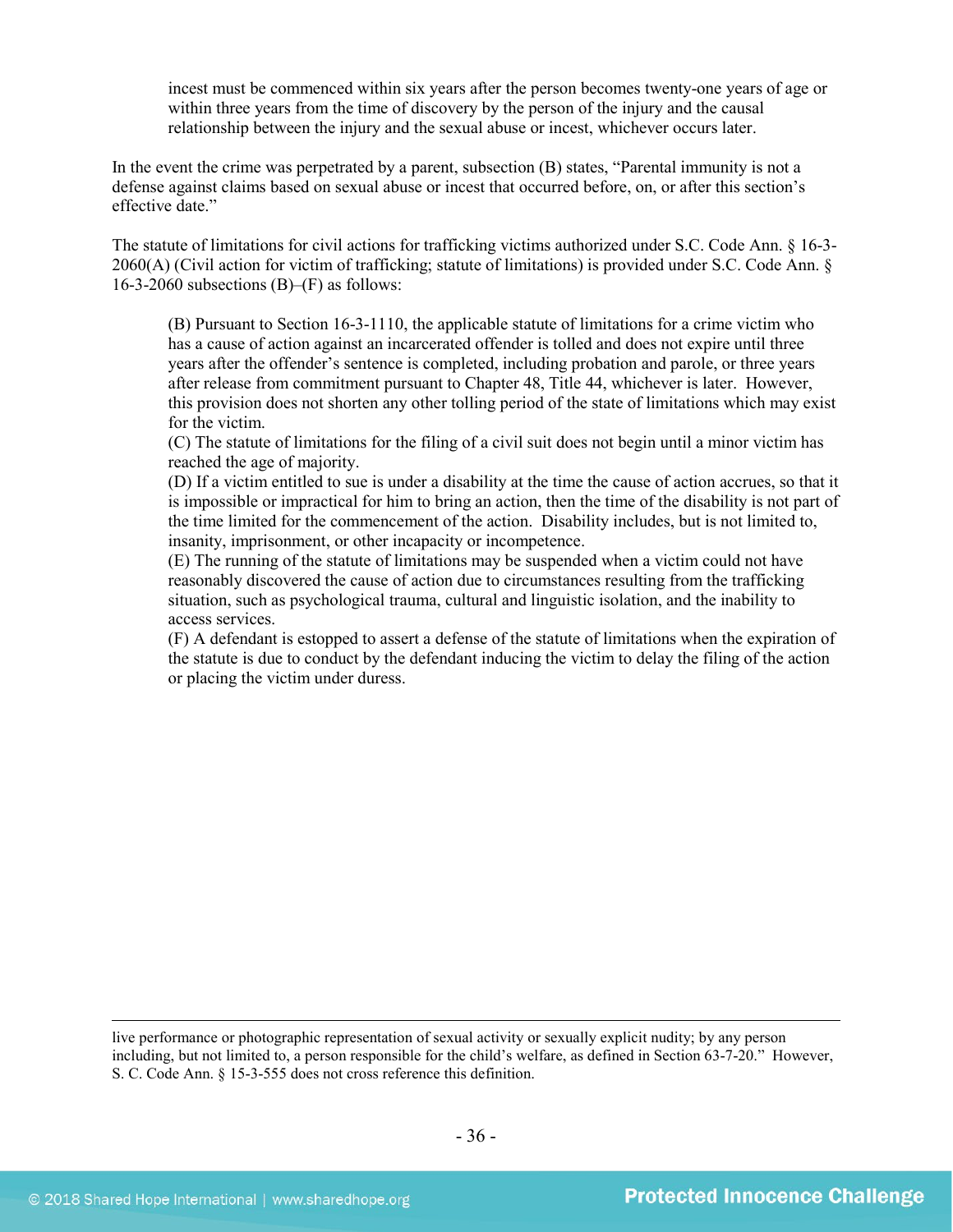> incest must be commenced within six years after the person becomes twenty-one years of age or within three years from the time of discovery by the person of the injury and the causal relationship between the injury and the sexual abuse or incest, whichever occurs later.

In the event the crime was perpetrated by a parent, subsection (B) states, "Parental immunity is not a defense against claims based on sexual abuse or incest that occurred before, on, or after this section's effective date."

The statute of limitations for civil actions for trafficking victims authorized under S.C. Code Ann. § 16-3-2060(A) (Civil action for victim of trafficking; statute of limitations) is provided under S.C. Code Ann. § 16-3-2060 subsections (B)–(F) as follows:

> (B) Pursuant to Section 16-3-1110, the applicable statute of limitations for a crime victim who has a cause of action against an incarcerated offender is tolled and does not expire until three years after the offender's sentence is completed, including probation and parole, or three years after release from commitment pursuant to Chapter 48, Title 44, whichever is later. However, this provision does not shorten any other tolling period of the state of limitations which may exist for the victim.
> (C) The statute of limitations for the filing of a civil suit does not begin until a minor victim has reached the age of majority.
> (D) If a victim entitled to sue is under a disability at the time the cause of action accrues, so that it is impossible or impractical for him to bring an action, then the time of the disability is not part of the time limited for the commencement of the action. Disability includes, but is not limited to, insanity, imprisonment, or other incapacity or incompetence.
> (E) The running of the statute of limitations may be suspended when a victim could not have reasonably discovered the cause of action due to circumstances resulting from the trafficking situation, such as psychological trauma, cultural and linguistic isolation, and the inability to access services.
> (F) A defendant is estopped to assert a defense of the statute of limitations when the expiration of the statute is due to conduct by the defendant inducing the victim to delay the filing of the action or placing the victim under duress.

---

live performance or photographic representation of sexual activity or sexually explicit nudity; by any person including, but not limited to, a person responsible for the child's welfare, as defined in Section 63-7-20." However, S. C. Code Ann. § 15-3-555 does not cross reference this definition.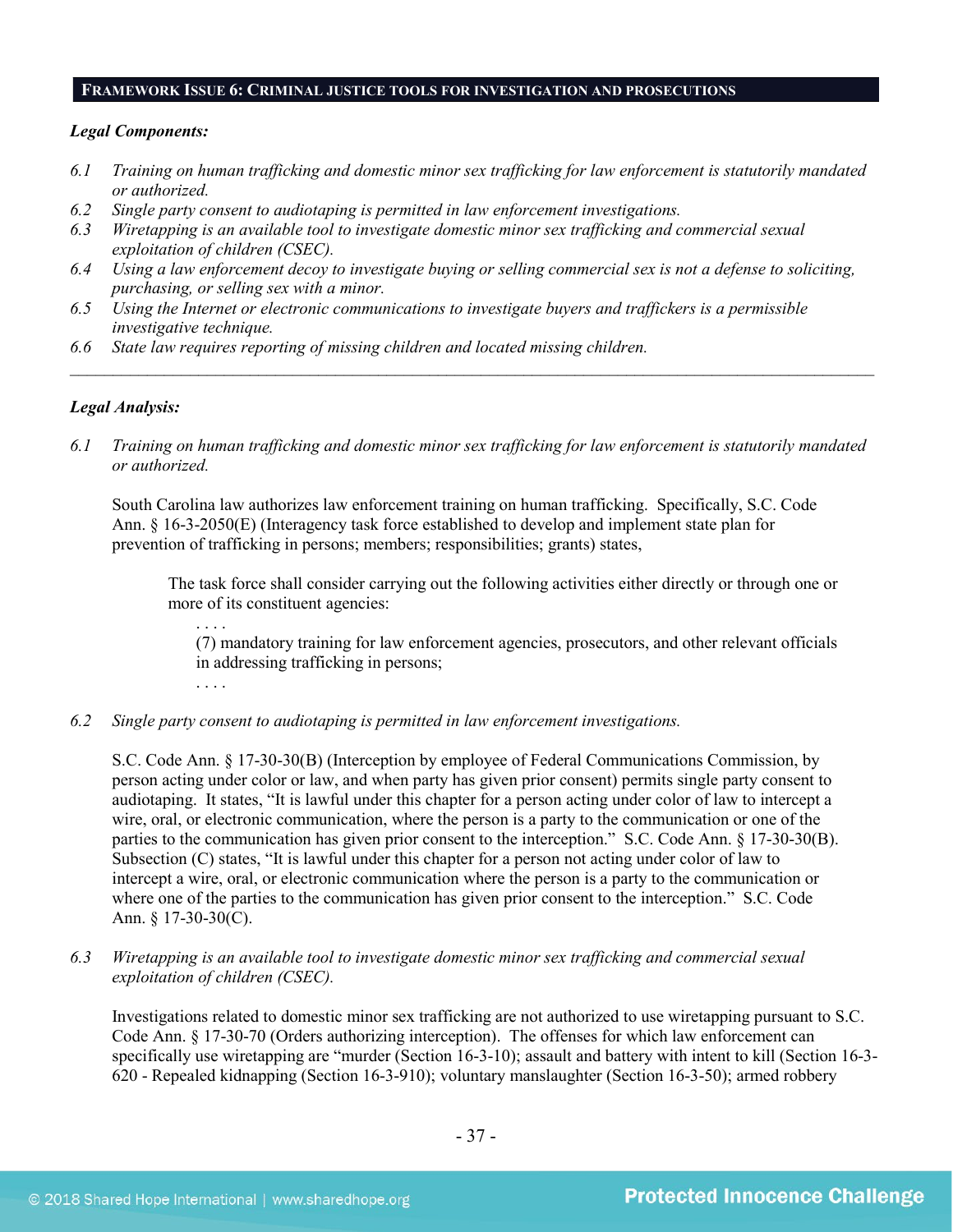## FRAMEWORK ISSUE 6: CRIMINAL JUSTICE TOOLS FOR INVESTIGATION AND PROSECUTIONS

***Legal Components:***

*6.1 Training on human trafficking and domestic minor sex trafficking for law enforcement is statutorily mandated or authorized.*

*6.2 Single party consent to audiotaping is permitted in law enforcement investigations.*

*6.3 Wiretapping is an available tool to investigate domestic minor sex trafficking and commercial sexual exploitation of children (CSEC).*

*6.4 Using a law enforcement decoy to investigate buying or selling commercial sex is not a defense to soliciting, purchasing, or selling sex with a minor.*

*6.5 Using the Internet or electronic communications to investigate buyers and traffickers is a permissible investigative technique.*

*6.6 State law requires reporting of missing children and located missing children.*

---

***Legal Analysis:***

*6.1 Training on human trafficking and domestic minor sex trafficking for law enforcement is statutorily mandated or authorized.*

South Carolina law authorizes law enforcement training on human trafficking. Specifically, S.C. Code Ann. § 16-3-2050(E) (Interagency task force established to develop and implement state plan for prevention of trafficking in persons; members; responsibilities; grants) states,

> The task force shall consider carrying out the following activities either directly or through one or more of its constituent agencies:
>
> . . . .
>
> (7) mandatory training for law enforcement agencies, prosecutors, and other relevant officials in addressing trafficking in persons;
>
> . . . .

*6.2 Single party consent to audiotaping is permitted in law enforcement investigations.*

S.C. Code Ann. § 17-30-30(B) (Interception by employee of Federal Communications Commission, by person acting under color or law, and when party has given prior consent) permits single party consent to audiotaping. It states, "It is lawful under this chapter for a person acting under color of law to intercept a wire, oral, or electronic communication, where the person is a party to the communication or one of the parties to the communication has given prior consent to the interception." S.C. Code Ann. § 17-30-30(B). Subsection (C) states, "It is lawful under this chapter for a person not acting under color of law to intercept a wire, oral, or electronic communication where the person is a party to the communication or where one of the parties to the communication has given prior consent to the interception." S.C. Code Ann. § 17-30-30(C).

*6.3 Wiretapping is an available tool to investigate domestic minor sex trafficking and commercial sexual exploitation of children (CSEC).*

Investigations related to domestic minor sex trafficking are not authorized to use wiretapping pursuant to S.C. Code Ann. § 17-30-70 (Orders authorizing interception). The offenses for which law enforcement can specifically use wiretapping are "murder (Section 16-3-10); assault and battery with intent to kill (Section 16-3-620 - Repealed kidnapping (Section 16-3-910); voluntary manslaughter (Section 16-3-50); armed robbery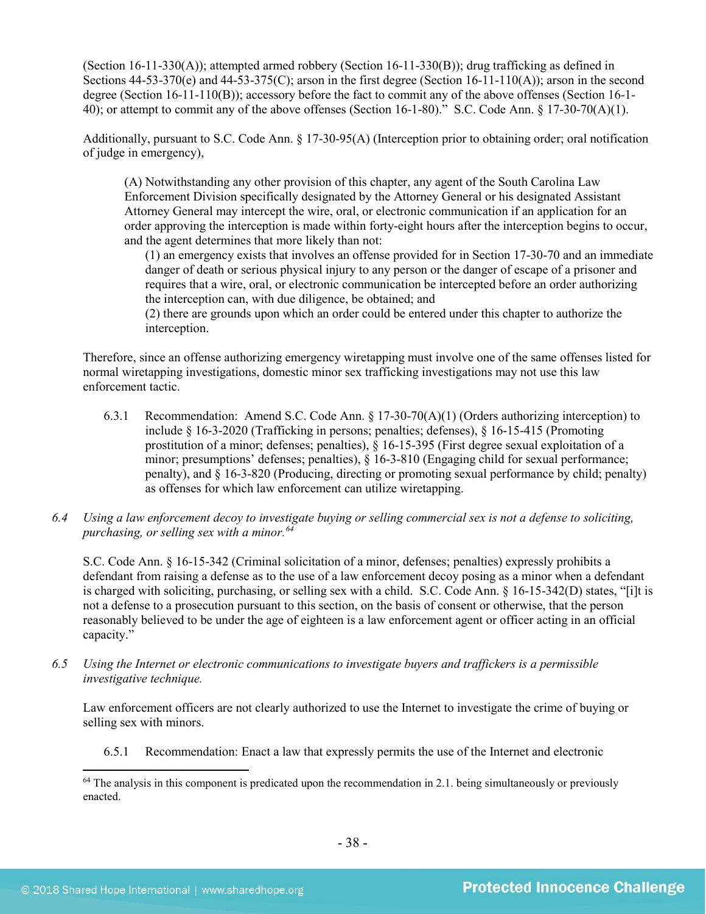(Section 16-11-330(A)); attempted armed robbery (Section 16-11-330(B)); drug trafficking as defined in Sections 44-53-370(e) and 44-53-375(C); arson in the first degree (Section 16-11-110(A)); arson in the second degree (Section 16-11-110(B)); accessory before the fact to commit any of the above offenses (Section 16-1-40); or attempt to commit any of the above offenses (Section 16-1-80)." S.C. Code Ann. § 17-30-70(A)(1).

Additionally, pursuant to S.C. Code Ann. § 17-30-95(A) (Interception prior to obtaining order; oral notification of judge in emergency),

> (A) Notwithstanding any other provision of this chapter, any agent of the South Carolina Law Enforcement Division specifically designated by the Attorney General or his designated Assistant Attorney General may intercept the wire, oral, or electronic communication if an application for an order approving the interception is made within forty-eight hours after the interception begins to occur, and the agent determines that more likely than not:
>
> (1) an emergency exists that involves an offense provided for in Section 17-30-70 and an immediate danger of death or serious physical injury to any person or the danger of escape of a prisoner and requires that a wire, oral, or electronic communication be intercepted before an order authorizing the interception can, with due diligence, be obtained; and
>
> (2) there are grounds upon which an order could be entered under this chapter to authorize the interception.

Therefore, since an offense authorizing emergency wiretapping must involve one of the same offenses listed for normal wiretapping investigations, domestic minor sex trafficking investigations may not use this law enforcement tactic.

6.3.1 Recommendation: Amend S.C. Code Ann. § 17-30-70(A)(1) (Orders authorizing interception) to include § 16-3-2020 (Trafficking in persons; penalties; defenses), § 16-15-415 (Promoting prostitution of a minor; defenses; penalties), § 16-15-395 (First degree sexual exploitation of a minor; presumptions' defenses; penalties), § 16-3-810 (Engaging child for sexual performance; penalty), and § 16-3-820 (Producing, directing or promoting sexual performance by child; penalty) as offenses for which law enforcement can utilize wiretapping.

*6.4 Using a law enforcement decoy to investigate buying or selling commercial sex is not a defense to soliciting, purchasing, or selling sex with a minor.*[64]

S.C. Code Ann. § 16-15-342 (Criminal solicitation of a minor, defenses; penalties) expressly prohibits a defendant from raising a defense as to the use of a law enforcement decoy posing as a minor when a defendant is charged with soliciting, purchasing, or selling sex with a child. S.C. Code Ann. § 16-15-342(D) states, "[i]t is not a defense to a prosecution pursuant to this section, on the basis of consent or otherwise, that the person reasonably believed to be under the age of eighteen is a law enforcement agent or officer acting in an official capacity."

*6.5 Using the Internet or electronic communications to investigate buyers and traffickers is a permissible investigative technique.*

Law enforcement officers are not clearly authorized to use the Internet to investigate the crime of buying or selling sex with minors.

6.5.1 Recommendation: Enact a law that expressly permits the use of the Internet and electronic

---

[64] The analysis in this component is predicated upon the recommendation in 2.1. being simultaneously or previously enacted.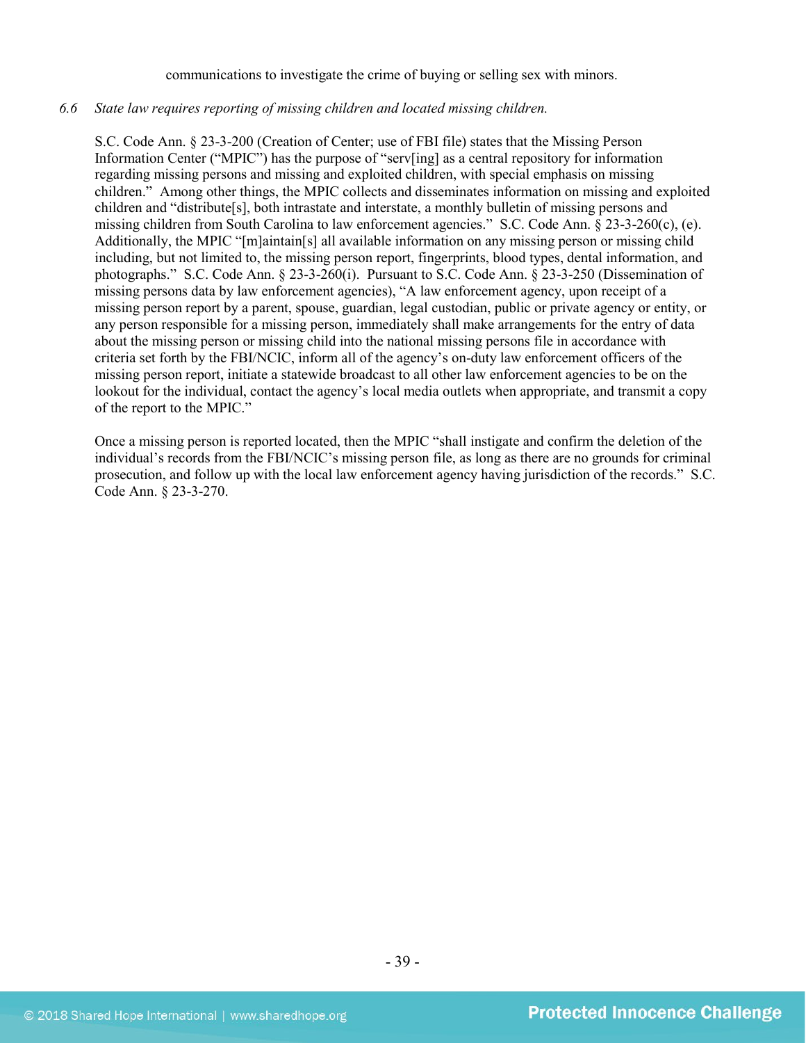communications to investigate the crime of buying or selling sex with minors.

*6.6 State law requires reporting of missing children and located missing children.*

S.C. Code Ann. § 23-3-200 (Creation of Center; use of FBI file) states that the Missing Person Information Center ("MPIC") has the purpose of "serv[ing] as a central repository for information regarding missing persons and missing and exploited children, with special emphasis on missing children." Among other things, the MPIC collects and disseminates information on missing and exploited children and "distribute[s], both intrastate and interstate, a monthly bulletin of missing persons and missing children from South Carolina to law enforcement agencies." S.C. Code Ann. § 23-3-260(c), (e). Additionally, the MPIC "[m]aintain[s] all available information on any missing person or missing child including, but not limited to, the missing person report, fingerprints, blood types, dental information, and photographs." S.C. Code Ann. § 23-3-260(i). Pursuant to S.C. Code Ann. § 23-3-250 (Dissemination of missing persons data by law enforcement agencies), "A law enforcement agency, upon receipt of a missing person report by a parent, spouse, guardian, legal custodian, public or private agency or entity, or any person responsible for a missing person, immediately shall make arrangements for the entry of data about the missing person or missing child into the national missing persons file in accordance with criteria set forth by the FBI/NCIC, inform all of the agency's on-duty law enforcement officers of the missing person report, initiate a statewide broadcast to all other law enforcement agencies to be on the lookout for the individual, contact the agency's local media outlets when appropriate, and transmit a copy of the report to the MPIC."

Once a missing person is reported located, then the MPIC "shall instigate and confirm the deletion of the individual's records from the FBI/NCIC's missing person file, as long as there are no grounds for criminal prosecution, and follow up with the local law enforcement agency having jurisdiction of the records." S.C. Code Ann. § 23-3-270.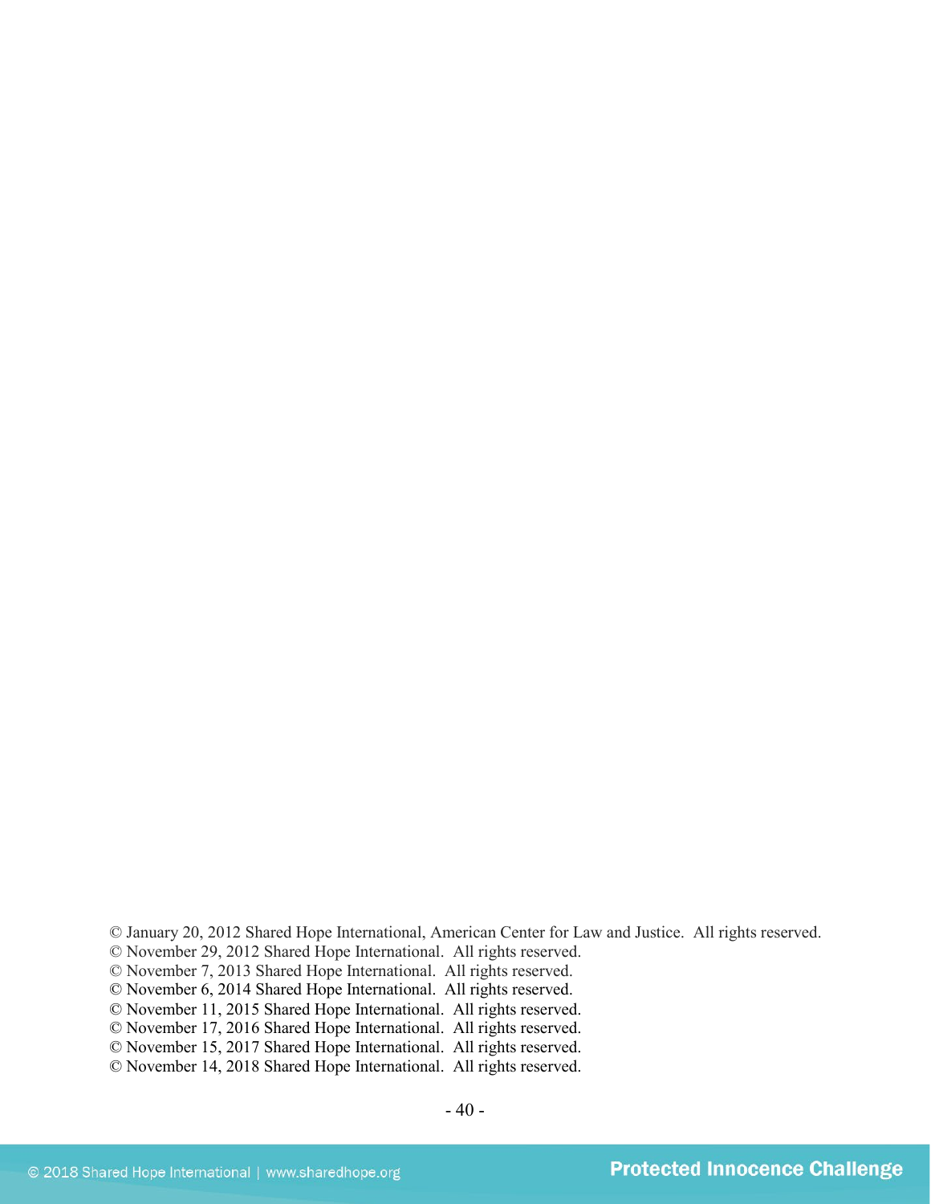© January 20, 2012 Shared Hope International, American Center for Law and Justice.  All rights reserved.
© November 29, 2012 Shared Hope International.  All rights reserved.
© November 7, 2013 Shared Hope International.  All rights reserved.
© November 6, 2014 Shared Hope International.  All rights reserved.
© November 11, 2015 Shared Hope International.  All rights reserved.
© November 17, 2016 Shared Hope International.  All rights reserved.
© November 15, 2017 Shared Hope International.  All rights reserved.
© November 14, 2018 Shared Hope International.  All rights reserved.